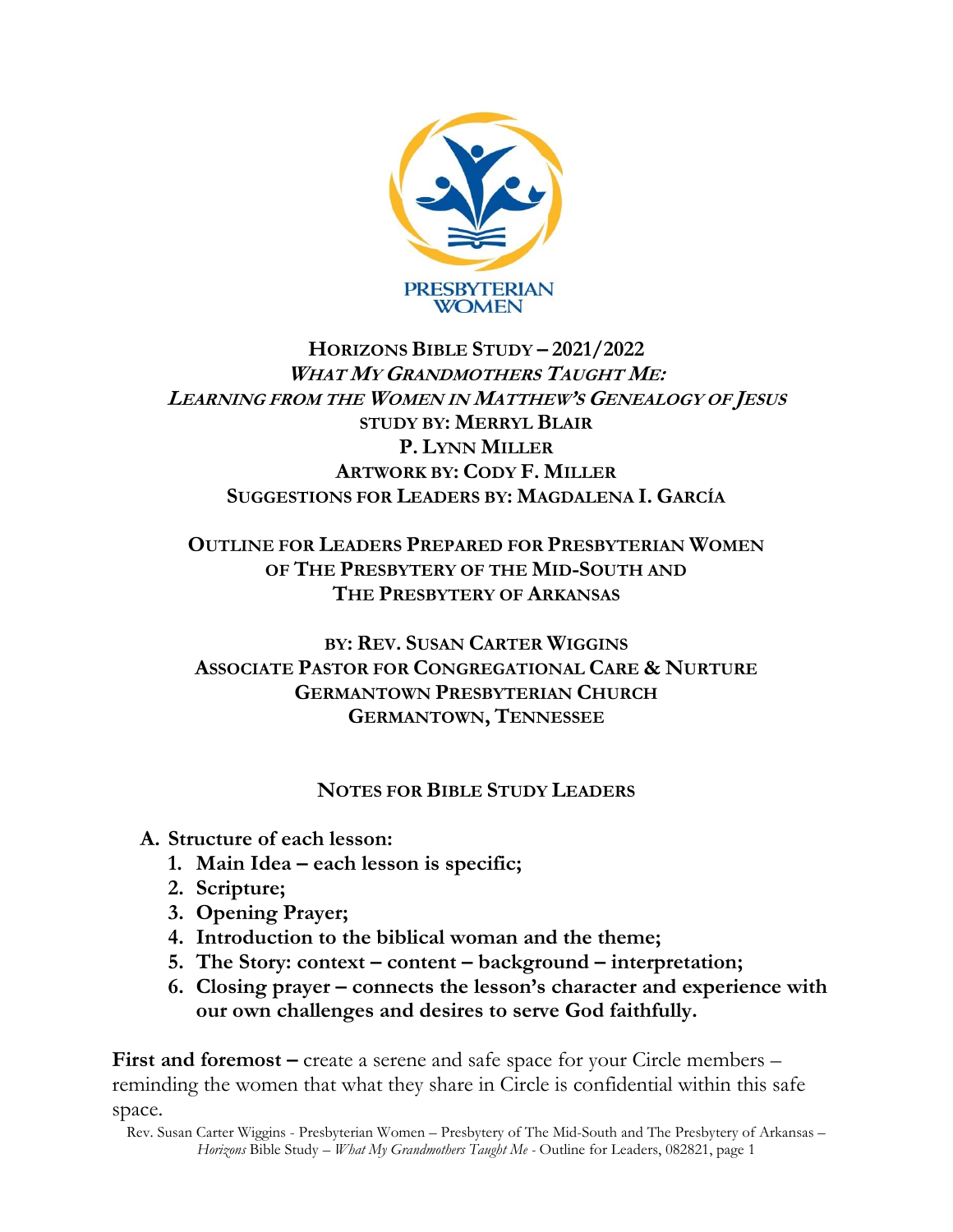PRESBYTERIAN WOMEN

# HORIZONS BIBLE STUDY – 2021/2022

## *WHAT MY GRANDMOTHERS TAUGHT ME:*
## *LEARNING FROM THE WOMEN IN MATTHEW'S GENEALOGY OF JESUS*

**STUDY BY: MERRYL BLAIR**
**P. LYNN MILLER**
**ARTWORK BY: CODY F. MILLER**
**SUGGESTIONS FOR LEADERS BY: MAGDALENA I. GARCÍA**

**OUTLINE FOR LEADERS PREPARED FOR PRESBYTERIAN WOMEN OF THE PRESBYTERY OF THE MID-SOUTH AND THE PRESBYTERY OF ARKANSAS**

**BY: REV. SUSAN CARTER WIGGINS**
**ASSOCIATE PASTOR FOR CONGREGATIONAL CARE & NURTURE**
**GERMANTOWN PRESBYTERIAN CHURCH**
**GERMANTOWN, TENNESSEE**

## NOTES FOR BIBLE STUDY LEADERS

**A. Structure of each lesson:**

1. **Main Idea – each lesson is specific;**
2. **Scripture;**
3. **Opening Prayer;**
4. **Introduction to the biblical woman and the theme;**
5. **The Story: context – content – background – interpretation;**
6. **Closing prayer – connects the lesson's character and experience with our own challenges and desires to serve God faithfully.**

**First and foremost –** create a serene and safe space for your Circle members – reminding the women that what they share in Circle is confidential within this safe space.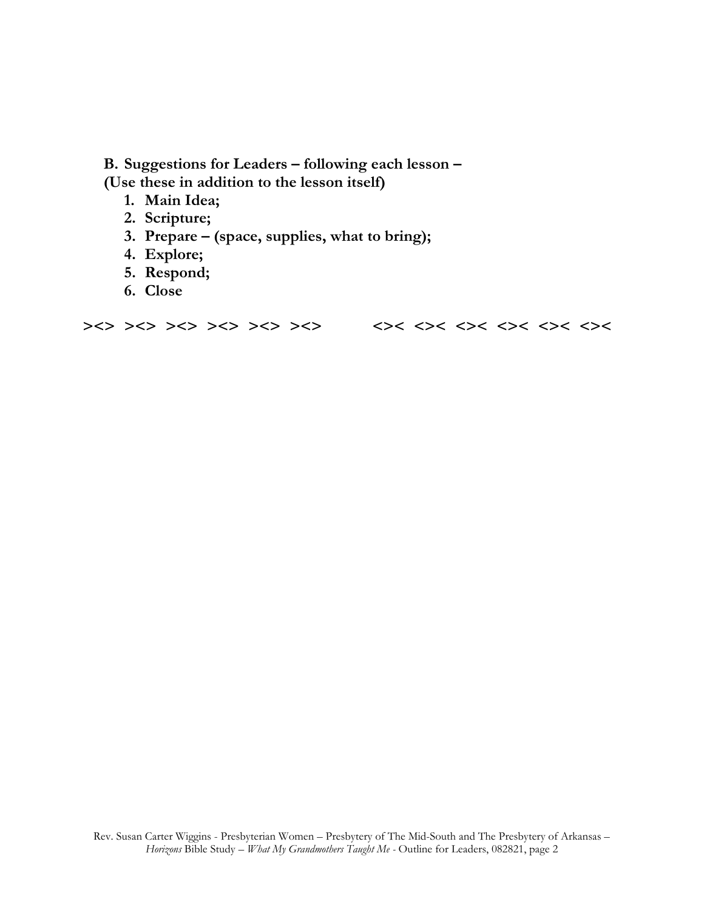**B. Suggestions for Leaders – following each lesson –**
**(Use these in addition to the lesson itself)**

1. **Main Idea;**
2. **Scripture;**
3. **Prepare – (space, supplies, what to bring);**
4. **Explore;**
5. **Respond;**
6. **Close**

**><> ><> ><> ><> ><> ><>          <>< <>< <>< <>< <>< <><**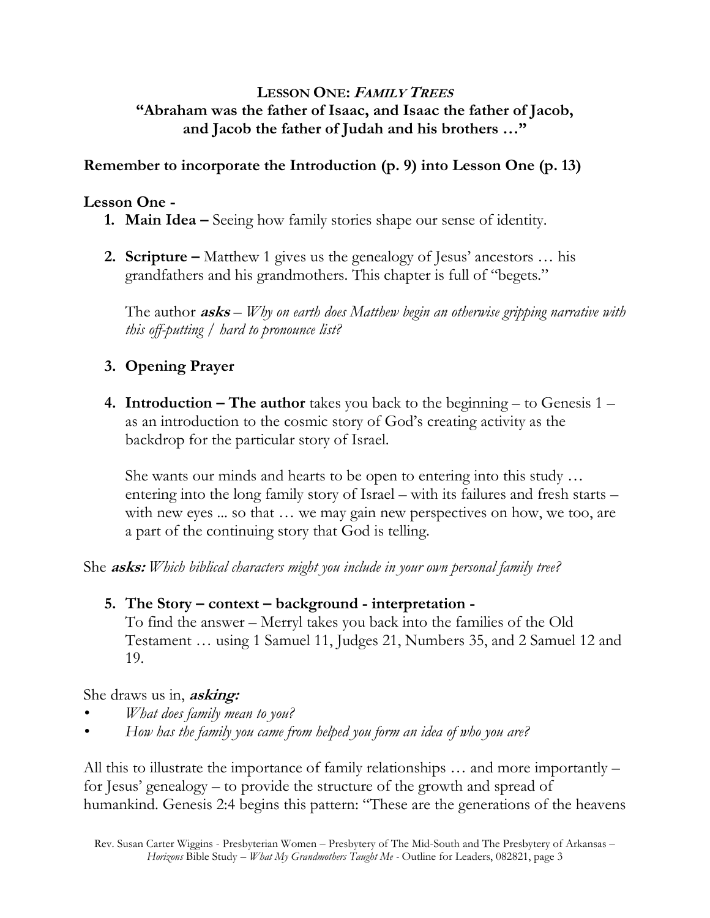## LESSON ONE: *FAMILY TREES*

### "Abraham was the father of Isaac, and Isaac the father of Jacob, and Jacob the father of Judah and his brothers …"

**Remember to incorporate the Introduction (p. 9) into Lesson One (p. 13)**

**Lesson One -**

1. **Main Idea –** Seeing how family stories shape our sense of identity.

2. **Scripture –** Matthew 1 gives us the genealogy of Jesus' ancestors … his grandfathers and his grandmothers. This chapter is full of "begets."

   The author ***asks*** – *Why on earth does Matthew begin an otherwise gripping narrative with this off-putting / hard to pronounce list?*

3. **Opening Prayer**

4. **Introduction – The author** takes you back to the beginning – to Genesis 1 – as an introduction to the cosmic story of God's creating activity as the backdrop for the particular story of Israel.

   She wants our minds and hearts to be open to entering into this study … entering into the long family story of Israel – with its failures and fresh starts – with new eyes ... so that … we may gain new perspectives on how, we too, are a part of the continuing story that God is telling.

She ***asks:*** *Which biblical characters might you include in your own personal family tree?*

5. **The Story – context – background - interpretation -**
   To find the answer – Merryl takes you back into the families of the Old Testament … using 1 Samuel 11, Judges 21, Numbers 35, and 2 Samuel 12 and 19.

She draws us in, ***asking:***

- *What does family mean to you?*
- *How has the family you came from helped you form an idea of who you are?*

All this to illustrate the importance of family relationships … and more importantly – for Jesus' genealogy – to provide the structure of the growth and spread of humankind. Genesis 2:4 begins this pattern: "These are the generations of the heavens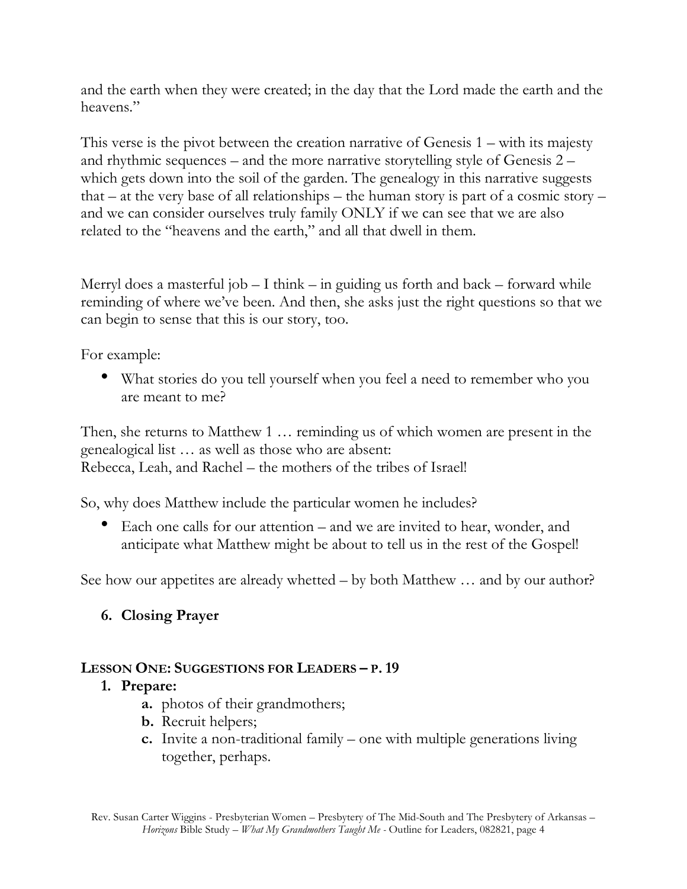and the earth when they were created; in the day that the Lord made the earth and the heavens."

This verse is the pivot between the creation narrative of Genesis 1 – with its majesty and rhythmic sequences – and the more narrative storytelling style of Genesis 2 – which gets down into the soil of the garden. The genealogy in this narrative suggests that – at the very base of all relationships – the human story is part of a cosmic story – and we can consider ourselves truly family ONLY if we can see that we are also related to the "heavens and the earth," and all that dwell in them.

Merryl does a masterful job – I think – in guiding us forth and back – forward while reminding of where we've been. And then, she asks just the right questions so that we can begin to sense that this is our story, too.

For example:

- What stories do you tell yourself when you feel a need to remember who you are meant to me?

Then, she returns to Matthew 1 … reminding us of which women are present in the genealogical list … as well as those who are absent:
Rebecca, Leah, and Rachel – the mothers of the tribes of Israel!

So, why does Matthew include the particular women he includes?

- Each one calls for our attention – and we are invited to hear, wonder, and anticipate what Matthew might be about to tell us in the rest of the Gospel!

See how our appetites are already whetted – by both Matthew … and by our author?

6. **Closing Prayer**

**LESSON ONE: SUGGESTIONS FOR LEADERS – P. 19**

1. **Prepare:**
   - **a.** photos of their grandmothers;
   - **b.** Recruit helpers;
   - **c.** Invite a non-traditional family – one with multiple generations living together, perhaps.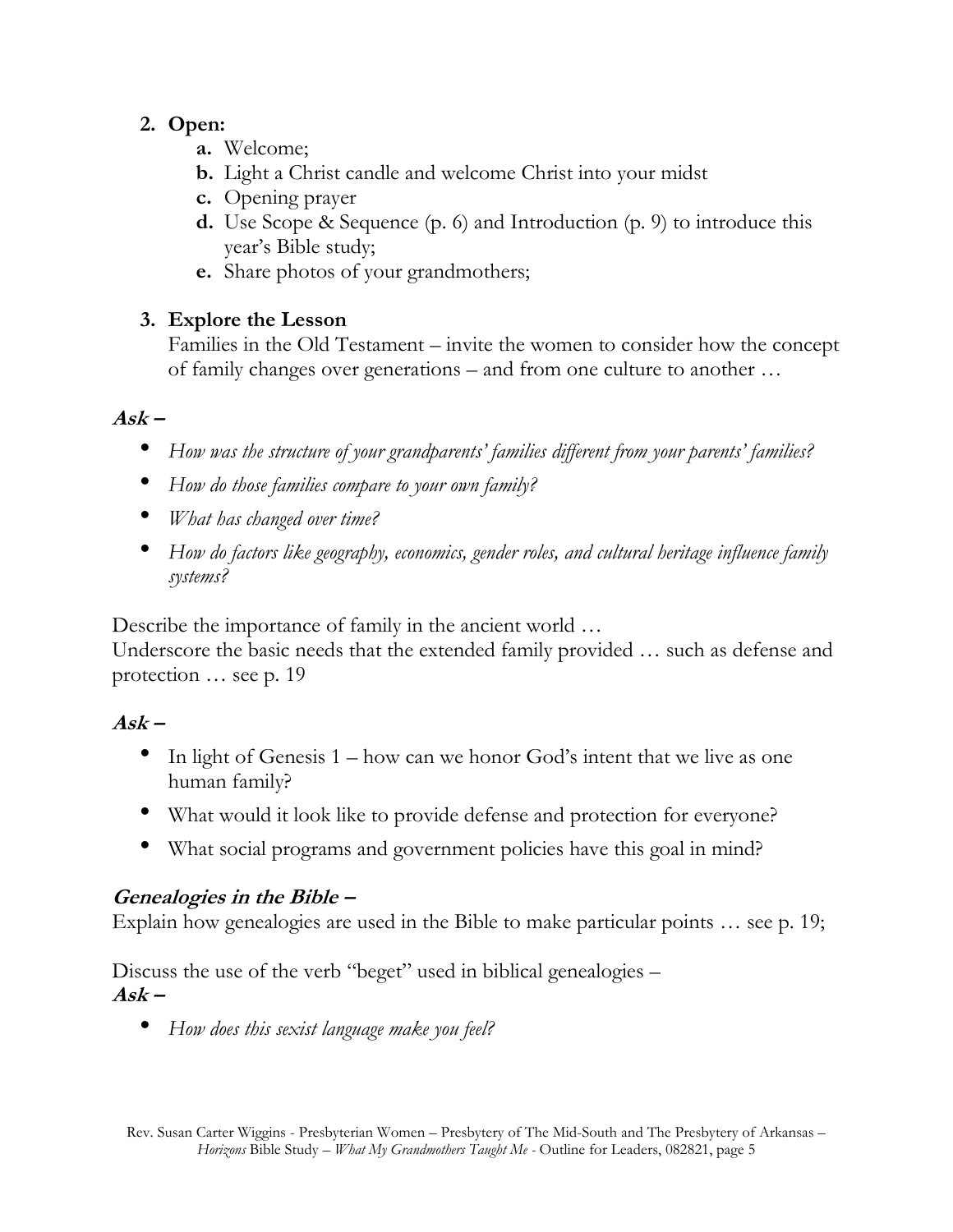2. **Open:**
    - **a.** Welcome;
    - **b.** Light a Christ candle and welcome Christ into your midst
    - **c.** Opening prayer
    - **d.** Use Scope & Sequence (p. 6) and Introduction (p. 9) to introduce this year's Bible study;
    - **e.** Share photos of your grandmothers;

3. **Explore the Lesson**
   Families in the Old Testament – invite the women to consider how the concept of family changes over generations – and from one culture to another …

***Ask –***

- *How was the structure of your grandparents' families different from your parents' families?*
- *How do those families compare to your own family?*
- *What has changed over time?*
- *How do factors like geography, economics, gender roles, and cultural heritage influence family systems?*

Describe the importance of family in the ancient world …
Underscore the basic needs that the extended family provided … such as defense and protection … see p. 19

***Ask –***

- In light of Genesis 1 – how can we honor God's intent that we live as one human family?
- What would it look like to provide defense and protection for everyone?
- What social programs and government policies have this goal in mind?

***Genealogies in the Bible –***
Explain how genealogies are used in the Bible to make particular points … see p. 19;

Discuss the use of the verb "beget" used in biblical genealogies –
***Ask –***

- *How does this sexist language make you feel?*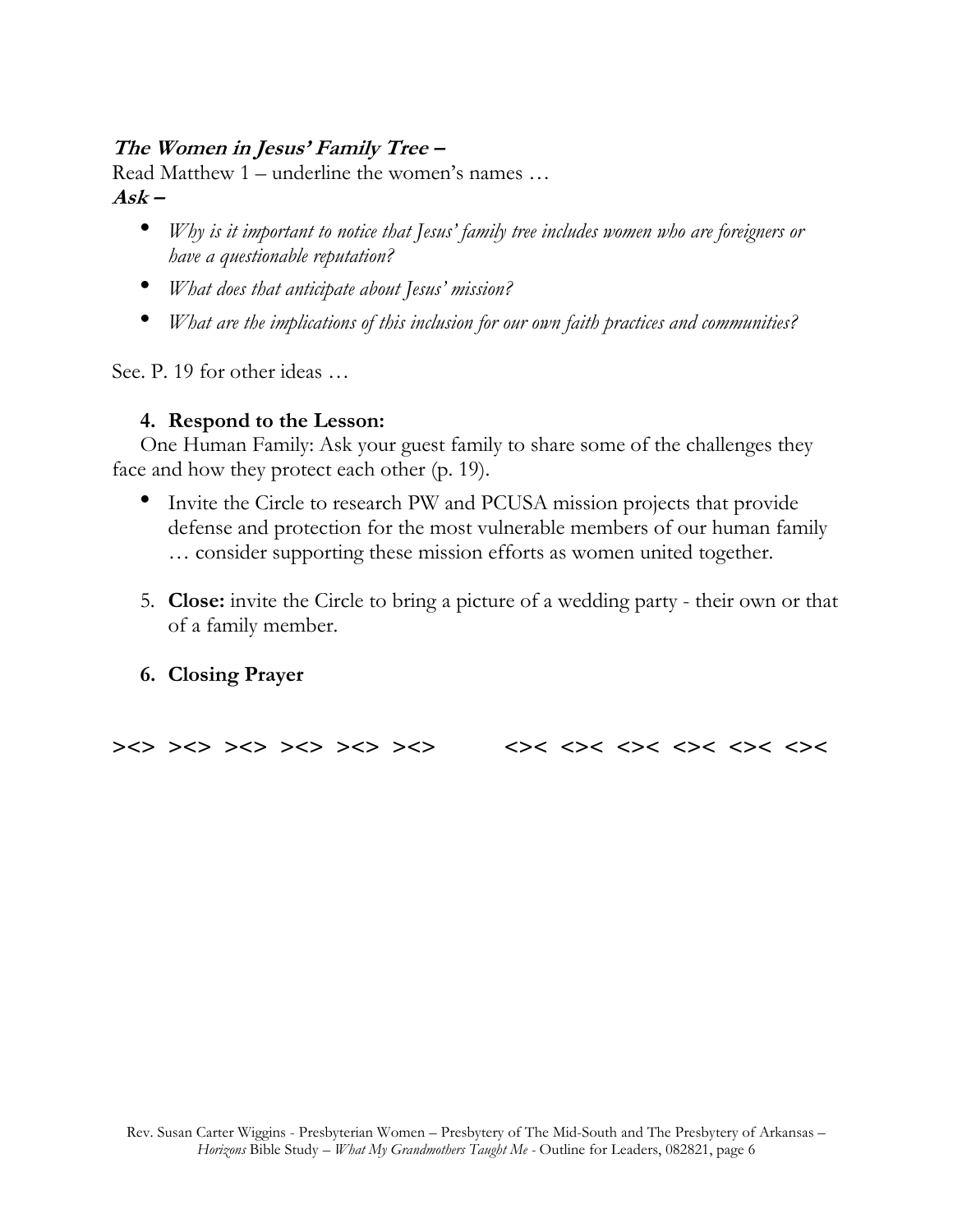***The Women in Jesus' Family Tree –***

Read Matthew 1 – underline the women's names …

***Ask –***

- *Why is it important to notice that Jesus' family tree includes women who are foreigners or have a questionable reputation?*
- *What does that anticipate about Jesus' mission?*
- *What are the implications of this inclusion for our own faith practices and communities?*

See. P. 19 for other ideas …

4. **Respond to the Lesson:**

One Human Family: Ask your guest family to share some of the challenges they face and how they protect each other (p. 19).

- Invite the Circle to research PW and PCUSA mission projects that provide defense and protection for the most vulnerable members of our human family … consider supporting these mission efforts as women united together.

5. **Close:** invite the Circle to bring a picture of a wedding party - their own or that of a family member.

6. **Closing Prayer**

**><> ><> ><> ><> ><> ><>     <>< <>< <>< <>< <>< <><**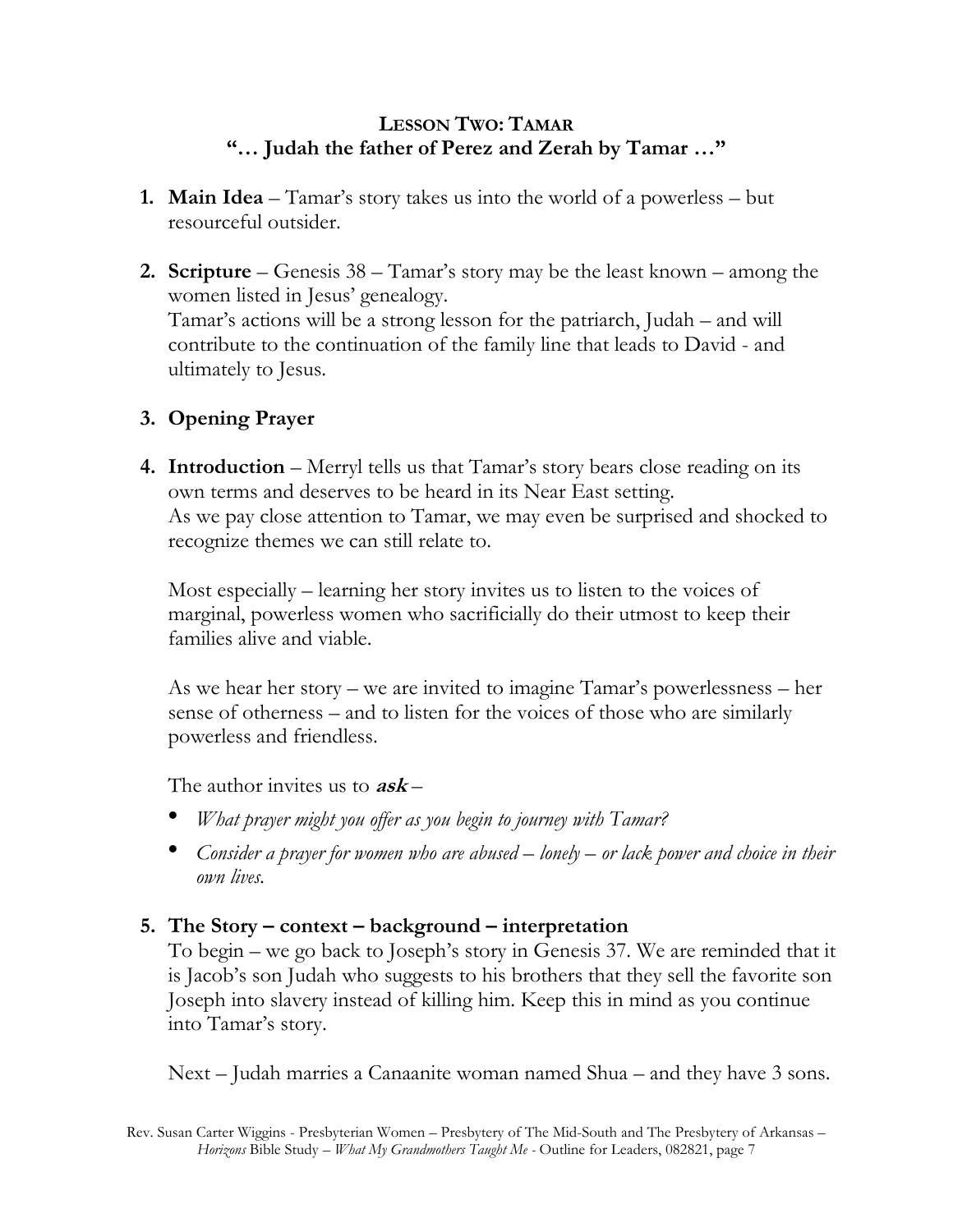## LESSON TWO: TAMAR
### "… Judah the father of Perez and Zerah by Tamar …"

1. **Main Idea** – Tamar's story takes us into the world of a powerless – but resourceful outsider.

2. **Scripture** – Genesis 38 – Tamar's story may be the least known – among the women listed in Jesus' genealogy.
   Tamar's actions will be a strong lesson for the patriarch, Judah – and will contribute to the continuation of the family line that leads to David - and ultimately to Jesus.

3. **Opening Prayer**

4. **Introduction** – Merryl tells us that Tamar's story bears close reading on its own terms and deserves to be heard in its Near East setting.
   As we pay close attention to Tamar, we may even be surprised and shocked to recognize themes we can still relate to.

   Most especially – learning her story invites us to listen to the voices of marginal, powerless women who sacrificially do their utmost to keep their families alive and viable.

   As we hear her story – we are invited to imagine Tamar's powerlessness – her sense of otherness – and to listen for the voices of those who are similarly powerless and friendless.

   The author invites us to ***ask*** –

   - *What prayer might you offer as you begin to journey with Tamar?*
   - *Consider a prayer for women who are abused – lonely – or lack power and choice in their own lives.*

5. **The Story – context – background – interpretation**
   To begin – we go back to Joseph's story in Genesis 37. We are reminded that it is Jacob's son Judah who suggests to his brothers that they sell the favorite son Joseph into slavery instead of killing him. Keep this in mind as you continue into Tamar's story.

   Next – Judah marries a Canaanite woman named Shua – and they have 3 sons.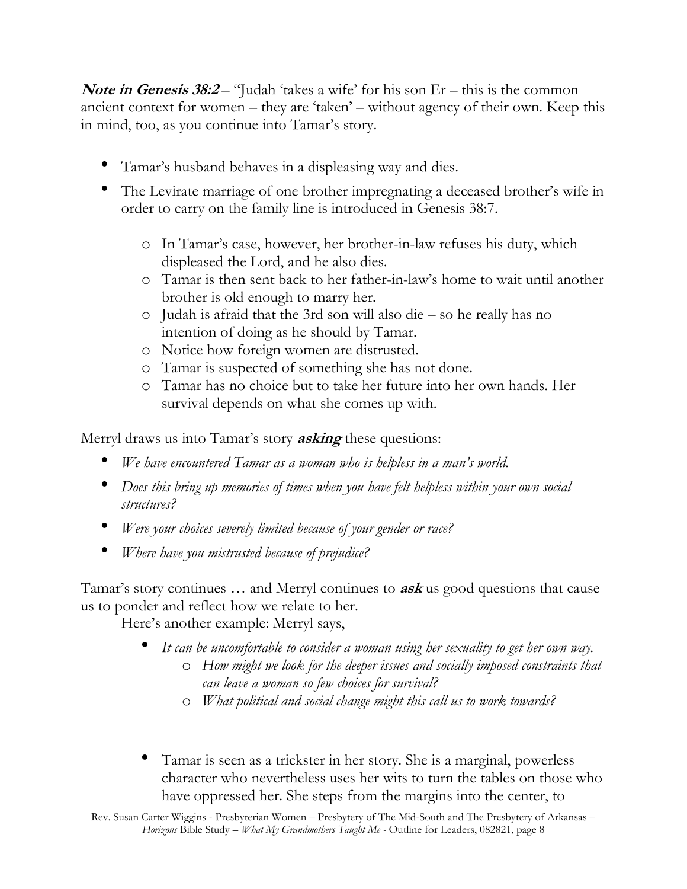***Note in Genesis 38:2*** – "Judah 'takes a wife' for his son Er – this is the common ancient context for women – they are 'taken' – without agency of their own. Keep this in mind, too, as you continue into Tamar's story.

- Tamar's husband behaves in a displeasing way and dies.
- The Levirate marriage of one brother impregnating a deceased brother's wife in order to carry on the family line is introduced in Genesis 38:7.
    - In Tamar's case, however, her brother-in-law refuses his duty, which displeased the Lord, and he also dies.
    - Tamar is then sent back to her father-in-law's home to wait until another brother is old enough to marry her.
    - Judah is afraid that the 3rd son will also die – so he really has no intention of doing as he should by Tamar.
    - Notice how foreign women are distrusted.
    - Tamar is suspected of something she has not done.
    - Tamar has no choice but to take her future into her own hands. Her survival depends on what she comes up with.

Merryl draws us into Tamar's story ***asking*** these questions:

- *We have encountered Tamar as a woman who is helpless in a man's world.*
- *Does this bring up memories of times when you have felt helpless within your own social structures?*
- *Were your choices severely limited because of your gender or race?*
- *Where have you mistrusted because of prejudice?*

Tamar's story continues … and Merryl continues to ***ask*** us good questions that cause us to ponder and reflect how we relate to her.

Here's another example: Merryl says,

- *It can be uncomfortable to consider a woman using her sexuality to get her own way.*
    - *How might we look for the deeper issues and socially imposed constraints that can leave a woman so few choices for survival?*
    - *What political and social change might this call us to work towards?*

- Tamar is seen as a trickster in her story. She is a marginal, powerless character who nevertheless uses her wits to turn the tables on those who have oppressed her. She steps from the margins into the center, to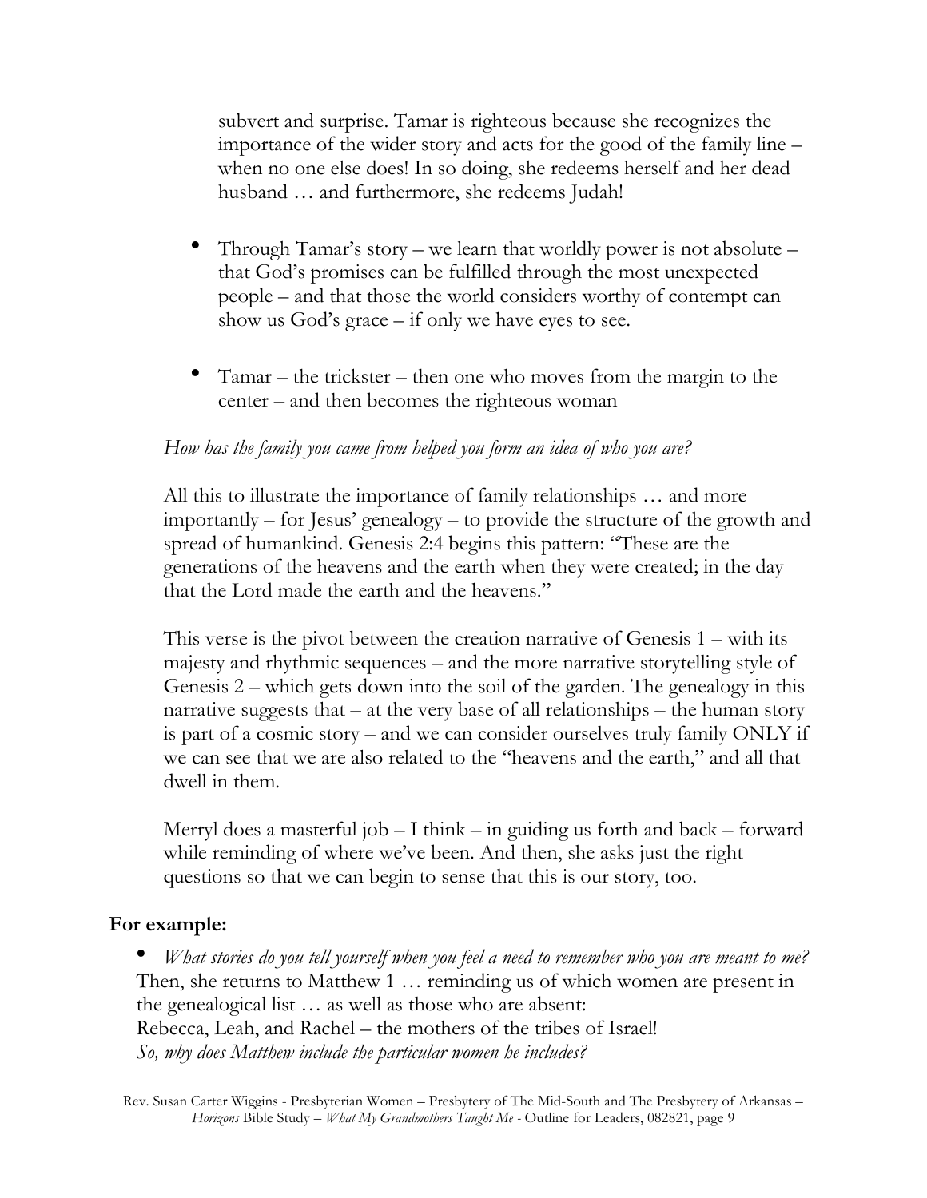subvert and surprise. Tamar is righteous because she recognizes the importance of the wider story and acts for the good of the family line – when no one else does! In so doing, she redeems herself and her dead husband … and furthermore, she redeems Judah!

- Through Tamar's story – we learn that worldly power is not absolute – that God's promises can be fulfilled through the most unexpected people – and that those the world considers worthy of contempt can show us God's grace – if only we have eyes to see.

- Tamar – the trickster – then one who moves from the margin to the center – and then becomes the righteous woman

*How has the family you came from helped you form an idea of who you are?*

All this to illustrate the importance of family relationships … and more importantly – for Jesus' genealogy – to provide the structure of the growth and spread of humankind. Genesis 2:4 begins this pattern: "These are the generations of the heavens and the earth when they were created; in the day that the Lord made the earth and the heavens."

This verse is the pivot between the creation narrative of Genesis 1 – with its majesty and rhythmic sequences – and the more narrative storytelling style of Genesis 2 – which gets down into the soil of the garden. The genealogy in this narrative suggests that – at the very base of all relationships – the human story is part of a cosmic story – and we can consider ourselves truly family ONLY if we can see that we are also related to the "heavens and the earth," and all that dwell in them.

Merryl does a masterful job – I think – in guiding us forth and back – forward while reminding of where we've been. And then, she asks just the right questions so that we can begin to sense that this is our story, too.

**For example:**

- *What stories do you tell yourself when you feel a need to remember who you are meant to me?*

Then, she returns to Matthew 1 … reminding us of which women are present in the genealogical list … as well as those who are absent:
Rebecca, Leah, and Rachel – the mothers of the tribes of Israel!
*So, why does Matthew include the particular women he includes?*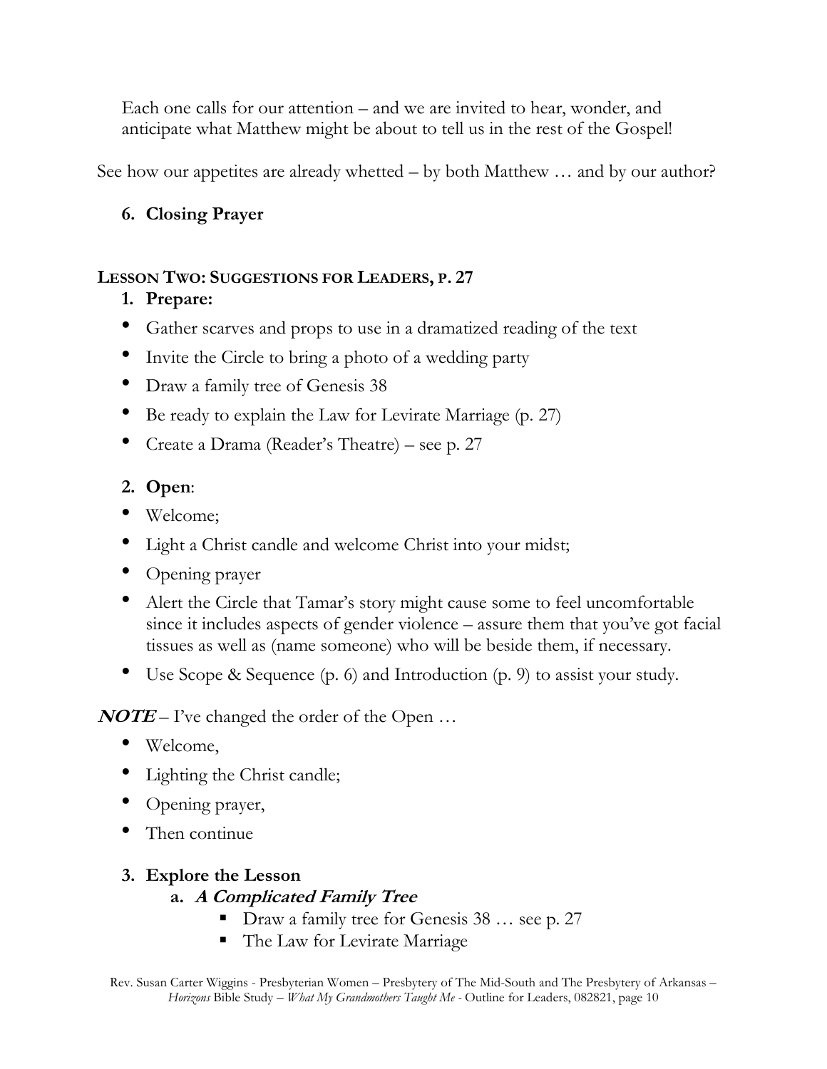Each one calls for our attention – and we are invited to hear, wonder, and anticipate what Matthew might be about to tell us in the rest of the Gospel!

See how our appetites are already whetted – by both Matthew … and by our author?

6. **Closing Prayer**

## LESSON TWO: SUGGESTIONS FOR LEADERS, P. 27

1. **Prepare:**

- Gather scarves and props to use in a dramatized reading of the text
- Invite the Circle to bring a photo of a wedding party
- Draw a family tree of Genesis 38
- Be ready to explain the Law for Levirate Marriage (p. 27)
- Create a Drama (Reader's Theatre) – see p. 27

2. **Open**:

- Welcome;
- Light a Christ candle and welcome Christ into your midst;
- Opening prayer
- Alert the Circle that Tamar's story might cause some to feel uncomfortable since it includes aspects of gender violence – assure them that you've got facial tissues as well as (name someone) who will be beside them, if necessary.
- Use Scope & Sequence (p. 6) and Introduction (p. 9) to assist your study.

***NOTE*** – I've changed the order of the Open …

- Welcome,
- Lighting the Christ candle;
- Opening prayer,
- Then continue

3. **Explore the Lesson**

   a. ***A Complicated Family Tree***
      - Draw a family tree for Genesis 38 … see p. 27
      - The Law for Levirate Marriage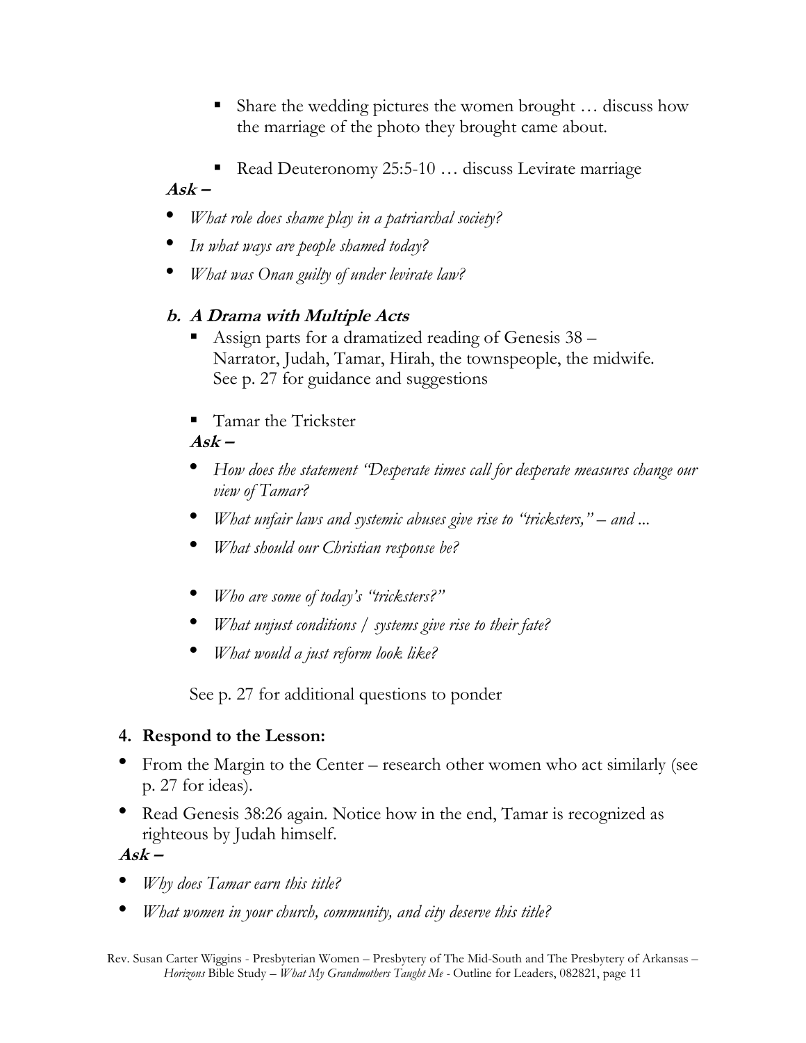- Share the wedding pictures the women brought … discuss how the marriage of the photo they brought came about.

- Read Deuteronomy 25:5-10 … discuss Levirate marriage

***Ask –***

- *What role does shame play in a patriarchal society?*
- *In what ways are people shamed today?*
- *What was Onan guilty of under levirate law?*

### b. *A Drama with Multiple Acts*

- Assign parts for a dramatized reading of Genesis 38 – Narrator, Judah, Tamar, Hirah, the townspeople, the midwife. See p. 27 for guidance and suggestions

- Tamar the Trickster

***Ask –***

- *How does the statement "Desperate times call for desperate measures change our view of Tamar?*
- *What unfair laws and systemic abuses give rise to "tricksters," – and ...*
- *What should our Christian response be?*

- *Who are some of today's "tricksters?"*
- *What unjust conditions / systems give rise to their fate?*
- *What would a just reform look like?*

See p. 27 for additional questions to ponder

### 4. Respond to the Lesson:

- From the Margin to the Center – research other women who act similarly (see p. 27 for ideas).
- Read Genesis 38:26 again. Notice how in the end, Tamar is recognized as righteous by Judah himself.

***Ask –***

- *Why does Tamar earn this title?*
- *What women in your church, community, and city deserve this title?*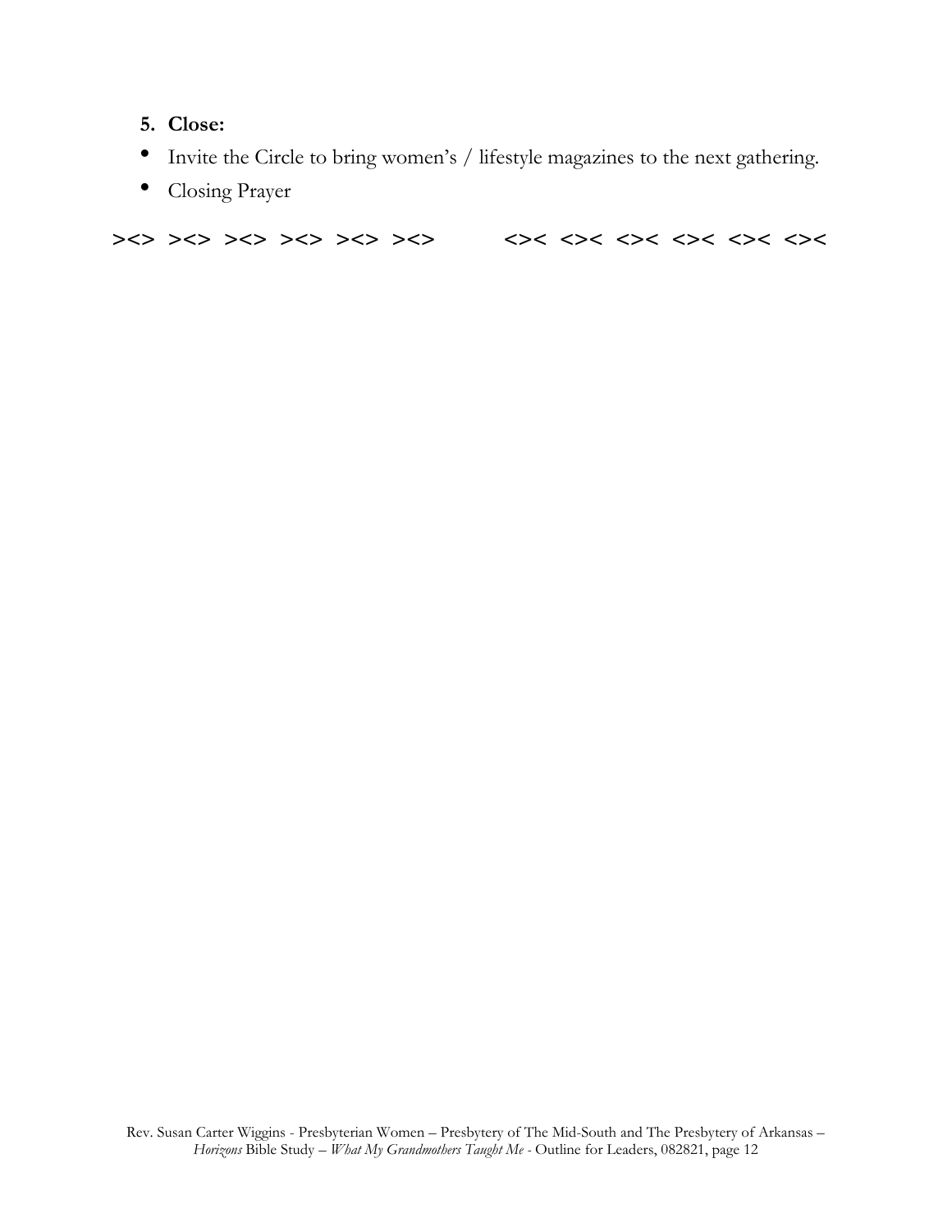5. **Close:**

- Invite the Circle to bring women's / lifestyle magazines to the next gathering.
- Closing Prayer

**><> ><> ><> ><> ><> ><>        <>< <>< <>< <>< <>< <><**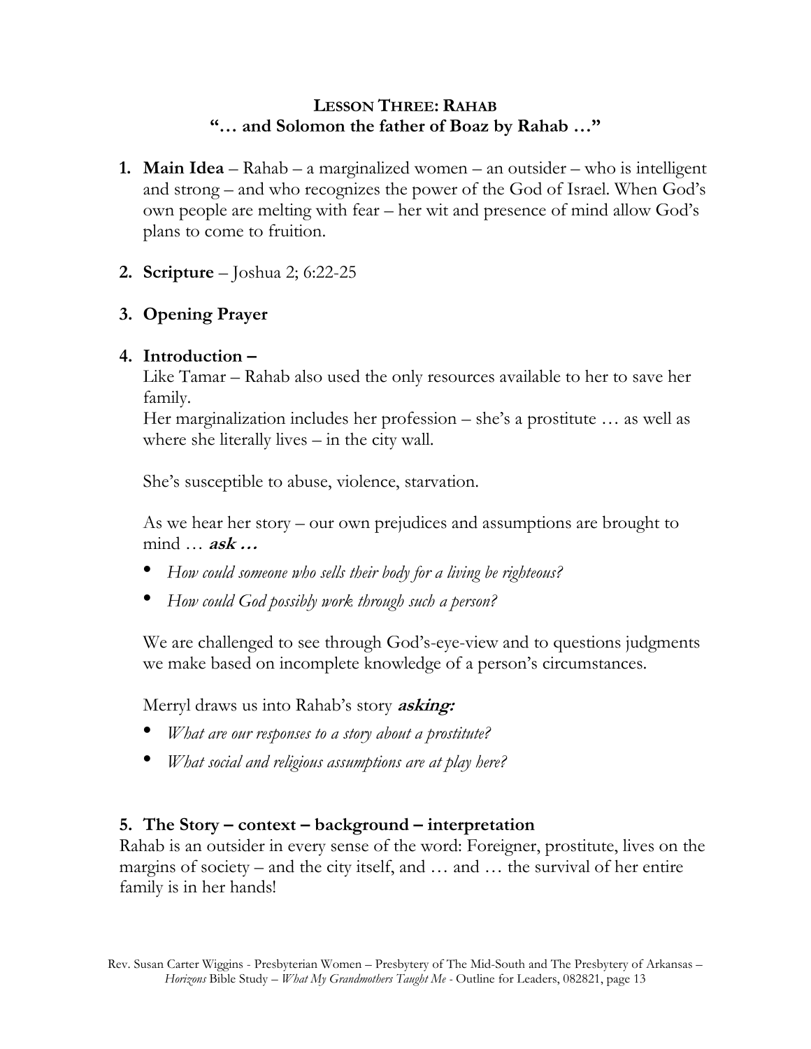## LESSON THREE: RAHAB
## "… and Solomon the father of Boaz by Rahab …"

1. **Main Idea** – Rahab – a marginalized women – an outsider – who is intelligent and strong – and who recognizes the power of the God of Israel. When God's own people are melting with fear – her wit and presence of mind allow God's plans to come to fruition.

2. **Scripture** – Joshua 2; 6:22-25

3. **Opening Prayer**

4. **Introduction –**
   Like Tamar – Rahab also used the only resources available to her to save her family.
   Her marginalization includes her profession – she's a prostitute … as well as where she literally lives – in the city wall.

   She's susceptible to abuse, violence, starvation.

   As we hear her story – our own prejudices and assumptions are brought to mind … ***ask …***

   - *How could someone who sells their body for a living be righteous?*
   - *How could God possibly work through such a person?*

   We are challenged to see through God's-eye-view and to questions judgments we make based on incomplete knowledge of a person's circumstances.

   Merryl draws us into Rahab's story ***asking:***

   - *What are our responses to a story about a prostitute?*
   - *What social and religious assumptions are at play here?*

5. **The Story – context – background – interpretation**

Rahab is an outsider in every sense of the word: Foreigner, prostitute, lives on the margins of society – and the city itself, and … and … the survival of her entire family is in her hands!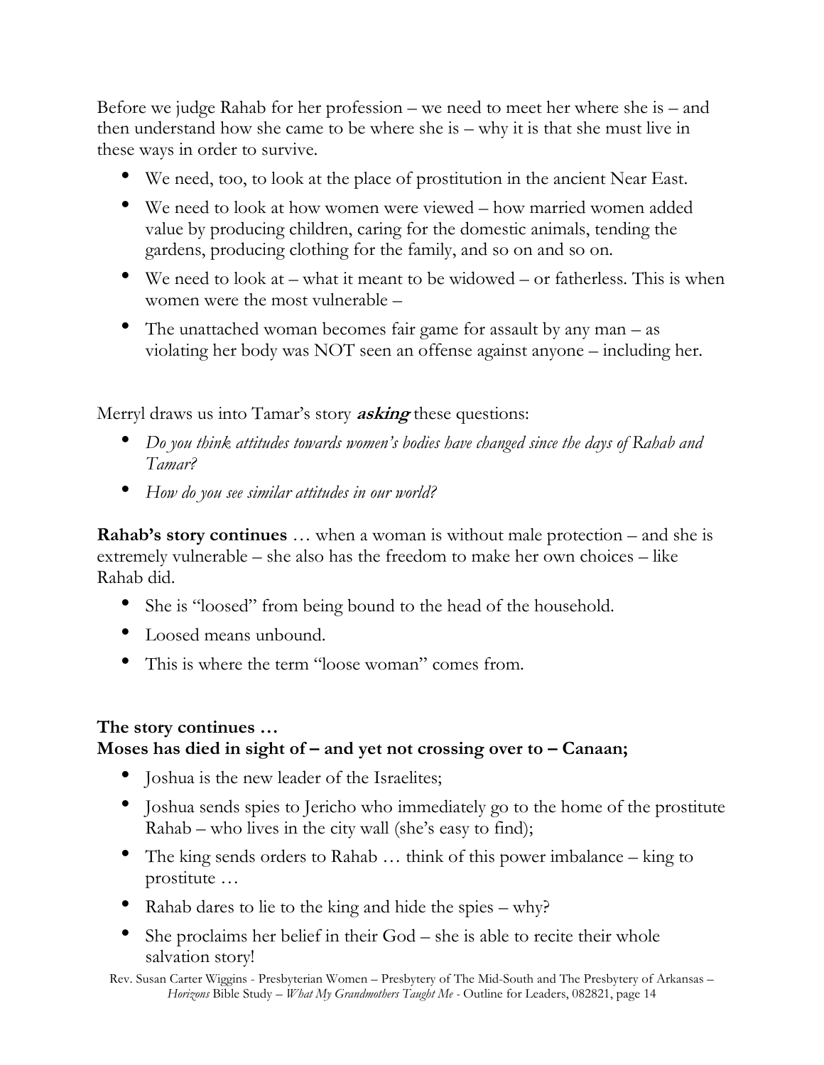Before we judge Rahab for her profession – we need to meet her where she is – and then understand how she came to be where she is – why it is that she must live in these ways in order to survive.

- We need, too, to look at the place of prostitution in the ancient Near East.
- We need to look at how women were viewed – how married women added value by producing children, caring for the domestic animals, tending the gardens, producing clothing for the family, and so on and so on.
- We need to look at – what it meant to be widowed – or fatherless. This is when women were the most vulnerable –
- The unattached woman becomes fair game for assault by any man – as violating her body was NOT seen an offense against anyone – including her.

Merryl draws us into Tamar's story ***asking*** these questions:

- *Do you think attitudes towards women's bodies have changed since the days of Rahab and Tamar?*
- *How do you see similar attitudes in our world?*

**Rahab's story continues** … when a woman is without male protection – and she is extremely vulnerable – she also has the freedom to make her own choices – like Rahab did.

- She is "loosed" from being bound to the head of the household.
- Loosed means unbound.
- This is where the term "loose woman" comes from.

**The story continues …**
**Moses has died in sight of – and yet not crossing over to – Canaan;**

- Joshua is the new leader of the Israelites;
- Joshua sends spies to Jericho who immediately go to the home of the prostitute Rahab – who lives in the city wall (she's easy to find);
- The king sends orders to Rahab … think of this power imbalance – king to prostitute …
- Rahab dares to lie to the king and hide the spies – why?
- She proclaims her belief in their God – she is able to recite their whole salvation story!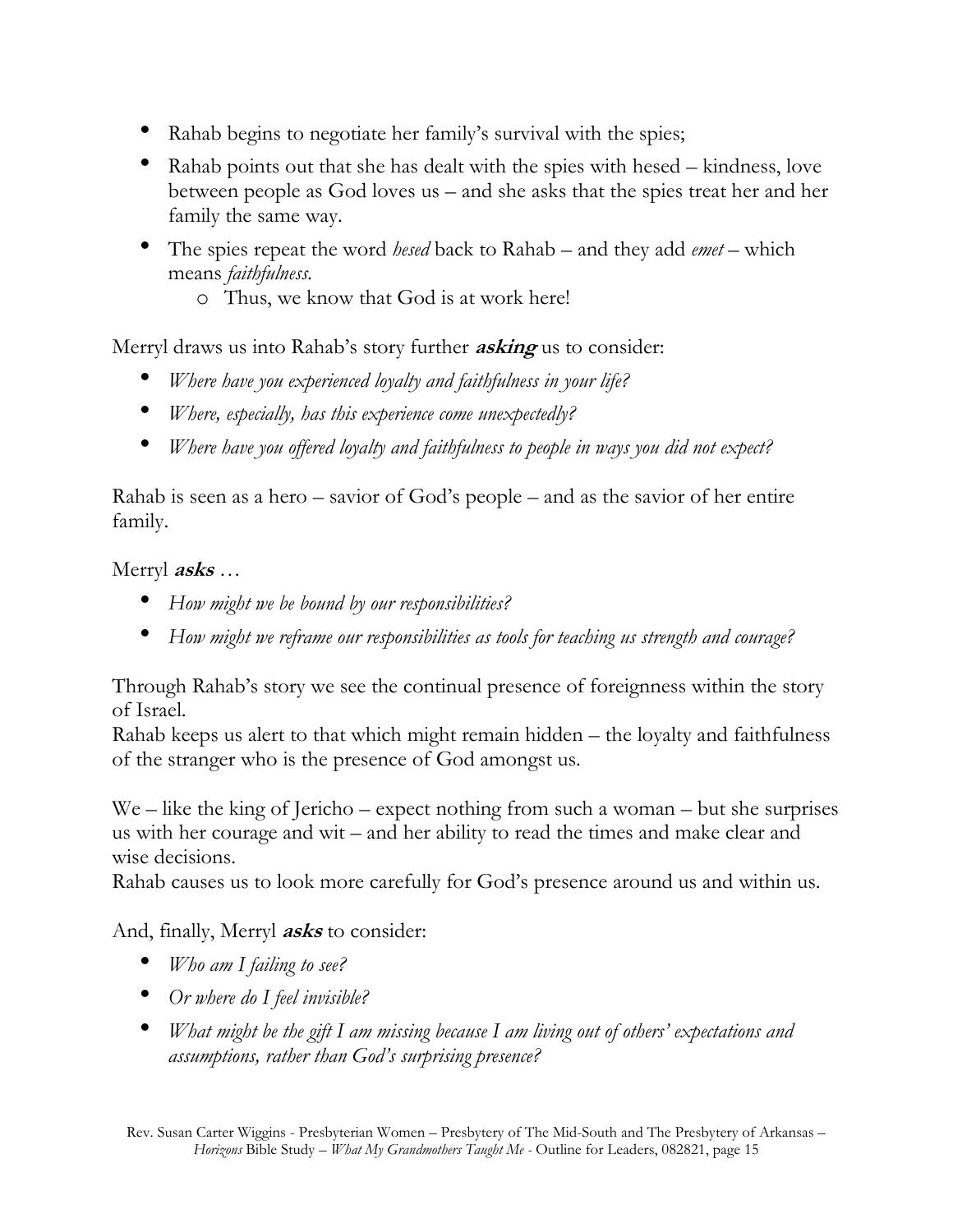- Rahab begins to negotiate her family's survival with the spies;
- Rahab points out that she has dealt with the spies with hesed – kindness, love between people as God loves us – and she asks that the spies treat her and her family the same way.
- The spies repeat the word *hesed* back to Rahab – and they add *emet* – which means *faithfulness.*
    - Thus, we know that God is at work here!

Merryl draws us into Rahab's story further ***asking*** us to consider:

- *Where have you experienced loyalty and faithfulness in your life?*
- *Where, especially, has this experience come unexpectedly?*
- *Where have you offered loyalty and faithfulness to people in ways you did not expect?*

Rahab is seen as a hero – savior of God's people – and as the savior of her entire family.

Merryl ***asks*** …

- *How might we be bound by our responsibilities?*
- *How might we reframe our responsibilities as tools for teaching us strength and courage?*

Through Rahab's story we see the continual presence of foreignness within the story of Israel.
Rahab keeps us alert to that which might remain hidden – the loyalty and faithfulness of the stranger who is the presence of God amongst us.

We – like the king of Jericho – expect nothing from such a woman – but she surprises us with her courage and wit – and her ability to read the times and make clear and wise decisions.
Rahab causes us to look more carefully for God's presence around us and within us.

And, finally, Merryl ***asks*** to consider:

- *Who am I failing to see?*
- *Or where do I feel invisible?*
- *What might be the gift I am missing because I am living out of others' expectations and assumptions, rather than God's surprising presence?*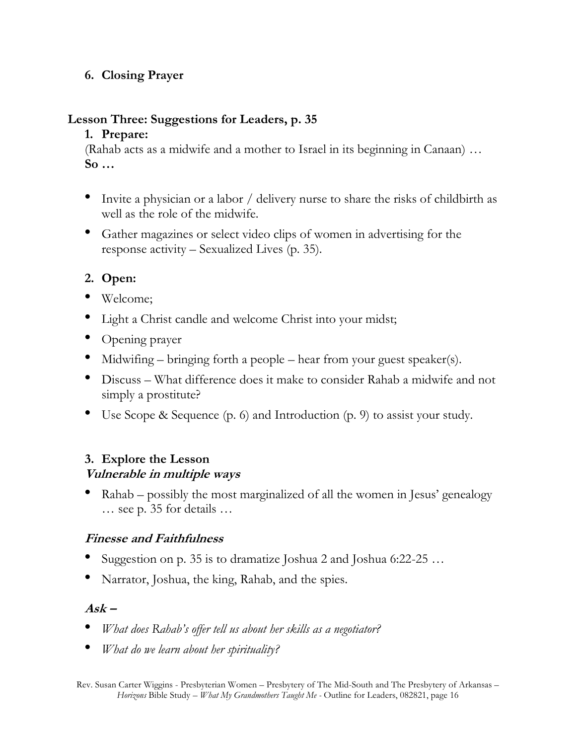6. **Closing Prayer**

## Lesson Three: Suggestions for Leaders, p. 35

1. **Prepare:**

(Rahab acts as a midwife and a mother to Israel in its beginning in Canaan) …
**So …**

- Invite a physician or a labor / delivery nurse to share the risks of childbirth as well as the role of the midwife.
- Gather magazines or select video clips of women in advertising for the response activity – Sexualized Lives (p. 35).

2. **Open:**

- Welcome;
- Light a Christ candle and welcome Christ into your midst;
- Opening prayer
- Midwifing – bringing forth a people – hear from your guest speaker(s).
- Discuss – What difference does it make to consider Rahab a midwife and not simply a prostitute?
- Use Scope & Sequence (p. 6) and Introduction (p. 9) to assist your study.

3. **Explore the Lesson**

***Vulnerable in multiple ways***

- Rahab – possibly the most marginalized of all the women in Jesus' genealogy … see p. 35 for details …

***Finesse and Faithfulness***

- Suggestion on p. 35 is to dramatize Joshua 2 and Joshua 6:22-25 …
- Narrator, Joshua, the king, Rahab, and the spies.

***Ask –***

- *What does Rahab's offer tell us about her skills as a negotiator?*
- *What do we learn about her spirituality?*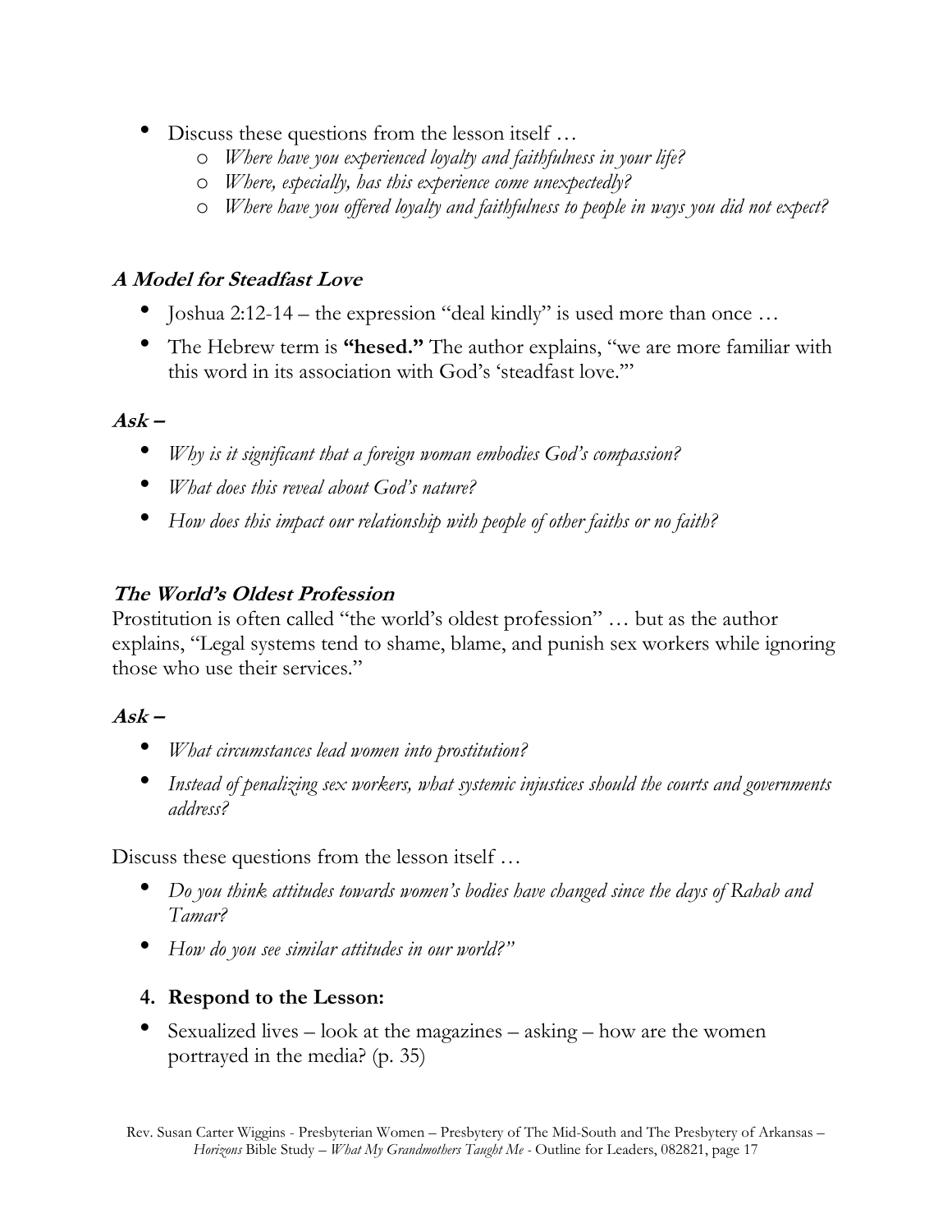- Discuss these questions from the lesson itself …
    - *Where have you experienced loyalty and faithfulness in your life?*
    - *Where, especially, has this experience come unexpectedly?*
    - *Where have you offered loyalty and faithfulness to people in ways you did not expect?*

### *A Model for Steadfast Love*

- Joshua 2:12-14 – the expression "deal kindly" is used more than once …
- The Hebrew term is **"hesed."** The author explains, "we are more familiar with this word in its association with God's 'steadfast love.'"

***Ask –***

- *Why is it significant that a foreign woman embodies God's compassion?*
- *What does this reveal about God's nature?*
- *How does this impact our relationship with people of other faiths or no faith?*

### *The World's Oldest Profession*

Prostitution is often called "the world's oldest profession" … but as the author explains, "Legal systems tend to shame, blame, and punish sex workers while ignoring those who use their services."

***Ask –***

- *What circumstances lead women into prostitution?*
- *Instead of penalizing sex workers, what systemic injustices should the courts and governments address?*

Discuss these questions from the lesson itself …

- *Do you think attitudes towards women's bodies have changed since the days of Rahab and Tamar?*
- *How do you see similar attitudes in our world?"*

4. **Respond to the Lesson:**

- Sexualized lives – look at the magazines – asking – how are the women portrayed in the media? (p. 35)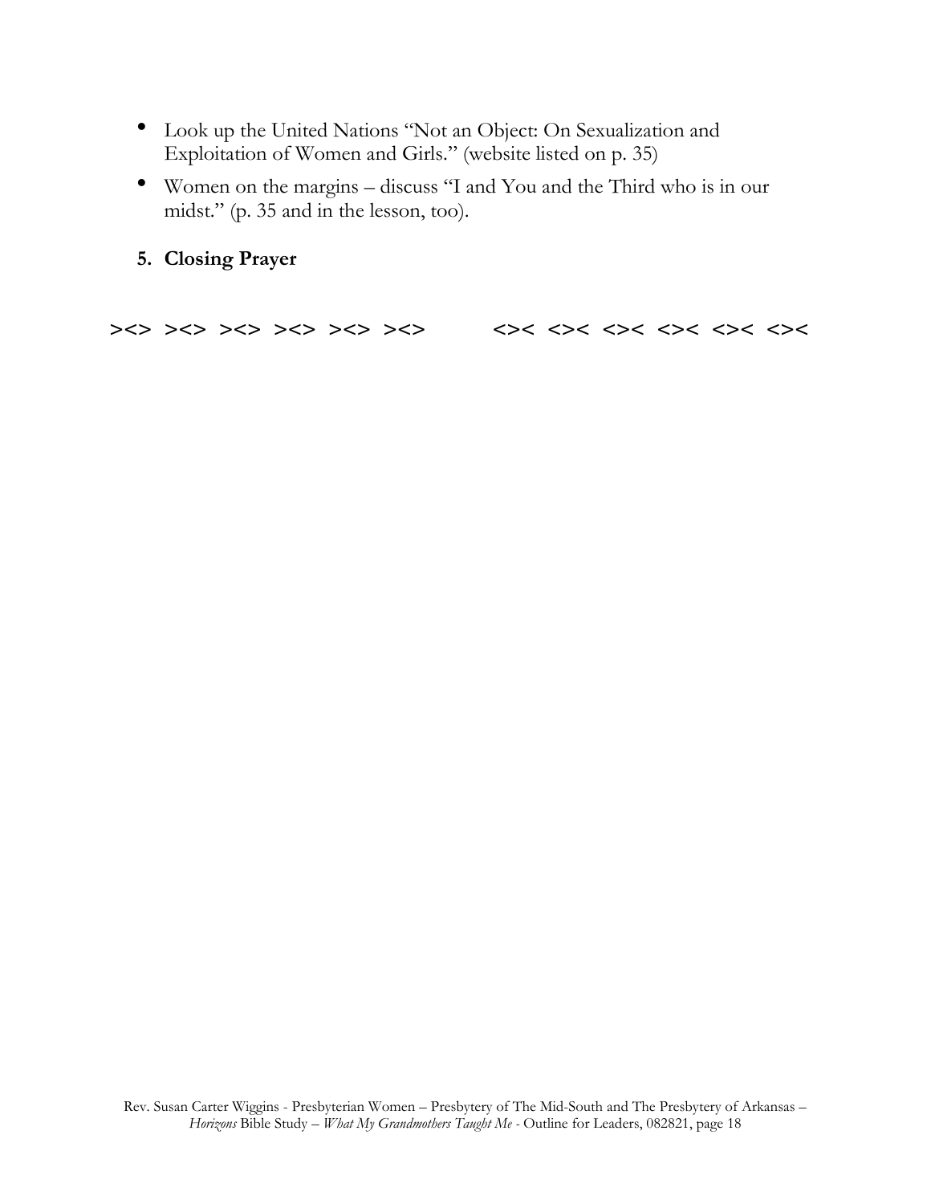- Look up the United Nations "Not an Object: On Sexualization and Exploitation of Women and Girls." (website listed on p. 35)
- Women on the margins – discuss "I and You and the Third who is in our midst." (p. 35 and in the lesson, too).

5. **Closing Prayer**

**><> ><> ><> ><> ><> ><>          <>< <>< <>< <>< <>< <><**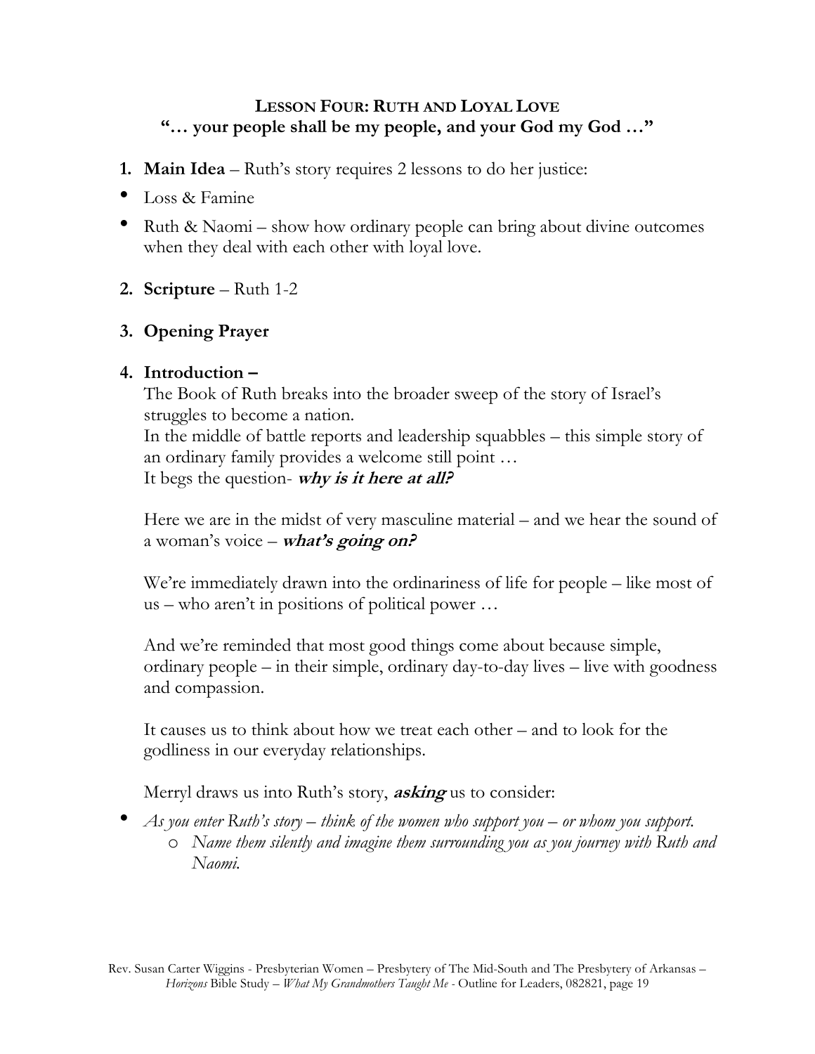## LESSON FOUR: RUTH AND LOYAL LOVE
## "… your people shall be my people, and your God my God …"

1. **Main Idea** – Ruth's story requires 2 lessons to do her justice:

- Loss & Famine
- Ruth & Naomi – show how ordinary people can bring about divine outcomes when they deal with each other with loyal love.

2. **Scripture** – Ruth 1-2

3. **Opening Prayer**

4. **Introduction –**

   The Book of Ruth breaks into the broader sweep of the story of Israel's struggles to become a nation.
   In the middle of battle reports and leadership squabbles – this simple story of an ordinary family provides a welcome still point …
   It begs the question- ***why is it here at all?***

   Here we are in the midst of very masculine material – and we hear the sound of a woman's voice – ***what's going on?***

   We're immediately drawn into the ordinariness of life for people – like most of us – who aren't in positions of political power …

   And we're reminded that most good things come about because simple, ordinary people – in their simple, ordinary day-to-day lives – live with goodness and compassion.

   It causes us to think about how we treat each other – and to look for the godliness in our everyday relationships.

   Merryl draws us into Ruth's story, ***asking*** us to consider:

- *As you enter Ruth's story – think of the women who support you – or whom you support.*
  - *Name them silently and imagine them surrounding you as you journey with Ruth and Naomi.*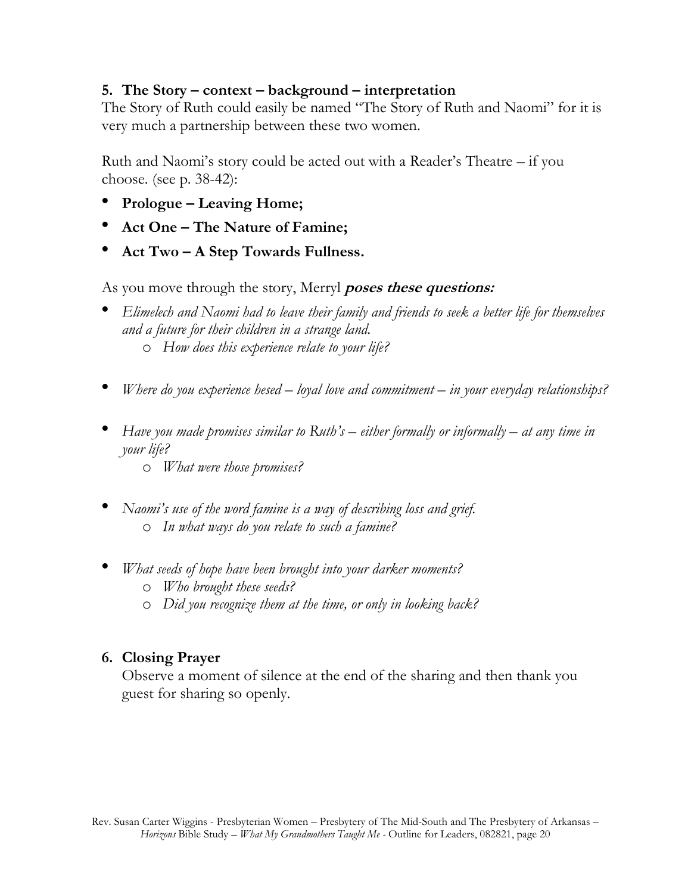**5. The Story – context – background – interpretation**

The Story of Ruth could easily be named "The Story of Ruth and Naomi" for it is very much a partnership between these two women.

Ruth and Naomi's story could be acted out with a Reader's Theatre – if you choose. (see p. 38-42):

- **Prologue – Leaving Home;**
- **Act One – The Nature of Famine;**
- **Act Two – A Step Towards Fullness.**

As you move through the story, Merryl ***poses these questions:***

- *Elimelech and Naomi had to leave their family and friends to seek a better life for themselves and a future for their children in a strange land.*
    - *How does this experience relate to your life?*
- *Where do you experience hesed – loyal love and commitment – in your everyday relationships?*
- *Have you made promises similar to Ruth's – either formally or informally – at any time in your life?*
    - *What were those promises?*
- *Naomi's use of the word famine is a way of describing loss and grief.*
    - *In what ways do you relate to such a famine?*
- *What seeds of hope have been brought into your darker moments?*
    - *Who brought these seeds?*
    - *Did you recognize them at the time, or only in looking back?*

**6. Closing Prayer**

Observe a moment of silence at the end of the sharing and then thank you guest for sharing so openly.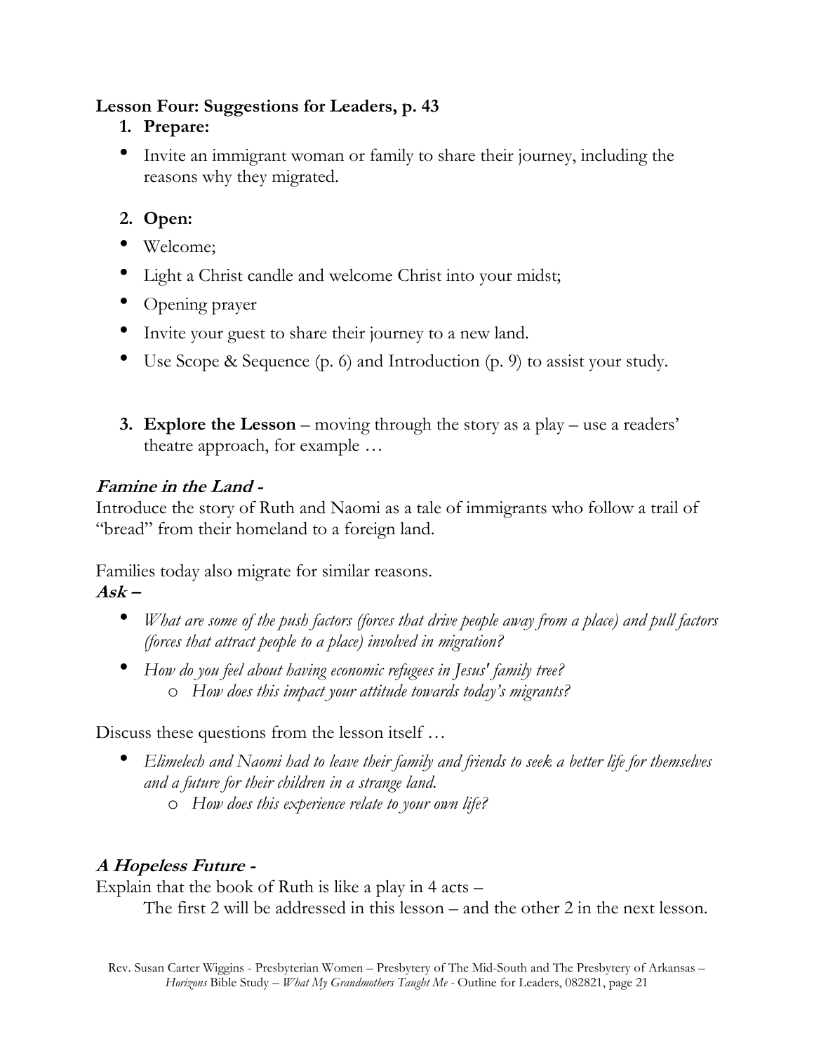**Lesson Four: Suggestions for Leaders, p. 43**

1. **Prepare:**

- Invite an immigrant woman or family to share their journey, including the reasons why they migrated.

2. **Open:**

- Welcome;
- Light a Christ candle and welcome Christ into your midst;
- Opening prayer
- Invite your guest to share their journey to a new land.
- Use Scope & Sequence (p. 6) and Introduction (p. 9) to assist your study.

3. **Explore the Lesson** – moving through the story as a play – use a readers' theatre approach, for example …

***Famine in the Land -***

Introduce the story of Ruth and Naomi as a tale of immigrants who follow a trail of "bread" from their homeland to a foreign land.

Families today also migrate for similar reasons.

***Ask –***

- *What are some of the push factors (forces that drive people away from a place) and pull factors (forces that attract people to a place) involved in migration?*
- *How do you feel about having economic refugees in Jesus' family tree?*
    - *How does this impact your attitude towards today's migrants?*

Discuss these questions from the lesson itself …

- *Elimelech and Naomi had to leave their family and friends to seek a better life for themselves and a future for their children in a strange land.*
    - *How does this experience relate to your own life?*

***A Hopeless Future -***

Explain that the book of Ruth is like a play in 4 acts –

The first 2 will be addressed in this lesson – and the other 2 in the next lesson.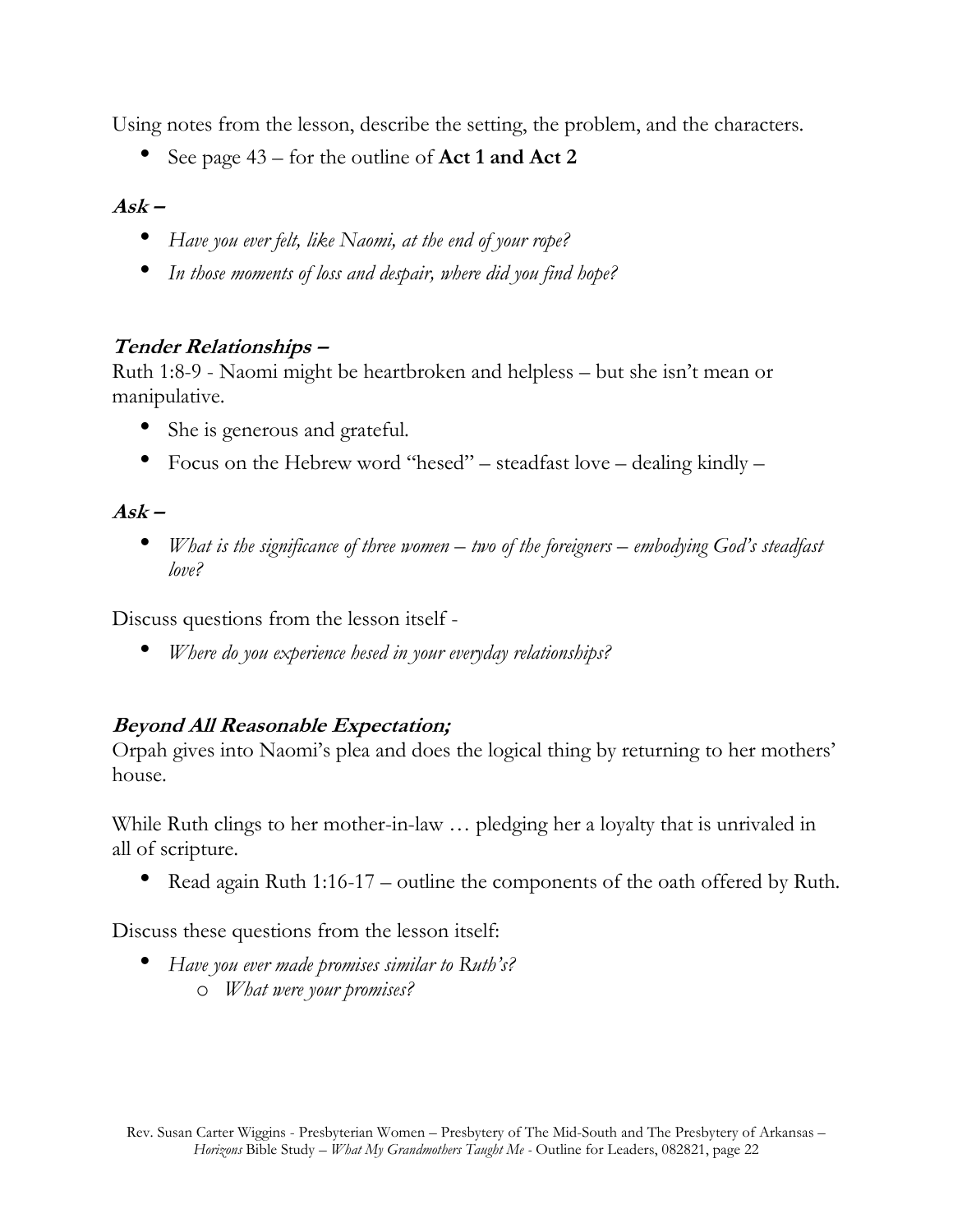Using notes from the lesson, describe the setting, the problem, and the characters.

- See page 43 – for the outline of **Act 1 and Act 2**

***Ask –***

- *Have you ever felt, like Naomi, at the end of your rope?*
- *In those moments of loss and despair, where did you find hope?*

***Tender Relationships –***

Ruth 1:8-9 - Naomi might be heartbroken and helpless – but she isn't mean or manipulative.

- She is generous and grateful.
- Focus on the Hebrew word "hesed" – steadfast love – dealing kindly –

***Ask –***

- *What is the significance of three women – two of the foreigners – embodying God's steadfast love?*

Discuss questions from the lesson itself -

- *Where do you experience hesed in your everyday relationships?*

***Beyond All Reasonable Expectation;***

Orpah gives into Naomi's plea and does the logical thing by returning to her mothers' house.

While Ruth clings to her mother-in-law … pledging her a loyalty that is unrivaled in all of scripture.

- Read again Ruth 1:16-17 – outline the components of the oath offered by Ruth.

Discuss these questions from the lesson itself:

- *Have you ever made promises similar to Ruth's?*
  - *What were your promises?*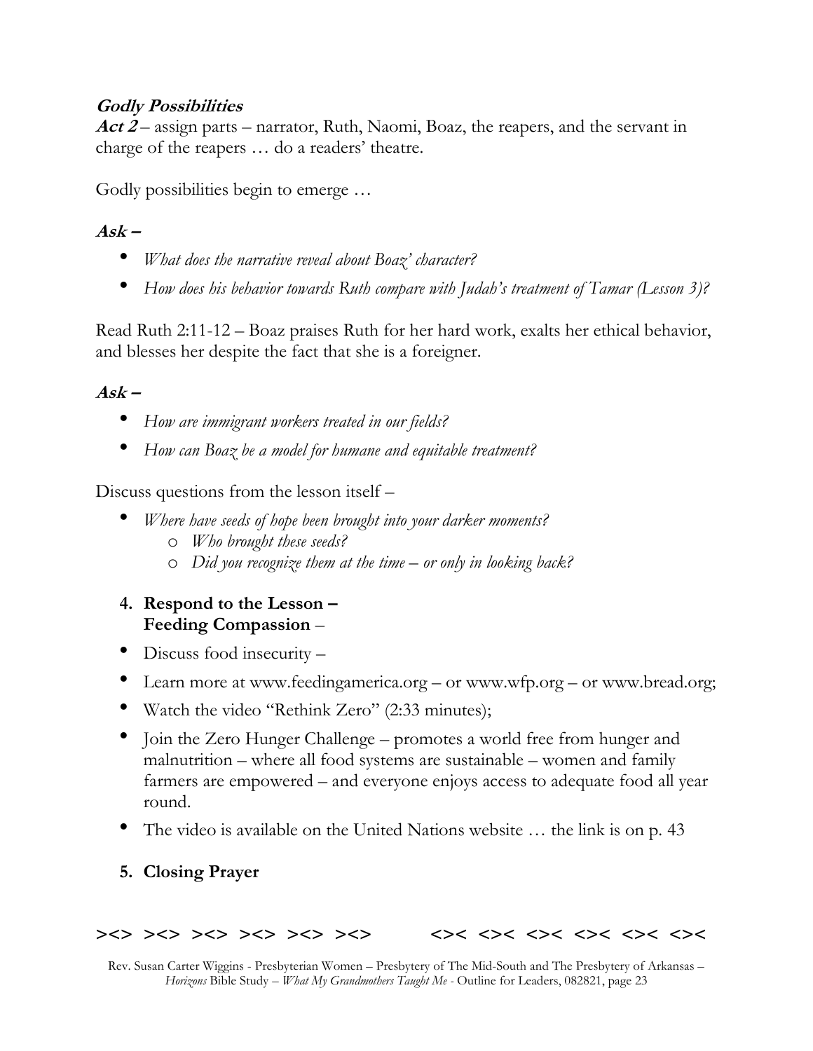***Godly Possibilities***

***Act 2*** – assign parts – narrator, Ruth, Naomi, Boaz, the reapers, and the servant in charge of the reapers … do a readers' theatre.

Godly possibilities begin to emerge …

***Ask –***

- *What does the narrative reveal about Boaz' character?*
- *How does his behavior towards Ruth compare with Judah's treatment of Tamar (Lesson 3)?*

Read Ruth 2:11-12 – Boaz praises Ruth for her hard work, exalts her ethical behavior, and blesses her despite the fact that she is a foreigner.

***Ask –***

- *How are immigrant workers treated in our fields?*
- *How can Boaz be a model for humane and equitable treatment?*

Discuss questions from the lesson itself –

- *Where have seeds of hope been brought into your darker moments?*
  - o *Who brought these seeds?*
  - o *Did you recognize them at the time – or only in looking back?*

4. **Respond to the Lesson – Feeding Compassion** –

- Discuss food insecurity –
- Learn more at www.feedingamerica.org – or www.wfp.org – or www.bread.org;
- Watch the video "Rethink Zero" (2:33 minutes);
- Join the Zero Hunger Challenge – promotes a world free from hunger and malnutrition – where all food systems are sustainable – women and family farmers are empowered – and everyone enjoys access to adequate food all year round.
- The video is available on the United Nations website … the link is on p. 43

5. **Closing Prayer**

**><> ><> ><> ><> ><> ><>          <>< <>< <>< <>< <>< <><**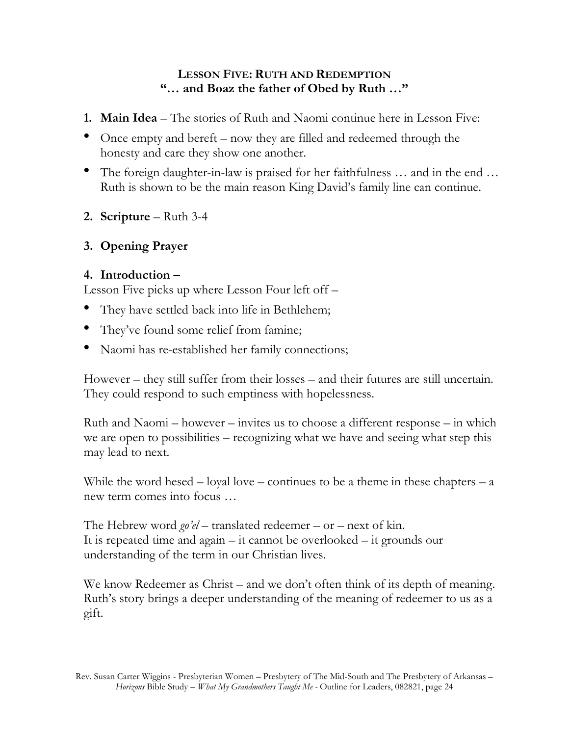## LESSON FIVE: RUTH AND REDEMPTION
### "… and Boaz the father of Obed by Ruth …"

1. **Main Idea** – The stories of Ruth and Naomi continue here in Lesson Five:

- Once empty and bereft – now they are filled and redeemed through the honesty and care they show one another.
- The foreign daughter-in-law is praised for her faithfulness … and in the end … Ruth is shown to be the main reason King David's family line can continue.

2. **Scripture** – Ruth 3-4

3. **Opening Prayer**

4. **Introduction –**

Lesson Five picks up where Lesson Four left off –

- They have settled back into life in Bethlehem;
- They've found some relief from famine;
- Naomi has re-established her family connections;

However – they still suffer from their losses – and their futures are still uncertain. They could respond to such emptiness with hopelessness.

Ruth and Naomi – however – invites us to choose a different response – in which we are open to possibilities – recognizing what we have and seeing what step this may lead to next.

While the word hesed – loyal love – continues to be a theme in these chapters – a new term comes into focus …

The Hebrew word *go'el* – translated redeemer – or – next of kin.
It is repeated time and again – it cannot be overlooked – it grounds our understanding of the term in our Christian lives.

We know Redeemer as Christ – and we don't often think of its depth of meaning. Ruth's story brings a deeper understanding of the meaning of redeemer to us as a gift.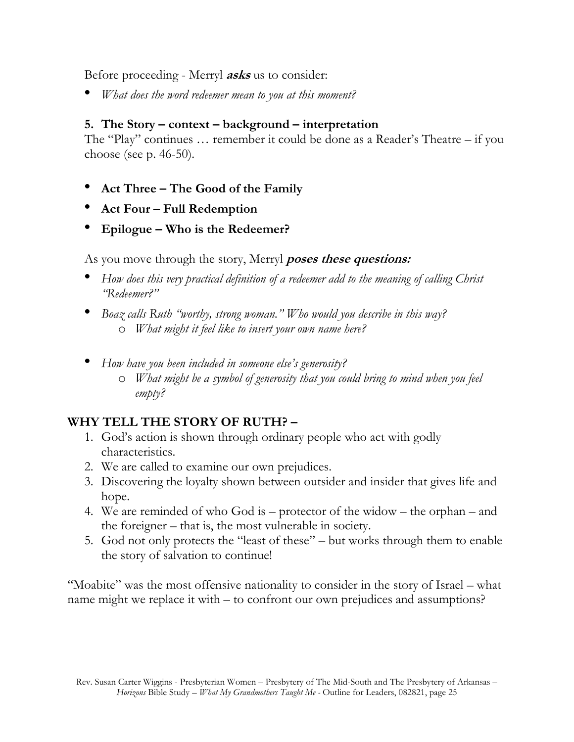Before proceeding - Merryl ***asks*** us to consider:

- *What does the word redeemer mean to you at this moment?*

### 5. The Story – context – background – interpretation

The "Play" continues … remember it could be done as a Reader's Theatre – if you choose (see p. 46-50).

- **Act Three – The Good of the Family**
- **Act Four – Full Redemption**
- **Epilogue – Who is the Redeemer?**

As you move through the story, Merryl ***poses these questions:***

- *How does this very practical definition of a redeemer add to the meaning of calling Christ "Redeemer?"*
- *Boaz calls Ruth "worthy, strong woman." Who would you describe in this way?*
  - *What might it feel like to insert your own name here?*
- *How have you been included in someone else's generosity?*
  - *What might be a symbol of generosity that you could bring to mind when you feel empty?*

## WHY TELL THE STORY OF RUTH? –

1. God's action is shown through ordinary people who act with godly characteristics.
2. We are called to examine our own prejudices.
3. Discovering the loyalty shown between outsider and insider that gives life and hope.
4. We are reminded of who God is – protector of the widow – the orphan – and the foreigner – that is, the most vulnerable in society.
5. God not only protects the "least of these" – but works through them to enable the story of salvation to continue!

"Moabite" was the most offensive nationality to consider in the story of Israel – what name might we replace it with – to confront our own prejudices and assumptions?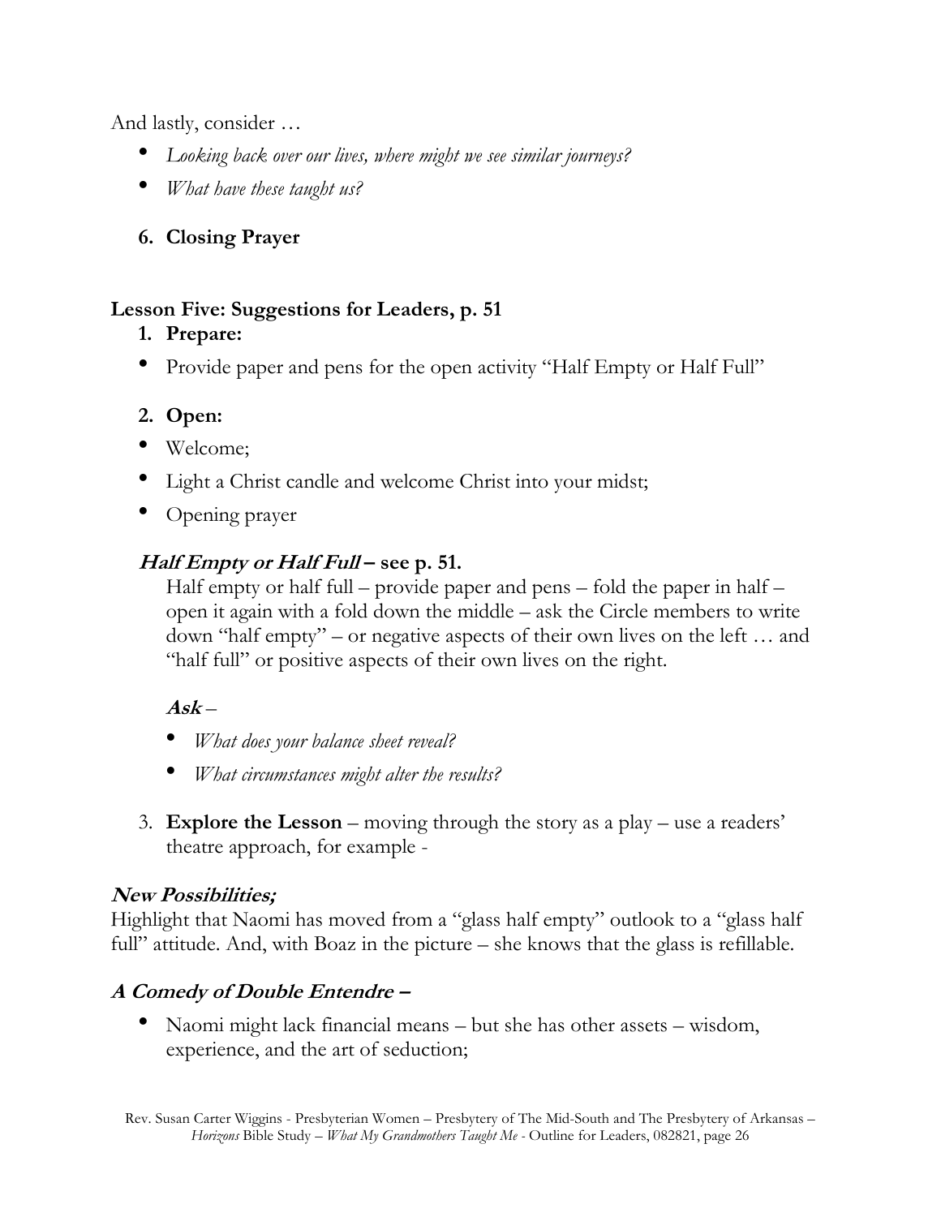And lastly, consider …

- *Looking back over our lives, where might we see similar journeys?*
- *What have these taught us?*

6. **Closing Prayer**

**Lesson Five: Suggestions for Leaders, p. 51**

1. **Prepare:**

- Provide paper and pens for the open activity "Half Empty or Half Full"

2. **Open:**

- Welcome;
- Light a Christ candle and welcome Christ into your midst;
- Opening prayer

***Half Empty or Half Full* – see p. 51.**

Half empty or half full – provide paper and pens – fold the paper in half – open it again with a fold down the middle – ask the Circle members to write down "half empty" – or negative aspects of their own lives on the left … and "half full" or positive aspects of their own lives on the right.

***Ask*** –

- *What does your balance sheet reveal?*
- *What circumstances might alter the results?*

3. **Explore the Lesson** – moving through the story as a play – use a readers' theatre approach, for example -

***New Possibilities;***

Highlight that Naomi has moved from a "glass half empty" outlook to a "glass half full" attitude. And, with Boaz in the picture – she knows that the glass is refillable.

***A Comedy of Double Entendre –***

- Naomi might lack financial means – but she has other assets – wisdom, experience, and the art of seduction;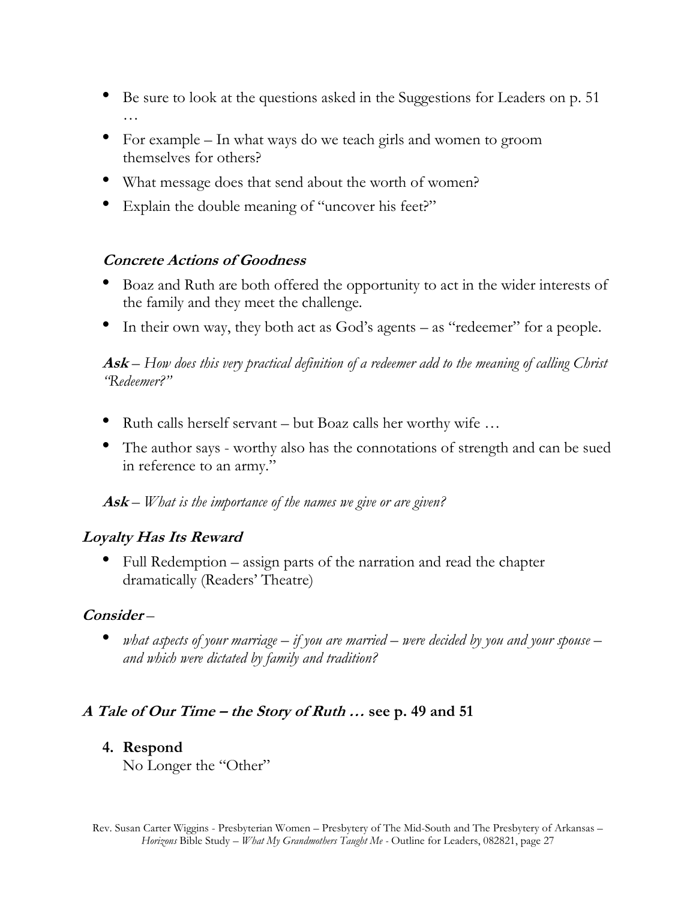- Be sure to look at the questions asked in the Suggestions for Leaders on p. 51 …
- For example – In what ways do we teach girls and women to groom themselves for others?
- What message does that send about the worth of women?
- Explain the double meaning of "uncover his feet?"

### *Concrete Actions of Goodness*

- Boaz and Ruth are both offered the opportunity to act in the wider interests of the family and they meet the challenge.
- In their own way, they both act as God's agents – as "redeemer" for a people.

***Ask*** – *How does this very practical definition of a redeemer add to the meaning of calling Christ "Redeemer?"*

- Ruth calls herself servant – but Boaz calls her worthy wife …
- The author says - worthy also has the connotations of strength and can be sued in reference to an army."

***Ask*** – *What is the importance of the names we give or are given?*

## *Loyalty Has Its Reward*

- Full Redemption – assign parts of the narration and read the chapter dramatically (Readers' Theatre)

## *Consider* –

- *what aspects of your marriage – if you are married – were decided by you and your spouse – and which were dictated by family and tradition?*

## *A Tale of Our Time – the Story of Ruth …* see p. 49 and 51

4. **Respond**
   No Longer the "Other"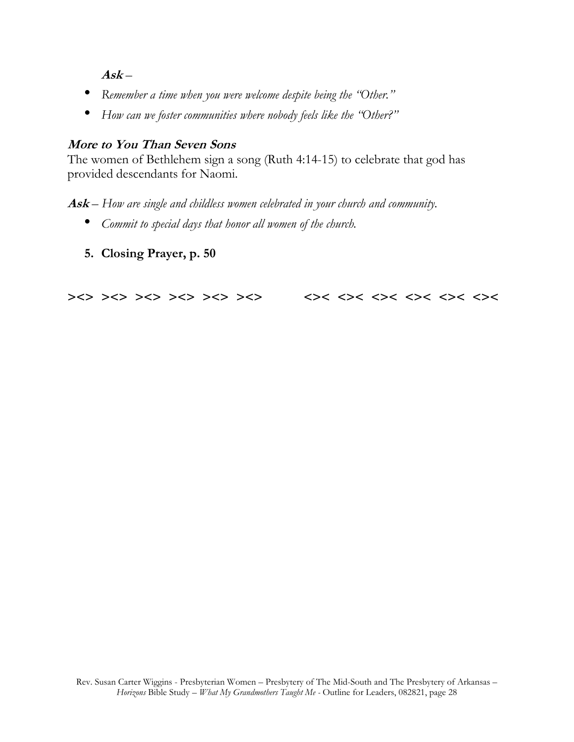***Ask*** –

- *Remember a time when you were welcome despite being the "Other."*
- *How can we foster communities where nobody feels like the "Other?"*

### ***More to You Than Seven Sons***

The women of Bethlehem sign a song (Ruth 4:14-15) to celebrate that god has provided descendants for Naomi.

***Ask*** – *How are single and childless women celebrated in your church and community.*

- *Commit to special days that honor all women of the church.*

5. **Closing Prayer, p. 50**

**><> ><> ><> ><> ><> ><>       <>< <>< <>< <>< <>< <><**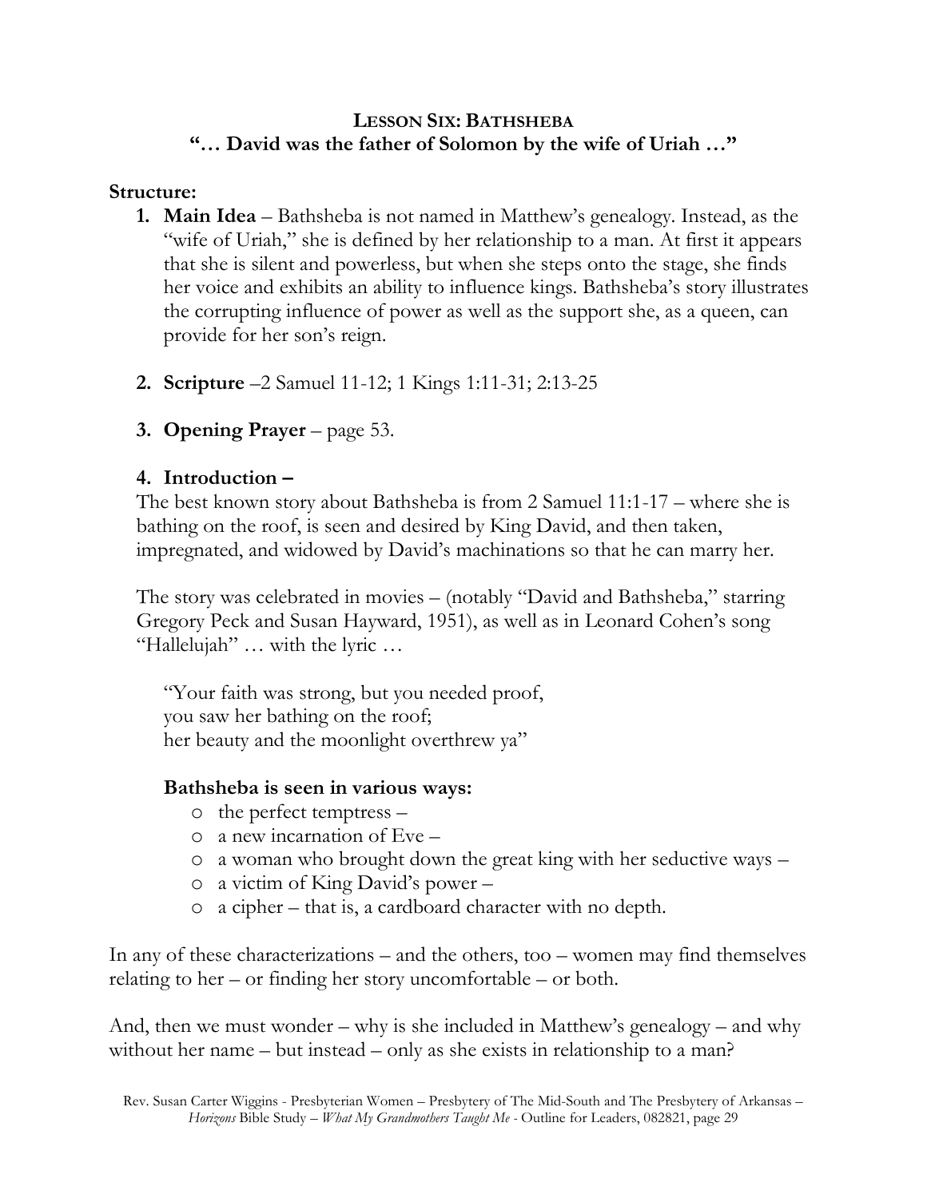## Lesson Six: Bathsheba

### "… David was the father of Solomon by the wife of Uriah …"

**Structure:**

1. **Main Idea** – Bathsheba is not named in Matthew's genealogy. Instead, as the "wife of Uriah," she is defined by her relationship to a man. At first it appears that she is silent and powerless, but when she steps onto the stage, she finds her voice and exhibits an ability to influence kings. Bathsheba's story illustrates the corrupting influence of power as well as the support she, as a queen, can provide for her son's reign.

2. **Scripture** –2 Samuel 11-12; 1 Kings 1:11-31; 2:13-25

3. **Opening Prayer** – page 53.

4. **Introduction –**

   The best known story about Bathsheba is from 2 Samuel 11:1-17 – where she is bathing on the roof, is seen and desired by King David, and then taken, impregnated, and widowed by David's machinations so that he can marry her.

   The story was celebrated in movies – (notably "David and Bathsheba," starring Gregory Peck and Susan Hayward, 1951), as well as in Leonard Cohen's song "Hallelujah" … with the lyric …

   > "Your faith was strong, but you needed proof,
   > you saw her bathing on the roof;
   > her beauty and the moonlight overthrew ya"

   **Bathsheba is seen in various ways:**
   - the perfect temptress –
   - a new incarnation of Eve –
   - a woman who brought down the great king with her seductive ways –
   - a victim of King David's power –
   - a cipher – that is, a cardboard character with no depth.

In any of these characterizations – and the others, too – women may find themselves relating to her – or finding her story uncomfortable – or both.

And, then we must wonder – why is she included in Matthew's genealogy – and why without her name – but instead – only as she exists in relationship to a man?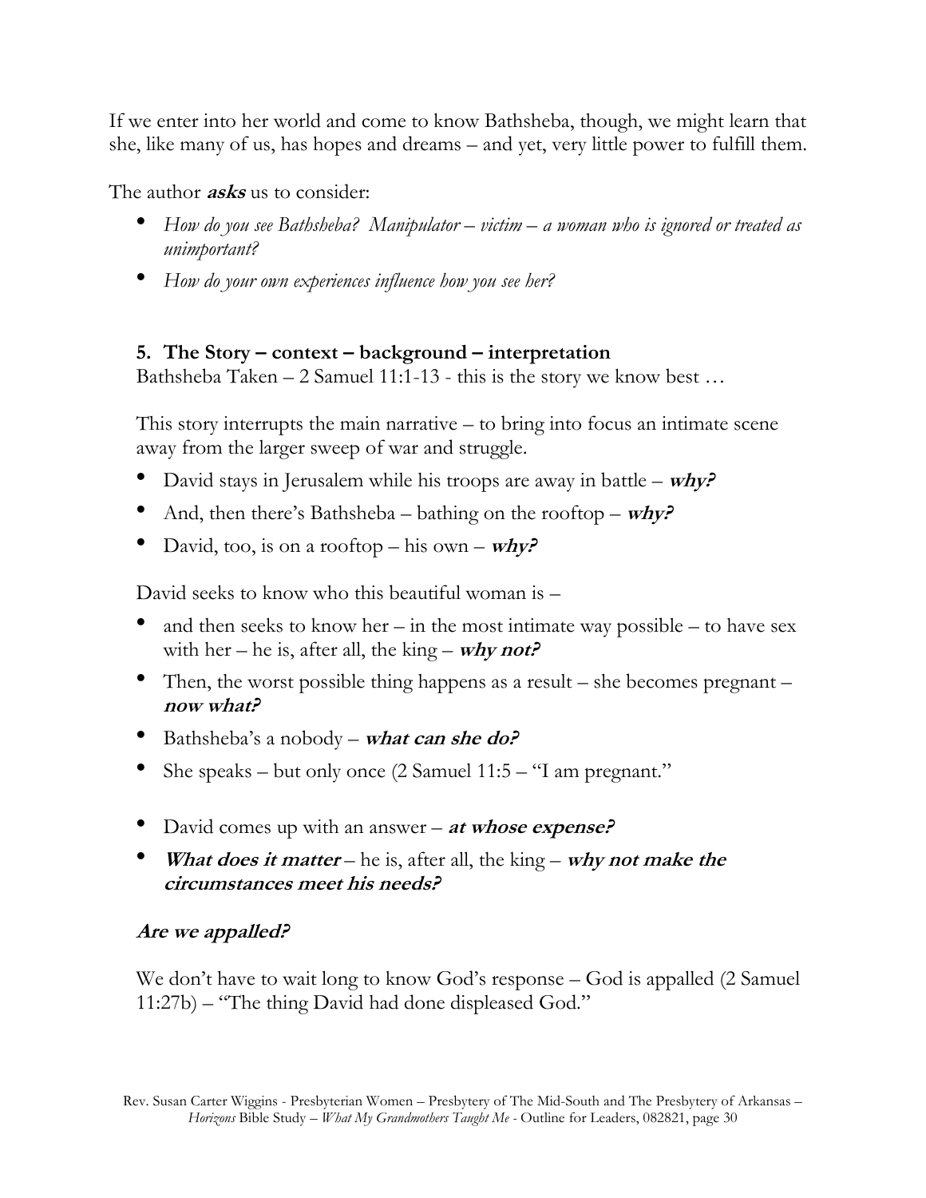If we enter into her world and come to know Bathsheba, though, we might learn that she, like many of us, has hopes and dreams – and yet, very little power to fulfill them.

The author ***asks*** us to consider:

- *How do you see Bathsheba? Manipulator – victim – a woman who is ignored or treated as unimportant?*
- *How do your own experiences influence how you see her?*

**5. The Story – context – background – interpretation**
Bathsheba Taken – 2 Samuel 11:1-13 - this is the story we know best …

This story interrupts the main narrative – to bring into focus an intimate scene away from the larger sweep of war and struggle.

- David stays in Jerusalem while his troops are away in battle – ***why?***
- And, then there's Bathsheba – bathing on the rooftop – ***why?***
- David, too, is on a rooftop – his own – ***why?***

David seeks to know who this beautiful woman is –

- and then seeks to know her – in the most intimate way possible – to have sex with her – he is, after all, the king – ***why not?***
- Then, the worst possible thing happens as a result – she becomes pregnant – ***now what?***
- Bathsheba's a nobody – ***what can she do?***
- She speaks – but only once (2 Samuel 11:5 – "I am pregnant."
- David comes up with an answer – ***at whose expense?***
- ***What does it matter*** – he is, after all, the king – ***why not make the circumstances meet his needs?***

***Are we appalled?***

We don't have to wait long to know God's response – God is appalled (2 Samuel 11:27b) – "The thing David had done displeased God."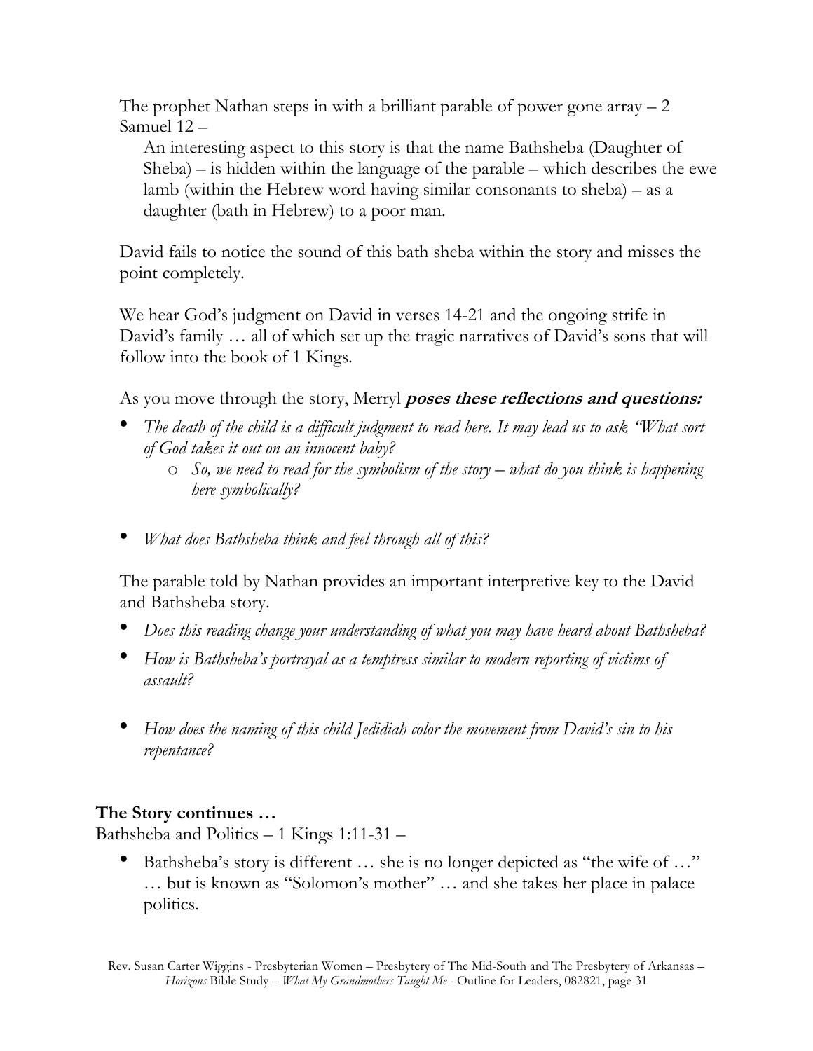The prophet Nathan steps in with a brilliant parable of power gone array – 2 Samuel 12 –

An interesting aspect to this story is that the name Bathsheba (Daughter of Sheba) – is hidden within the language of the parable – which describes the ewe lamb (within the Hebrew word having similar consonants to sheba) – as a daughter (bath in Hebrew) to a poor man.

David fails to notice the sound of this bath sheba within the story and misses the point completely.

We hear God's judgment on David in verses 14-21 and the ongoing strife in David's family … all of which set up the tragic narratives of David's sons that will follow into the book of 1 Kings.

As you move through the story, Merryl ***poses these reflections and questions:***

- *The death of the child is a difficult judgment to read here. It may lead us to ask "What sort of God takes it out on an innocent baby?*
  - *So, we need to read for the symbolism of the story – what do you think is happening here symbolically?*

- *What does Bathsheba think and feel through all of this?*

The parable told by Nathan provides an important interpretive key to the David and Bathsheba story.

- *Does this reading change your understanding of what you may have heard about Bathsheba?*
- *How is Bathsheba's portrayal as a temptress similar to modern reporting of victims of assault?*

- *How does the naming of this child Jedidiah color the movement from David's sin to his repentance?*

**The Story continues …**

Bathsheba and Politics – 1 Kings 1:11-31 –

- Bathsheba's story is different … she is no longer depicted as "the wife of …" … but is known as "Solomon's mother" … and she takes her place in palace politics.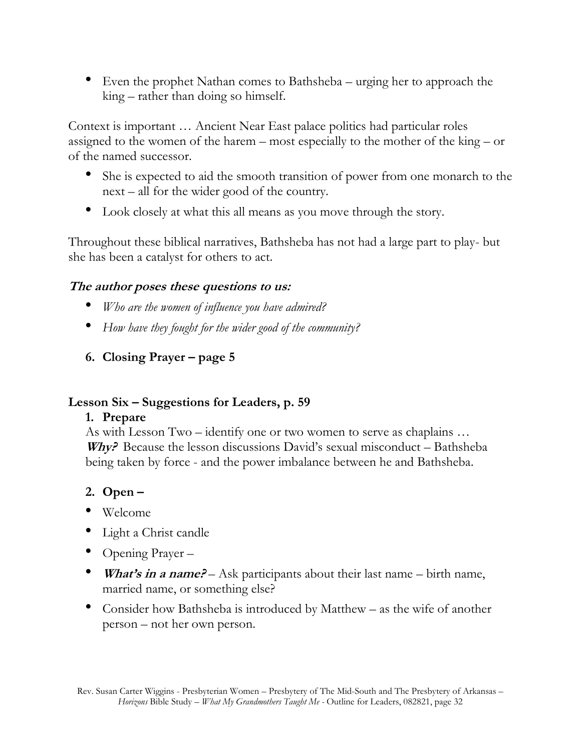- Even the prophet Nathan comes to Bathsheba – urging her to approach the king – rather than doing so himself.

Context is important … Ancient Near East palace politics had particular roles assigned to the women of the harem – most especially to the mother of the king – or of the named successor.

- She is expected to aid the smooth transition of power from one monarch to the next – all for the wider good of the country.
- Look closely at what this all means as you move through the story.

Throughout these biblical narratives, Bathsheba has not had a large part to play- but she has been a catalyst for others to act.

### ***The author poses these questions to us:***

- *Who are the women of influence you have admired?*
- *How have they fought for the wider good of the community?*

6. **Closing Prayer – page 5**

## Lesson Six – Suggestions for Leaders, p. 59

1. **Prepare**

   As with Lesson Two – identify one or two women to serve as chaplains …
   ***Why?*** Because the lesson discussions David's sexual misconduct – Bathsheba being taken by force - and the power imbalance between he and Bathsheba.

2. **Open –**

- Welcome
- Light a Christ candle
- Opening Prayer –
- ***What's in a name?*** – Ask participants about their last name – birth name, married name, or something else?
- Consider how Bathsheba is introduced by Matthew – as the wife of another person – not her own person.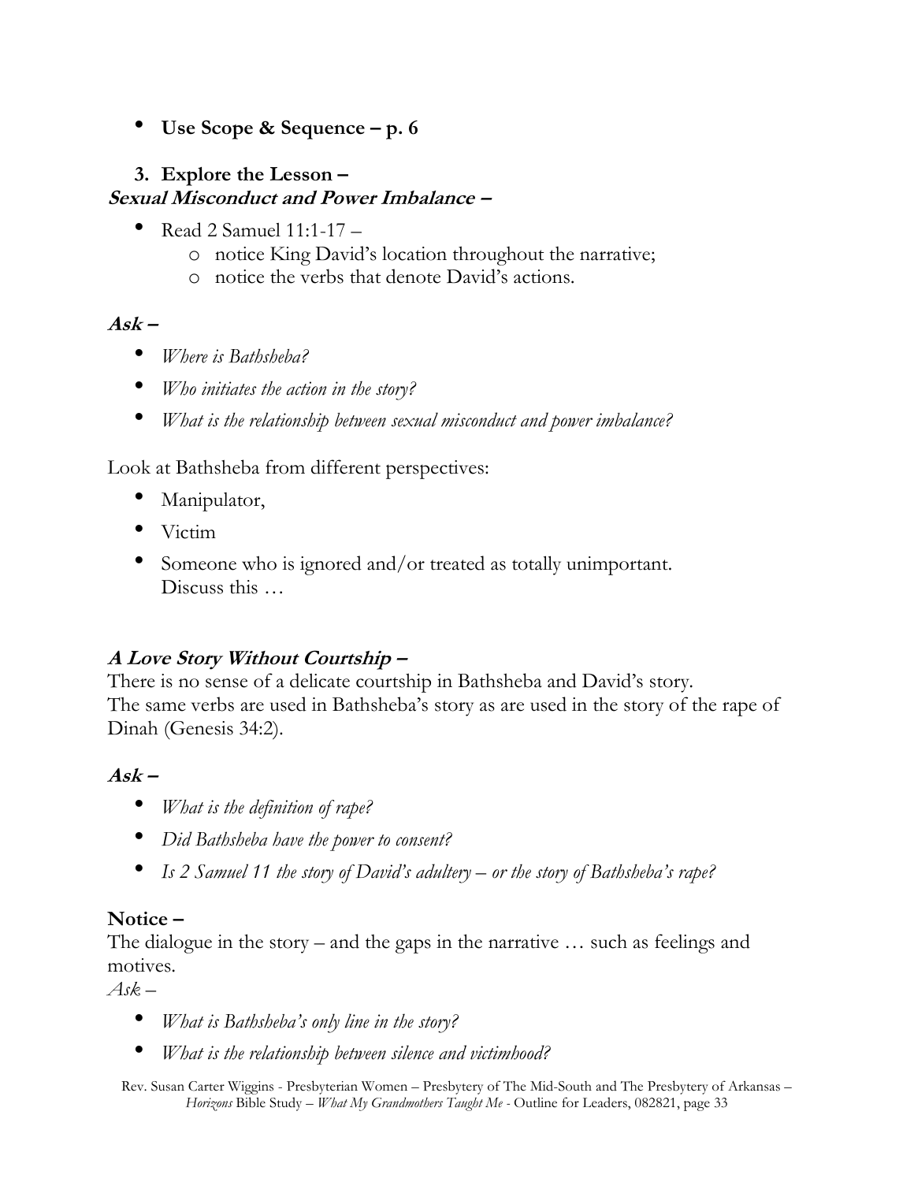- **Use Scope & Sequence – p. 6**

**3. Explore the Lesson –**

***Sexual Misconduct and Power Imbalance –***

- Read 2 Samuel 11:1-17 –
    - notice King David's location throughout the narrative;
    - notice the verbs that denote David's actions.

***Ask –***

- *Where is Bathsheba?*
- *Who initiates the action in the story?*
- *What is the relationship between sexual misconduct and power imbalance?*

Look at Bathsheba from different perspectives:

- Manipulator,
- Victim
- Someone who is ignored and/or treated as totally unimportant.
  Discuss this …

***A Love Story Without Courtship –***

There is no sense of a delicate courtship in Bathsheba and David's story.
The same verbs are used in Bathsheba's story as are used in the story of the rape of Dinah (Genesis 34:2).

***Ask –***

- *What is the definition of rape?*
- *Did Bathsheba have the power to consent?*
- *Is 2 Samuel 11 the story of David's adultery – or the story of Bathsheba's rape?*

**Notice –**

The dialogue in the story – and the gaps in the narrative … such as feelings and motives.

*Ask –*

- *What is Bathsheba's only line in the story?*
- *What is the relationship between silence and victimhood?*

Rev. Susan Carter Wiggins - Presbyterian Women – Presbytery of The Mid-South and The Presbytery of Arkansas – *Horizons* Bible Study – *What My Grandmothers Taught Me* - Outline for Leaders, 082821, page 33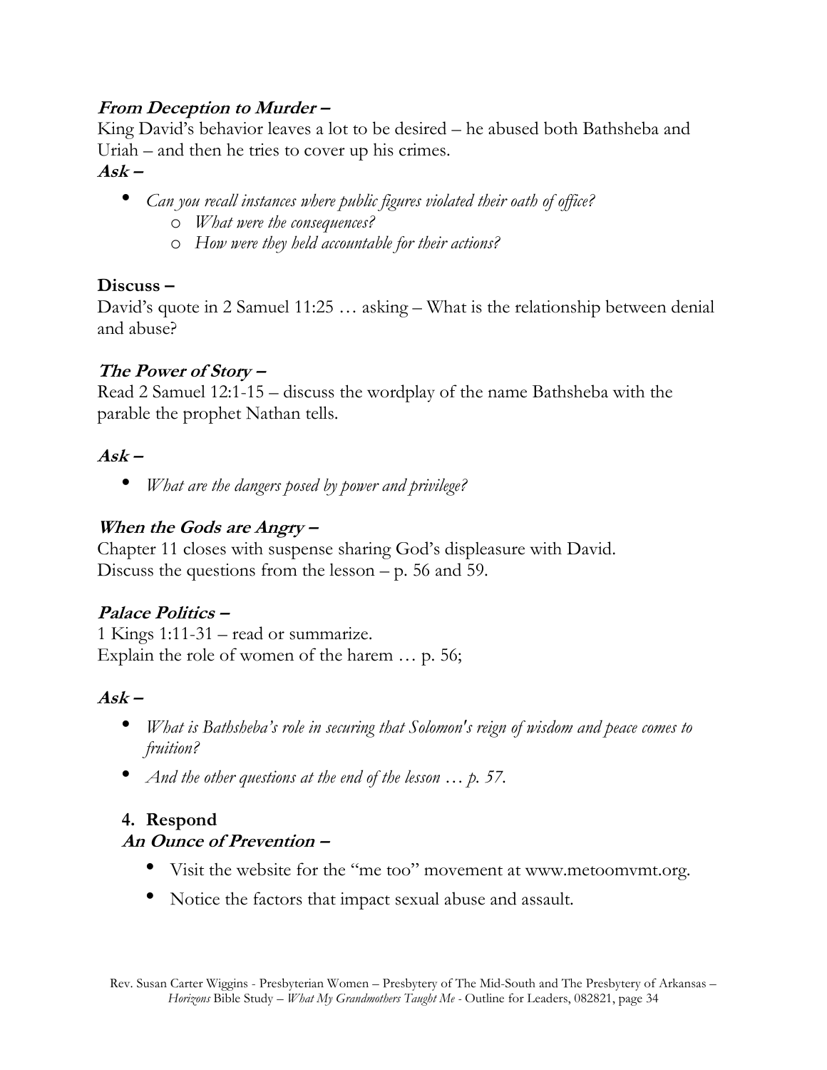***From Deception to Murder –***
King David's behavior leaves a lot to be desired – he abused both Bathsheba and Uriah – and then he tries to cover up his crimes.
***Ask –***

- *Can you recall instances where public figures violated their oath of office?*
  - *What were the consequences?*
  - *How were they held accountable for their actions?*

**Discuss –**
David's quote in 2 Samuel 11:25 … asking – What is the relationship between denial and abuse?

***The Power of Story –***
Read 2 Samuel 12:1-15 – discuss the wordplay of the name Bathsheba with the parable the prophet Nathan tells.

***Ask –***

- *What are the dangers posed by power and privilege?*

***When the Gods are Angry –***
Chapter 11 closes with suspense sharing God's displeasure with David.
Discuss the questions from the lesson – p. 56 and 59.

***Palace Politics –***
1 Kings 1:11-31 – read or summarize.
Explain the role of women of the harem … p. 56;

***Ask –***

- *What is Bathsheba's role in securing that Solomon's reign of wisdom and peace comes to fruition?*
- *And the other questions at the end of the lesson … p. 57.*

**4. Respond**
***An Ounce of Prevention –***

- Visit the website for the "me too" movement at www.metoomvmt.org.
- Notice the factors that impact sexual abuse and assault.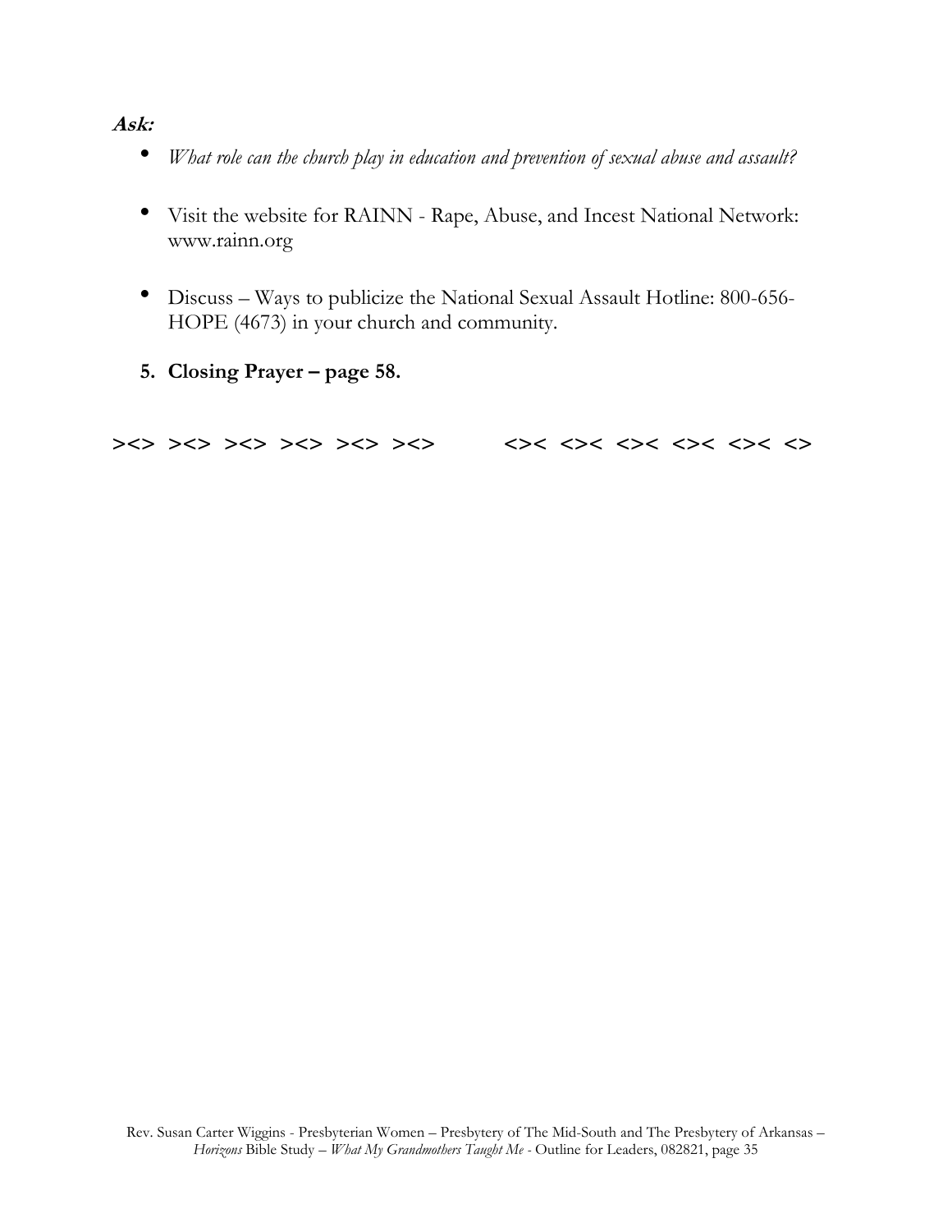***Ask:***

- *What role can the church play in education and prevention of sexual abuse and assault?*
- Visit the website for RAINN - Rape, Abuse, and Incest National Network: www.rainn.org
- Discuss – Ways to publicize the National Sexual Assault Hotline: 800-656-HOPE (4673) in your church and community.

5. **Closing Prayer – page 58.**

**><> ><> ><> ><> ><> ><>   <>< <>< <>< <>< <>< <>**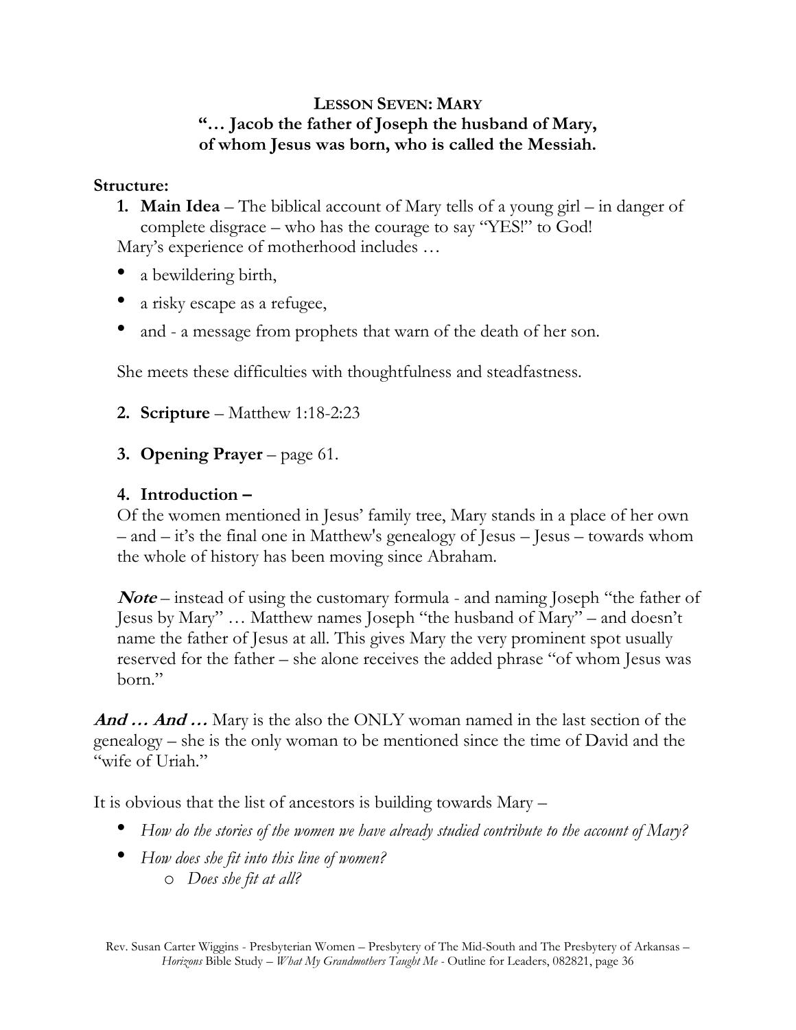**LESSON SEVEN: MARY**
**"… Jacob the father of Joseph the husband of Mary, of whom Jesus was born, who is called the Messiah.**

**Structure:**

1. **Main Idea** – The biblical account of Mary tells of a young girl – in danger of complete disgrace – who has the courage to say "YES!" to God!

Mary's experience of motherhood includes …

- a bewildering birth,
- a risky escape as a refugee,
- and - a message from prophets that warn of the death of her son.

She meets these difficulties with thoughtfulness and steadfastness.

2. **Scripture** – Matthew 1:18-2:23

3. **Opening Prayer** – page 61.

4. **Introduction –**

Of the women mentioned in Jesus' family tree, Mary stands in a place of her own – and – it's the final one in Matthew's genealogy of Jesus – Jesus – towards whom the whole of history has been moving since Abraham.

***Note*** – instead of using the customary formula - and naming Joseph "the father of Jesus by Mary" … Matthew names Joseph "the husband of Mary" – and doesn't name the father of Jesus at all. This gives Mary the very prominent spot usually reserved for the father – she alone receives the added phrase "of whom Jesus was born."

***And … And …*** Mary is the also the ONLY woman named in the last section of the genealogy – she is the only woman to be mentioned since the time of David and the "wife of Uriah."

It is obvious that the list of ancestors is building towards Mary –

- *How do the stories of the women we have already studied contribute to the account of Mary?*
- *How does she fit into this line of women?*
  - *Does she fit at all?*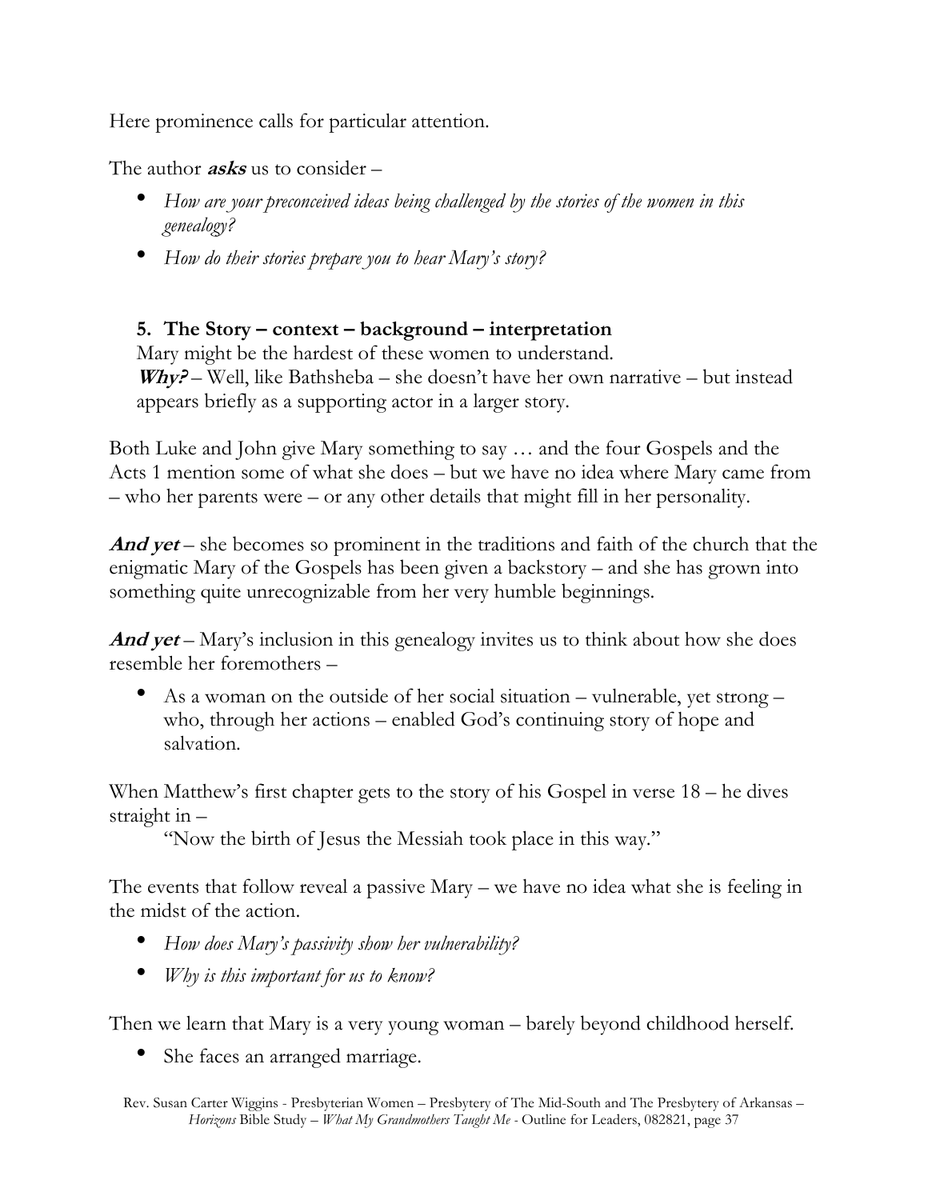Here prominence calls for particular attention.

The author ***asks*** us to consider –

- *How are your preconceived ideas being challenged by the stories of the women in this genealogy?*
- *How do their stories prepare you to hear Mary's story?*

**5. The Story – context – background – interpretation**

Mary might be the hardest of these women to understand.
***Why?*** – Well, like Bathsheba – she doesn't have her own narrative – but instead appears briefly as a supporting actor in a larger story.

Both Luke and John give Mary something to say … and the four Gospels and the Acts 1 mention some of what she does – but we have no idea where Mary came from – who her parents were – or any other details that might fill in her personality.

***And yet*** – she becomes so prominent in the traditions and faith of the church that the enigmatic Mary of the Gospels has been given a backstory – and she has grown into something quite unrecognizable from her very humble beginnings.

***And yet*** – Mary's inclusion in this genealogy invites us to think about how she does resemble her foremothers –

- As a woman on the outside of her social situation – vulnerable, yet strong – who, through her actions – enabled God's continuing story of hope and salvation.

When Matthew's first chapter gets to the story of his Gospel in verse 18 – he dives straight in –

"Now the birth of Jesus the Messiah took place in this way."

The events that follow reveal a passive Mary – we have no idea what she is feeling in the midst of the action.

- *How does Mary's passivity show her vulnerability?*
- *Why is this important for us to know?*

Then we learn that Mary is a very young woman – barely beyond childhood herself.

- She faces an arranged marriage.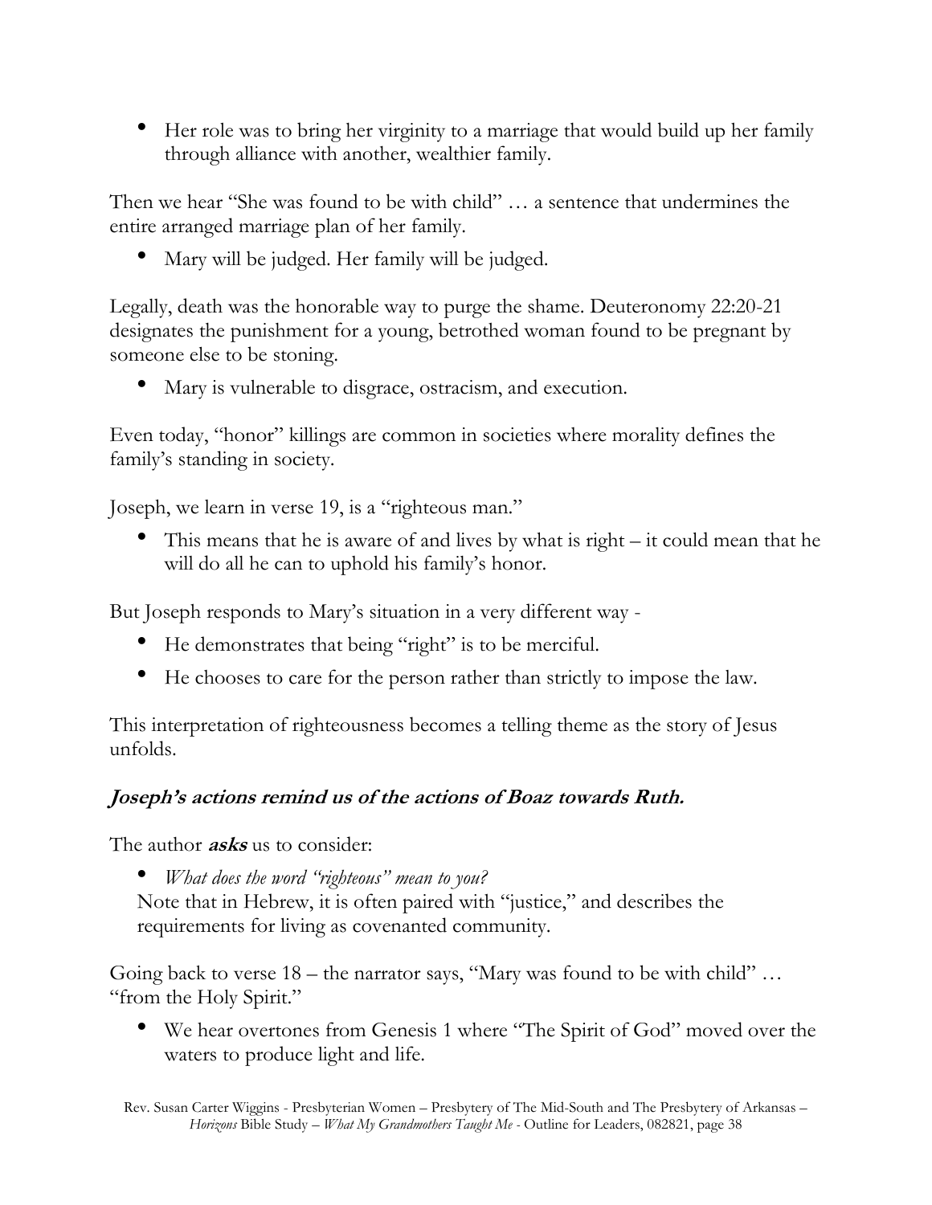- Her role was to bring her virginity to a marriage that would build up her family through alliance with another, wealthier family.

Then we hear "She was found to be with child" … a sentence that undermines the entire arranged marriage plan of her family.

- Mary will be judged. Her family will be judged.

Legally, death was the honorable way to purge the shame. Deuteronomy 22:20-21 designates the punishment for a young, betrothed woman found to be pregnant by someone else to be stoning.

- Mary is vulnerable to disgrace, ostracism, and execution.

Even today, "honor" killings are common in societies where morality defines the family's standing in society.

Joseph, we learn in verse 19, is a "righteous man."

- This means that he is aware of and lives by what is right – it could mean that he will do all he can to uphold his family's honor.

But Joseph responds to Mary's situation in a very different way -

- He demonstrates that being "right" is to be merciful.
- He chooses to care for the person rather than strictly to impose the law.

This interpretation of righteousness becomes a telling theme as the story of Jesus unfolds.

***Joseph's actions remind us of the actions of Boaz towards Ruth.***

The author ***asks*** us to consider:

- *What does the word "righteous" mean to you?*
  Note that in Hebrew, it is often paired with "justice," and describes the requirements for living as covenanted community.

Going back to verse 18 – the narrator says, "Mary was found to be with child" … "from the Holy Spirit."

- We hear overtones from Genesis 1 where "The Spirit of God" moved over the waters to produce light and life.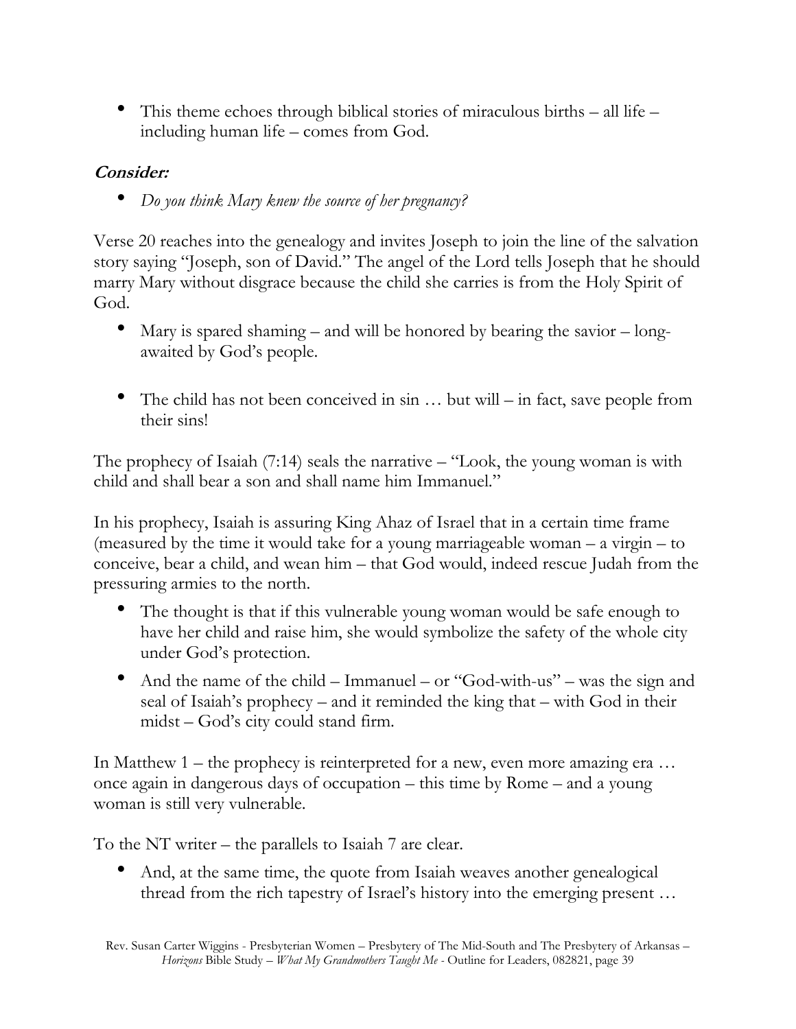- This theme echoes through biblical stories of miraculous births – all life – including human life – comes from God.

***Consider:***

- *Do you think Mary knew the source of her pregnancy?*

Verse 20 reaches into the genealogy and invites Joseph to join the line of the salvation story saying "Joseph, son of David." The angel of the Lord tells Joseph that he should marry Mary without disgrace because the child she carries is from the Holy Spirit of God.

- Mary is spared shaming – and will be honored by bearing the savior – long-awaited by God's people.

- The child has not been conceived in sin … but will – in fact, save people from their sins!

The prophecy of Isaiah (7:14) seals the narrative – "Look, the young woman is with child and shall bear a son and shall name him Immanuel."

In his prophecy, Isaiah is assuring King Ahaz of Israel that in a certain time frame (measured by the time it would take for a young marriageable woman – a virgin – to conceive, bear a child, and wean him – that God would, indeed rescue Judah from the pressuring armies to the north.

- The thought is that if this vulnerable young woman would be safe enough to have her child and raise him, she would symbolize the safety of the whole city under God's protection.
- And the name of the child – Immanuel – or "God-with-us" – was the sign and seal of Isaiah's prophecy – and it reminded the king that – with God in their midst – God's city could stand firm.

In Matthew 1 – the prophecy is reinterpreted for a new, even more amazing era … once again in dangerous days of occupation – this time by Rome – and a young woman is still very vulnerable.

To the NT writer – the parallels to Isaiah 7 are clear.

- And, at the same time, the quote from Isaiah weaves another genealogical thread from the rich tapestry of Israel's history into the emerging present …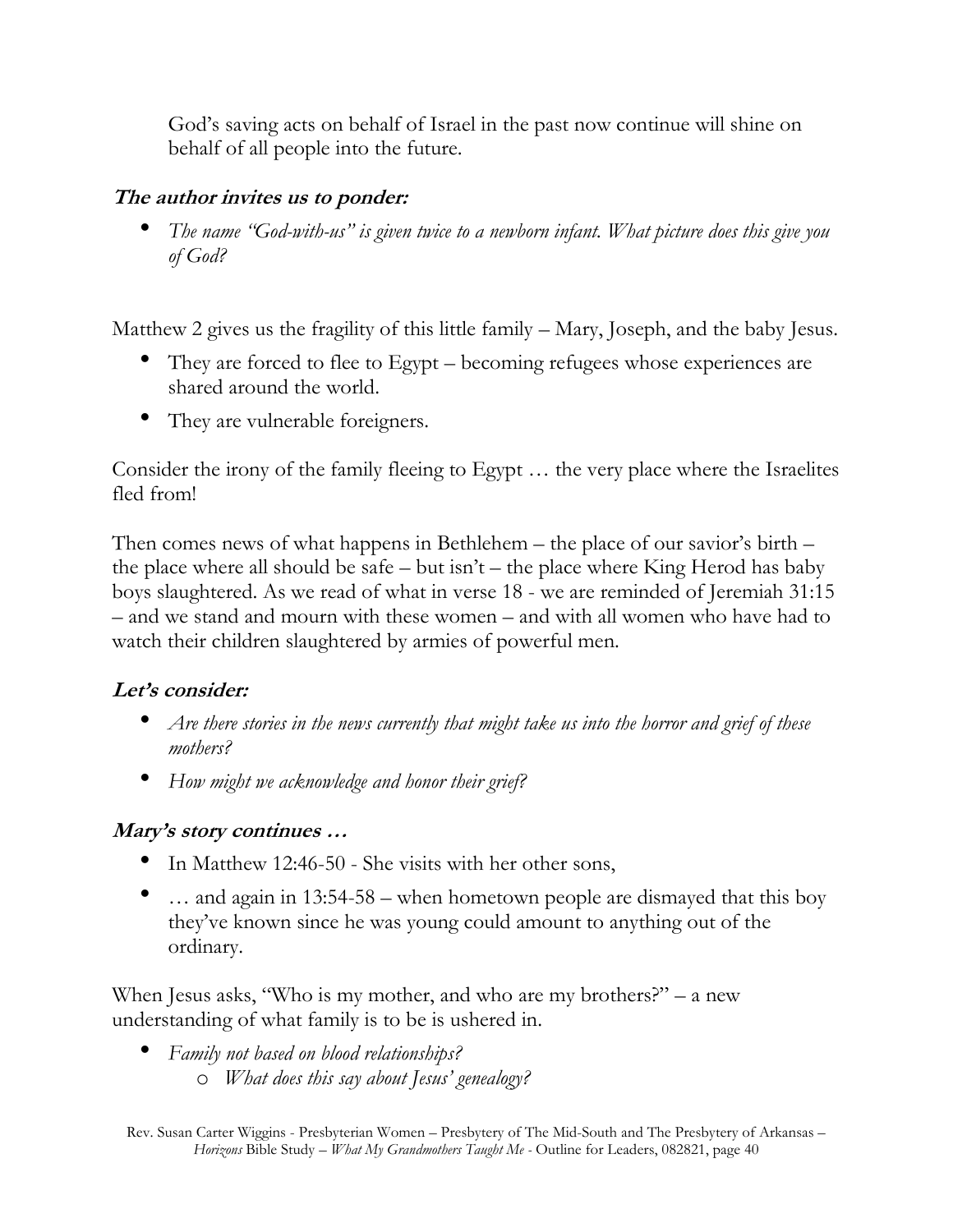God's saving acts on behalf of Israel in the past now continue will shine on behalf of all people into the future.

### *The author invites us to ponder:*

- *The name "God-with-us" is given twice to a newborn infant. What picture does this give you of God?*

Matthew 2 gives us the fragility of this little family – Mary, Joseph, and the baby Jesus.

- They are forced to flee to Egypt – becoming refugees whose experiences are shared around the world.
- They are vulnerable foreigners.

Consider the irony of the family fleeing to Egypt … the very place where the Israelites fled from!

Then comes news of what happens in Bethlehem – the place of our savior's birth – the place where all should be safe – but isn't – the place where King Herod has baby boys slaughtered. As we read of what in verse 18 - we are reminded of Jeremiah 31:15 – and we stand and mourn with these women – and with all women who have had to watch their children slaughtered by armies of powerful men.

### *Let's consider:*

- *Are there stories in the news currently that might take us into the horror and grief of these mothers?*
- *How might we acknowledge and honor their grief?*

### *Mary's story continues …*

- In Matthew 12:46-50 - She visits with her other sons,
- … and again in 13:54-58 – when hometown people are dismayed that this boy they've known since he was young could amount to anything out of the ordinary.

When Jesus asks, "Who is my mother, and who are my brothers?" – a new understanding of what family is to be is ushered in.

- *Family not based on blood relationships?*
    - *What does this say about Jesus' genealogy?*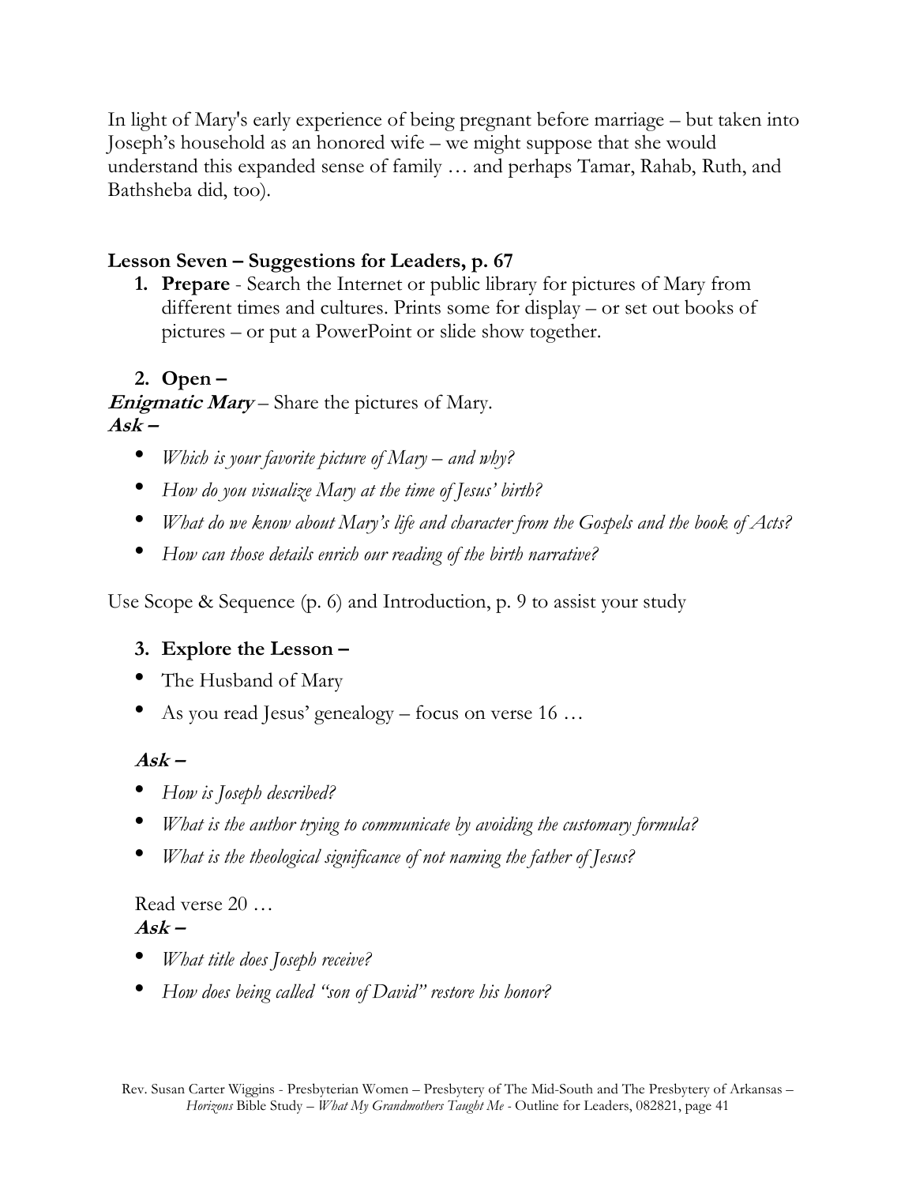In light of Mary's early experience of being pregnant before marriage – but taken into Joseph's household as an honored wife – we might suppose that she would understand this expanded sense of family … and perhaps Tamar, Rahab, Ruth, and Bathsheba did, too).

**Lesson Seven – Suggestions for Leaders, p. 67**

1. **Prepare** - Search the Internet or public library for pictures of Mary from different times and cultures. Prints some for display – or set out books of pictures – or put a PowerPoint or slide show together.

2. **Open –**

***Enigmatic Mary*** – Share the pictures of Mary.
***Ask –***

- *Which is your favorite picture of Mary – and why?*
- *How do you visualize Mary at the time of Jesus' birth?*
- *What do we know about Mary's life and character from the Gospels and the book of Acts?*
- *How can those details enrich our reading of the birth narrative?*

Use Scope & Sequence (p. 6) and Introduction, p. 9 to assist your study

3. **Explore the Lesson –**

- The Husband of Mary
- As you read Jesus' genealogy – focus on verse 16 …

***Ask –***

- *How is Joseph described?*
- *What is the author trying to communicate by avoiding the customary formula?*
- *What is the theological significance of not naming the father of Jesus?*

Read verse 20 …
***Ask –***

- *What title does Joseph receive?*
- *How does being called "son of David" restore his honor?*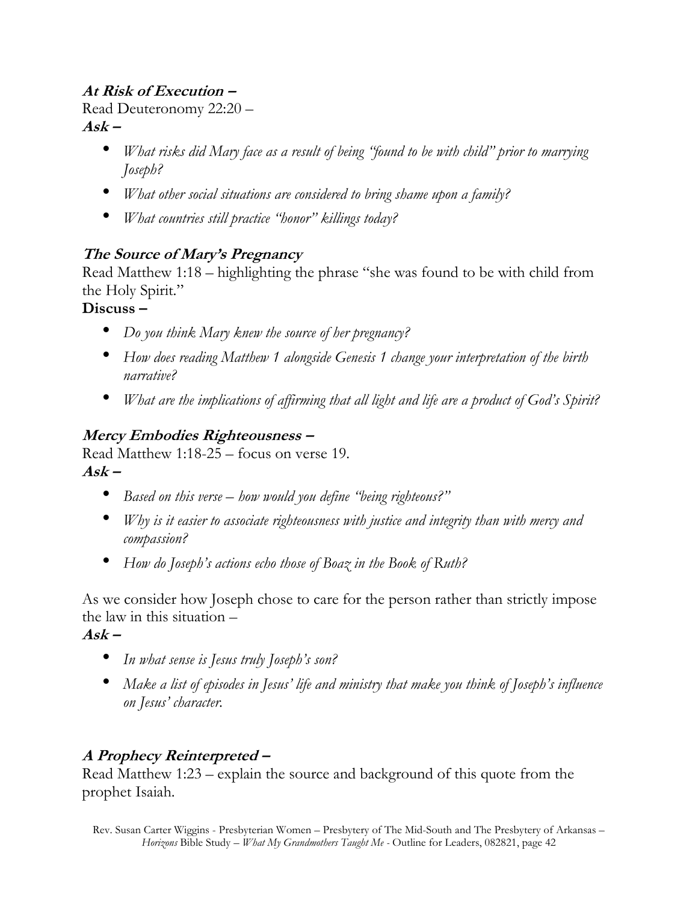**At Risk of Execution –**

Read Deuteronomy 22:20 –

**Ask –**

- *What risks did Mary face as a result of being "found to be with child" prior to marrying Joseph?*
- *What other social situations are considered to bring shame upon a family?*
- *What countries still practice "honor" killings today?*

**The Source of Mary's Pregnancy**

Read Matthew 1:18 – highlighting the phrase "she was found to be with child from the Holy Spirit."

**Discuss –**

- *Do you think Mary knew the source of her pregnancy?*
- *How does reading Matthew 1 alongside Genesis 1 change your interpretation of the birth narrative?*
- *What are the implications of affirming that all light and life are a product of God's Spirit?*

**Mercy Embodies Righteousness –**

Read Matthew 1:18-25 – focus on verse 19.

**Ask –**

- *Based on this verse – how would you define "being righteous?"*
- *Why is it easier to associate righteousness with justice and integrity than with mercy and compassion?*
- *How do Joseph's actions echo those of Boaz in the Book of Ruth?*

As we consider how Joseph chose to care for the person rather than strictly impose the law in this situation –

**Ask –**

- *In what sense is Jesus truly Joseph's son?*
- *Make a list of episodes in Jesus' life and ministry that make you think of Joseph's influence on Jesus' character.*

**A Prophecy Reinterpreted –**

Read Matthew 1:23 – explain the source and background of this quote from the prophet Isaiah.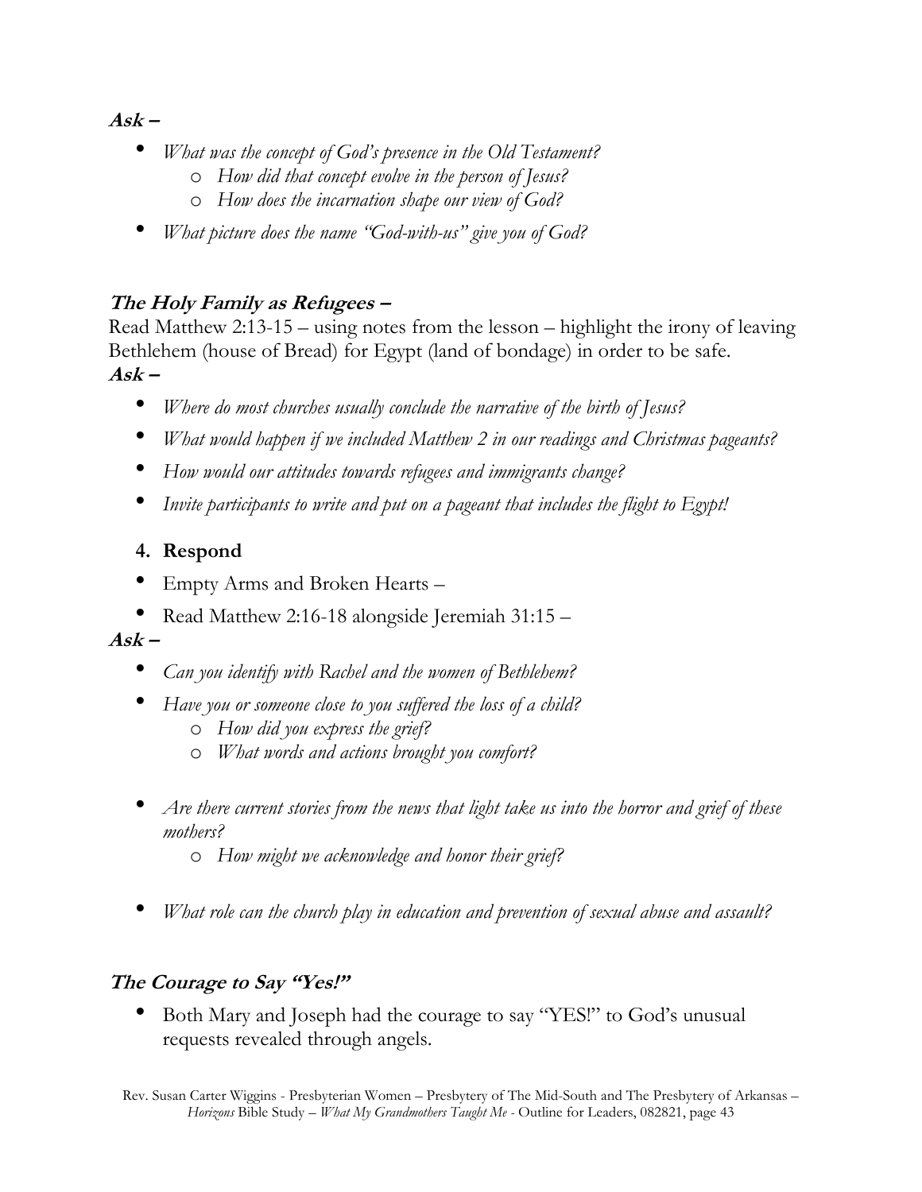***Ask –***

- *What was the concept of God's presence in the Old Testament?*
  - *How did that concept evolve in the person of Jesus?*
  - *How does the incarnation shape our view of God?*
- *What picture does the name "God-with-us" give you of God?*

***The Holy Family as Refugees –***

Read Matthew 2:13-15 – using notes from the lesson – highlight the irony of leaving Bethlehem (house of Bread) for Egypt (land of bondage) in order to be safe.

***Ask –***

- *Where do most churches usually conclude the narrative of the birth of Jesus?*
- *What would happen if we included Matthew 2 in our readings and Christmas pageants?*
- *How would our attitudes towards refugees and immigrants change?*
- *Invite participants to write and put on a pageant that includes the flight to Egypt!*

4. **Respond**

- Empty Arms and Broken Hearts –
- Read Matthew 2:16-18 alongside Jeremiah 31:15 –

***Ask –***

- *Can you identify with Rachel and the women of Bethlehem?*
- *Have you or someone close to you suffered the loss of a child?*
  - *How did you express the grief?*
  - *What words and actions brought you comfort?*
- *Are there current stories from the news that light take us into the horror and grief of these mothers?*
  - *How might we acknowledge and honor their grief?*
- *What role can the church play in education and prevention of sexual abuse and assault?*

***The Courage to Say "Yes!"***

- Both Mary and Joseph had the courage to say "YES!" to God's unusual requests revealed through angels.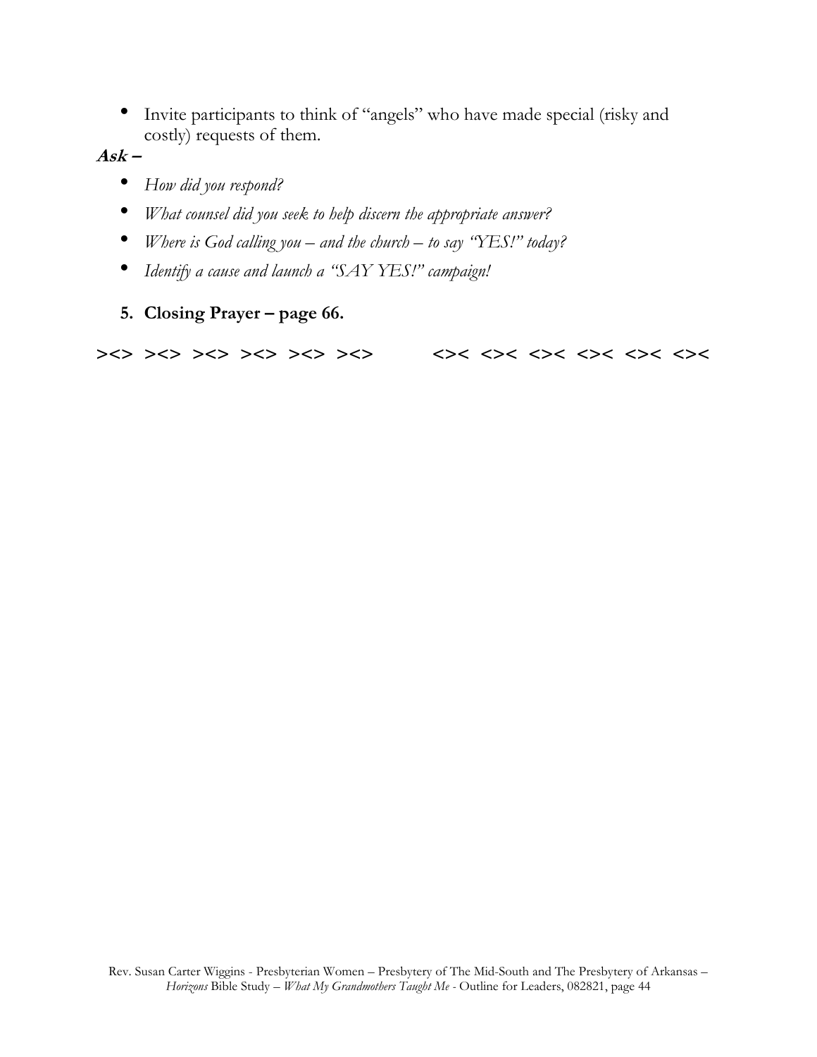- Invite participants to think of "angels" who have made special (risky and costly) requests of them.

***Ask –***

- *How did you respond?*
- *What counsel did you seek to help discern the appropriate answer?*
- *Where is God calling you – and the church – to say "YES!" today?*
- *Identify a cause and launch a "SAY YES!" campaign!*

5. **Closing Prayer – page 66.**

**><> ><> ><> ><> ><> ><>          <>< <>< <>< <>< <>< <><**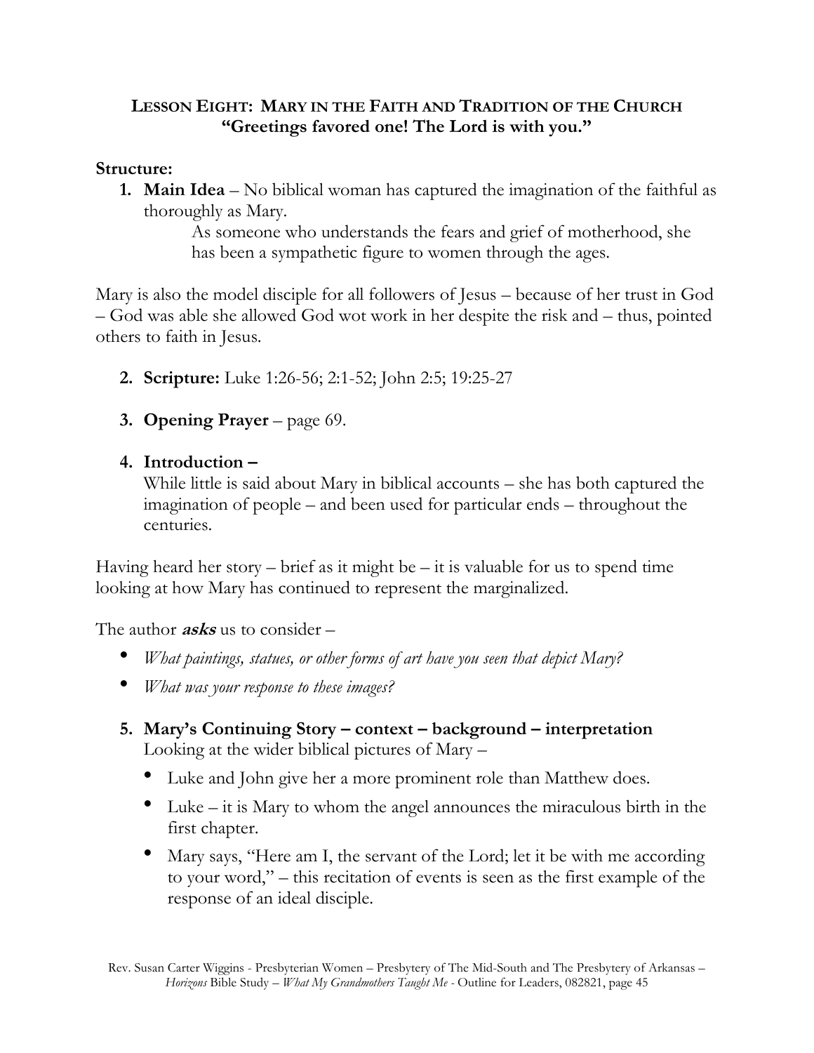**LESSON EIGHT: MARY IN THE FAITH AND TRADITION OF THE CHURCH**
**"Greetings favored one! The Lord is with you."**

**Structure:**

1. **Main Idea** – No biblical woman has captured the imagination of the faithful as thoroughly as Mary.

   As someone who understands the fears and grief of motherhood, she has been a sympathetic figure to women through the ages.

Mary is also the model disciple for all followers of Jesus – because of her trust in God – God was able she allowed God wot work in her despite the risk and – thus, pointed others to faith in Jesus.

2. **Scripture:** Luke 1:26-56; 2:1-52; John 2:5; 19:25-27

3. **Opening Prayer** – page 69.

4. **Introduction –**

   While little is said about Mary in biblical accounts – she has both captured the imagination of people – and been used for particular ends – throughout the centuries.

Having heard her story – brief as it might be – it is valuable for us to spend time looking at how Mary has continued to represent the marginalized.

The author ***asks*** us to consider –

- *What paintings, statues, or other forms of art have you seen that depict Mary?*
- *What was your response to these images?*

5. **Mary's Continuing Story – context – background – interpretation**

   Looking at the wider biblical pictures of Mary –

   - Luke and John give her a more prominent role than Matthew does.
   - Luke – it is Mary to whom the angel announces the miraculous birth in the first chapter.
   - Mary says, "Here am I, the servant of the Lord; let it be with me according to your word," – this recitation of events is seen as the first example of the response of an ideal disciple.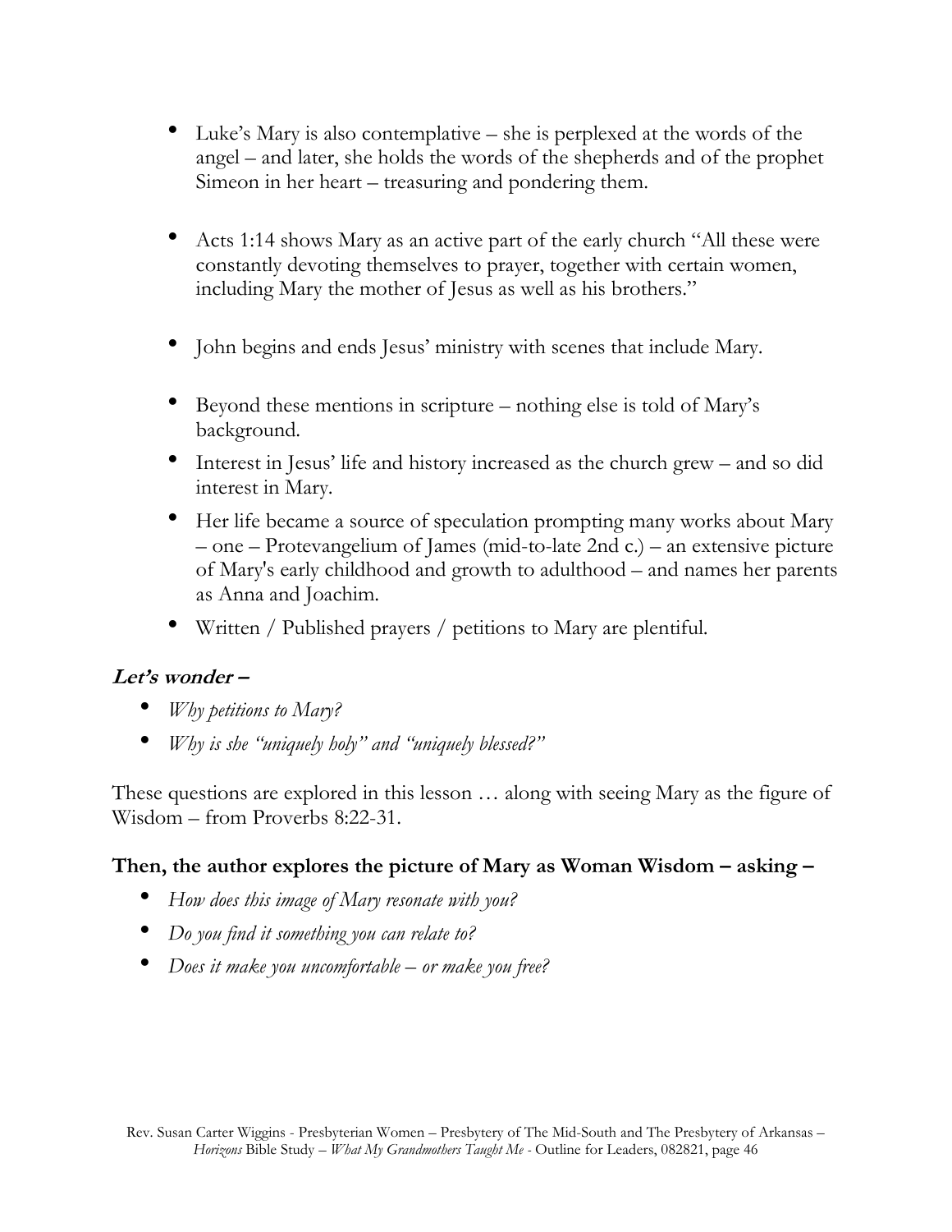- Luke's Mary is also contemplative – she is perplexed at the words of the angel – and later, she holds the words of the shepherds and of the prophet Simeon in her heart – treasuring and pondering them.

- Acts 1:14 shows Mary as an active part of the early church "All these were constantly devoting themselves to prayer, together with certain women, including Mary the mother of Jesus as well as his brothers."

- John begins and ends Jesus' ministry with scenes that include Mary.

- Beyond these mentions in scripture – nothing else is told of Mary's background.
- Interest in Jesus' life and history increased as the church grew – and so did interest in Mary.
- Her life became a source of speculation prompting many works about Mary – one – Protevangelium of James (mid-to-late 2nd c.) – an extensive picture of Mary's early childhood and growth to adulthood – and names her parents as Anna and Joachim.
- Written / Published prayers / petitions to Mary are plentiful.

***Let's wonder –***

- *Why petitions to Mary?*
- *Why is she "uniquely holy" and "uniquely blessed?"*

These questions are explored in this lesson … along with seeing Mary as the figure of Wisdom – from Proverbs 8:22-31.

**Then, the author explores the picture of Mary as Woman Wisdom – asking –**

- *How does this image of Mary resonate with you?*
- *Do you find it something you can relate to?*
- *Does it make you uncomfortable – or make you free?*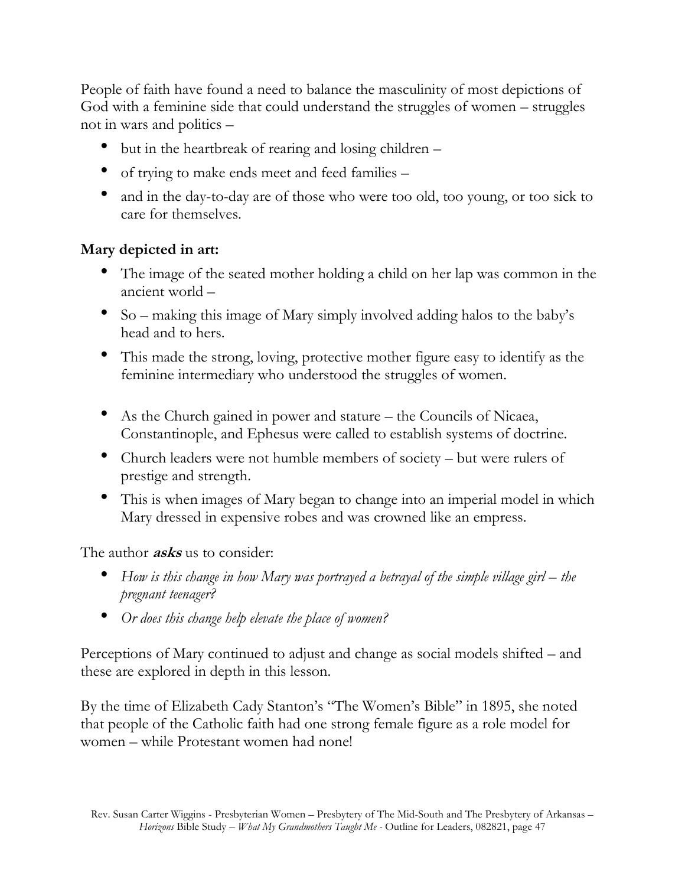People of faith have found a need to balance the masculinity of most depictions of God with a feminine side that could understand the struggles of women – struggles not in wars and politics –

- but in the heartbreak of rearing and losing children –
- of trying to make ends meet and feed families –
- and in the day-to-day are of those who were too old, too young, or too sick to care for themselves.

**Mary depicted in art:**

- The image of the seated mother holding a child on her lap was common in the ancient world –
- So – making this image of Mary simply involved adding halos to the baby's head and to hers.
- This made the strong, loving, protective mother figure easy to identify as the feminine intermediary who understood the struggles of women.

- As the Church gained in power and stature – the Councils of Nicaea, Constantinople, and Ephesus were called to establish systems of doctrine.
- Church leaders were not humble members of society – but were rulers of prestige and strength.
- This is when images of Mary began to change into an imperial model in which Mary dressed in expensive robes and was crowned like an empress.

The author ***asks*** us to consider:

- *How is this change in how Mary was portrayed a betrayal of the simple village girl – the pregnant teenager?*
- *Or does this change help elevate the place of women?*

Perceptions of Mary continued to adjust and change as social models shifted – and these are explored in depth in this lesson.

By the time of Elizabeth Cady Stanton's "The Women's Bible" in 1895, she noted that people of the Catholic faith had one strong female figure as a role model for women – while Protestant women had none!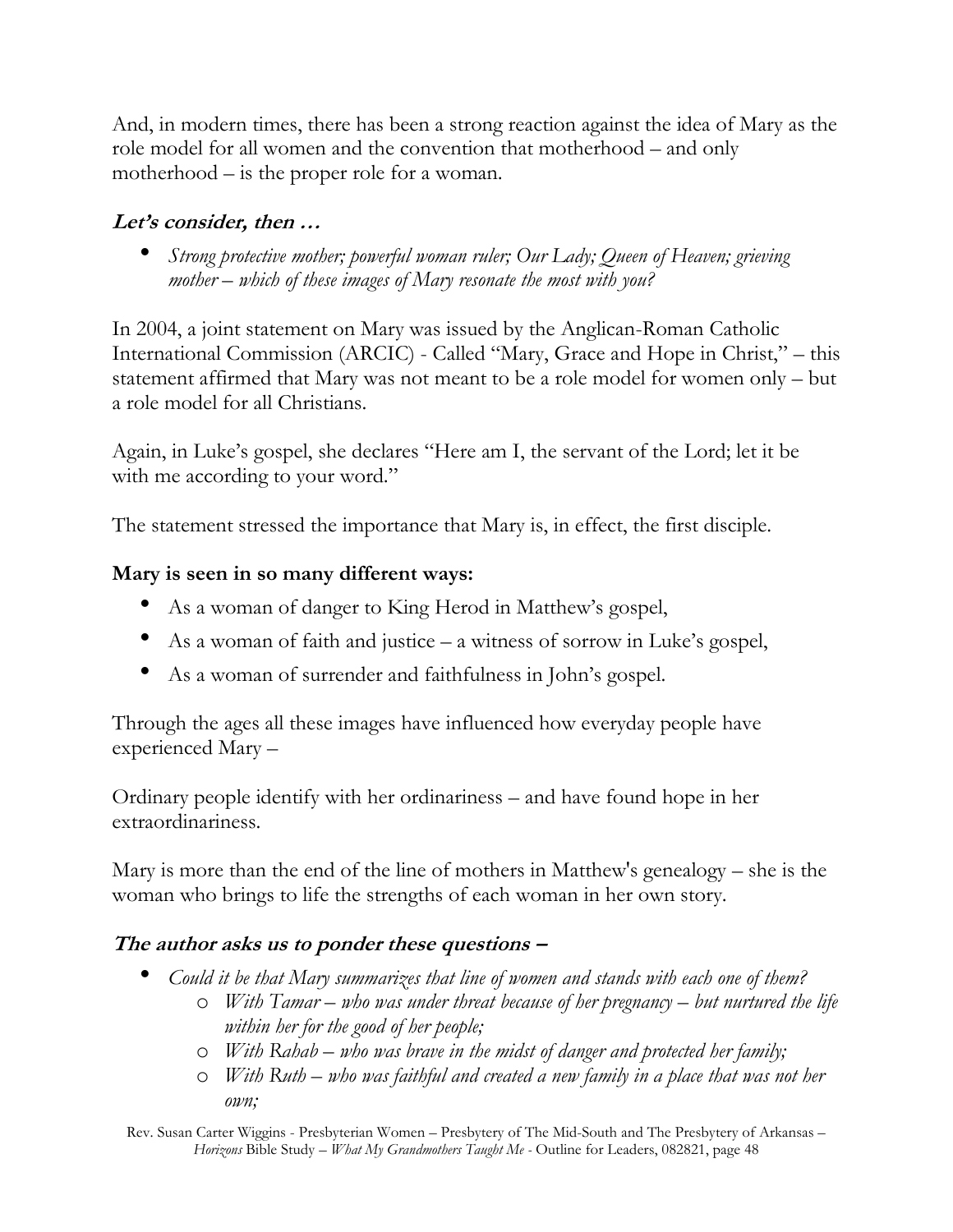And, in modern times, there has been a strong reaction against the idea of Mary as the role model for all women and the convention that motherhood – and only motherhood – is the proper role for a woman.

### ***Let's consider, then …***

- *Strong protective mother; powerful woman ruler; Our Lady; Queen of Heaven; grieving mother – which of these images of Mary resonate the most with you?*

In 2004, a joint statement on Mary was issued by the Anglican-Roman Catholic International Commission (ARCIC) - Called "Mary, Grace and Hope in Christ," – this statement affirmed that Mary was not meant to be a role model for women only – but a role model for all Christians.

Again, in Luke's gospel, she declares "Here am I, the servant of the Lord; let it be with me according to your word."

The statement stressed the importance that Mary is, in effect, the first disciple.

### **Mary is seen in so many different ways:**

- As a woman of danger to King Herod in Matthew's gospel,
- As a woman of faith and justice – a witness of sorrow in Luke's gospel,
- As a woman of surrender and faithfulness in John's gospel.

Through the ages all these images have influenced how everyday people have experienced Mary –

Ordinary people identify with her ordinariness – and have found hope in her extraordinariness.

Mary is more than the end of the line of mothers in Matthew's genealogy – she is the woman who brings to life the strengths of each woman in her own story.

### ***The author asks us to ponder these questions –***

- *Could it be that Mary summarizes that line of women and stands with each one of them?*
  - *With Tamar – who was under threat because of her pregnancy – but nurtured the life within her for the good of her people;*
  - *With Rahab – who was brave in the midst of danger and protected her family;*
  - *With Ruth – who was faithful and created a new family in a place that was not her own;*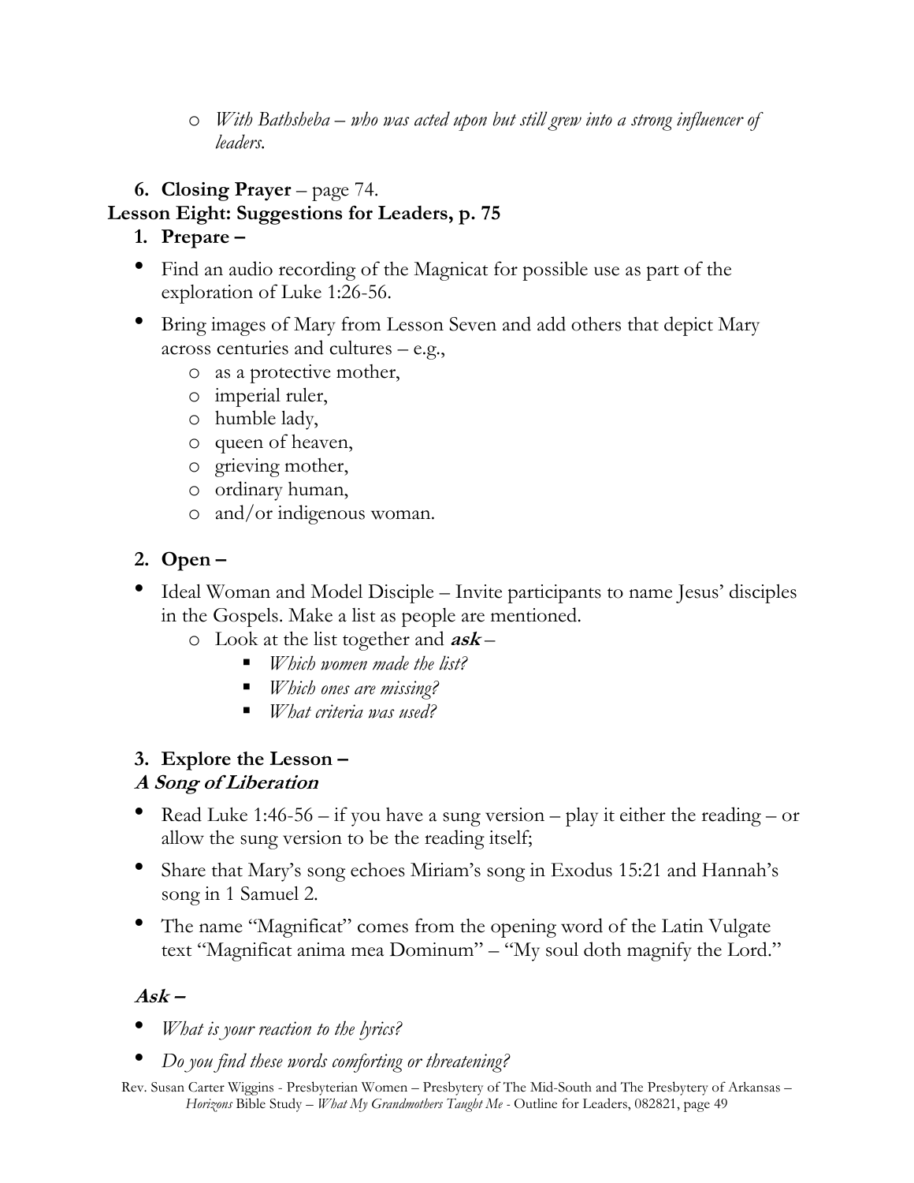- *With Bathsheba – who was acted upon but still grew into a strong influencer of leaders.*

6. **Closing Prayer** – page 74.

**Lesson Eight: Suggestions for Leaders, p. 75**

1. **Prepare –**

- Find an audio recording of the Magnicat for possible use as part of the exploration of Luke 1:26-56.
- Bring images of Mary from Lesson Seven and add others that depict Mary across centuries and cultures – e.g.,
  - as a protective mother,
  - imperial ruler,
  - humble lady,
  - queen of heaven,
  - grieving mother,
  - ordinary human,
  - and/or indigenous woman.

2. **Open –**

- Ideal Woman and Model Disciple – Invite participants to name Jesus' disciples in the Gospels. Make a list as people are mentioned.
  - Look at the list together and ***ask*** –
    - *Which women made the list?*
    - *Which ones are missing?*
    - *What criteria was used?*

3. **Explore the Lesson –**

***A Song of Liberation***

- Read Luke 1:46-56 – if you have a sung version – play it either the reading – or allow the sung version to be the reading itself;
- Share that Mary's song echoes Miriam's song in Exodus 15:21 and Hannah's song in 1 Samuel 2.
- The name "Magnificat" comes from the opening word of the Latin Vulgate text "Magnificat anima mea Dominum" – "My soul doth magnify the Lord."

***Ask –***

- *What is your reaction to the lyrics?*
- *Do you find these words comforting or threatening?*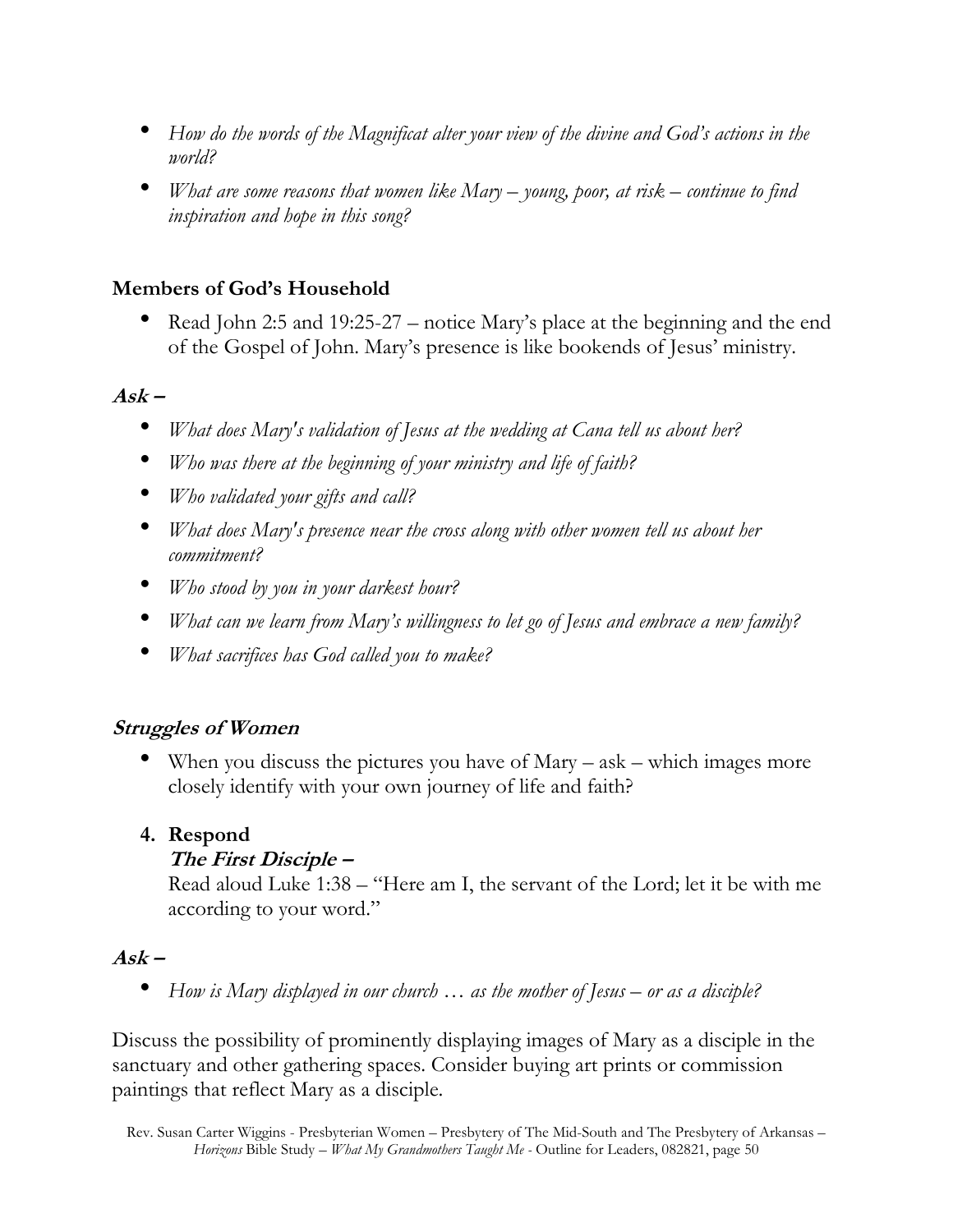- *How do the words of the Magnificat alter your view of the divine and God's actions in the world?*
- *What are some reasons that women like Mary – young, poor, at risk – continue to find inspiration and hope in this song?*

**Members of God's Household**

- Read John 2:5 and 19:25-27 – notice Mary's place at the beginning and the end of the Gospel of John. Mary's presence is like bookends of Jesus' ministry.

***Ask –***

- *What does Mary's validation of Jesus at the wedding at Cana tell us about her?*
- *Who was there at the beginning of your ministry and life of faith?*
- *Who validated your gifts and call?*
- *What does Mary's presence near the cross along with other women tell us about her commitment?*
- *Who stood by you in your darkest hour?*
- *What can we learn from Mary's willingness to let go of Jesus and embrace a new family?*
- *What sacrifices has God called you to make?*

***Struggles of Women***

- When you discuss the pictures you have of Mary – ask – which images more closely identify with your own journey of life and faith?

4. **Respond**
   ***The First Disciple –***
   Read aloud Luke 1:38 – "Here am I, the servant of the Lord; let it be with me according to your word."

***Ask –***

- *How is Mary displayed in our church … as the mother of Jesus – or as a disciple?*

Discuss the possibility of prominently displaying images of Mary as a disciple in the sanctuary and other gathering spaces. Consider buying art prints or commission paintings that reflect Mary as a disciple.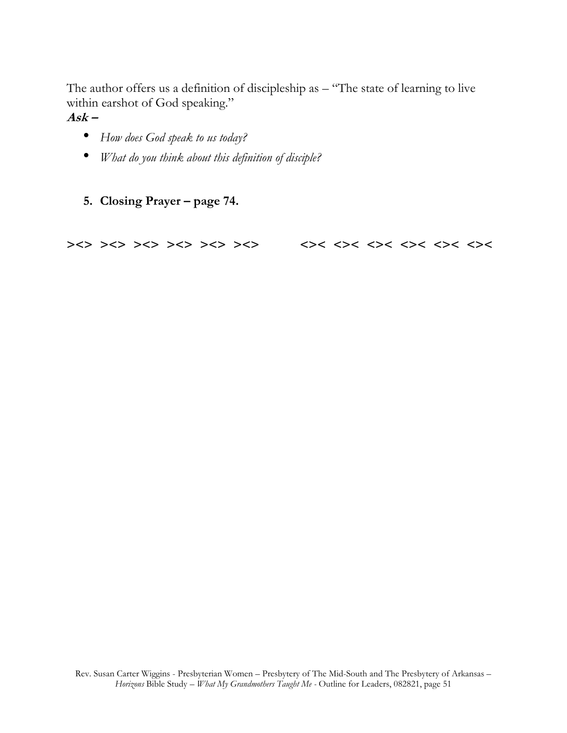The author offers us a definition of discipleship as – "The state of learning to live within earshot of God speaking."

***Ask –***

- *How does God speak to us today?*
- *What do you think about this definition of disciple?*

5. **Closing Prayer – page 74.**

**><> ><> ><> ><> ><> ><>          <>< <>< <>< <>< <>< <><**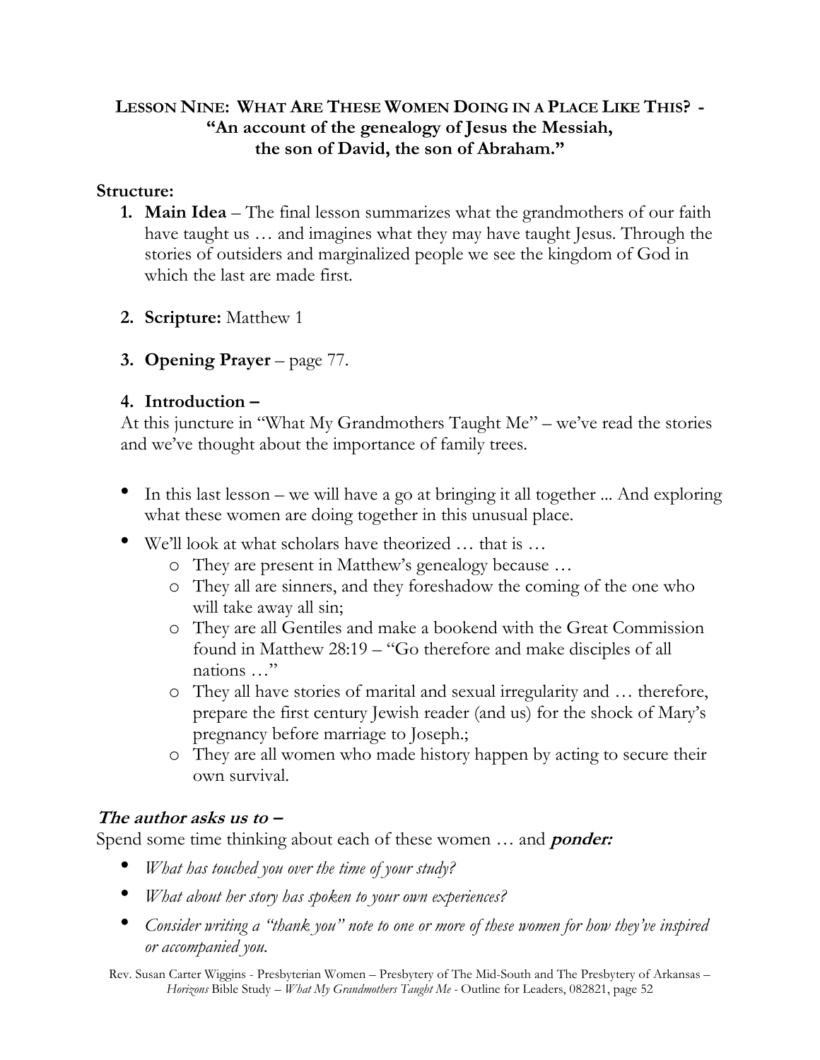### Lesson Nine: What Are These Women Doing in a Place Like This? - "An account of the genealogy of Jesus the Messiah, the son of David, the son of Abraham."

**Structure:**

1. **Main Idea** – The final lesson summarizes what the grandmothers of our faith have taught us … and imagines what they may have taught Jesus. Through the stories of outsiders and marginalized people we see the kingdom of God in which the last are made first.

2. **Scripture:** Matthew 1

3. **Opening Prayer** – page 77.

4. **Introduction –**

At this juncture in "What My Grandmothers Taught Me" – we've read the stories and we've thought about the importance of family trees.

- In this last lesson – we will have a go at bringing it all together ... And exploring what these women are doing together in this unusual place.
- We'll look at what scholars have theorized … that is …
    - They are present in Matthew's genealogy because …
    - They all are sinners, and they foreshadow the coming of the one who will take away all sin;
    - They are all Gentiles and make a bookend with the Great Commission found in Matthew 28:19 – "Go therefore and make disciples of all nations …"
    - They all have stories of marital and sexual irregularity and … therefore, prepare the first century Jewish reader (and us) for the shock of Mary's pregnancy before marriage to Joseph.;
    - They are all women who made history happen by acting to secure their own survival.

***The author asks us to –***

Spend some time thinking about each of these women … and ***ponder:***

- *What has touched you over the time of your study?*
- *What about her story has spoken to your own experiences?*
- *Consider writing a "thank you" note to one or more of these women for how they've inspired or accompanied you.*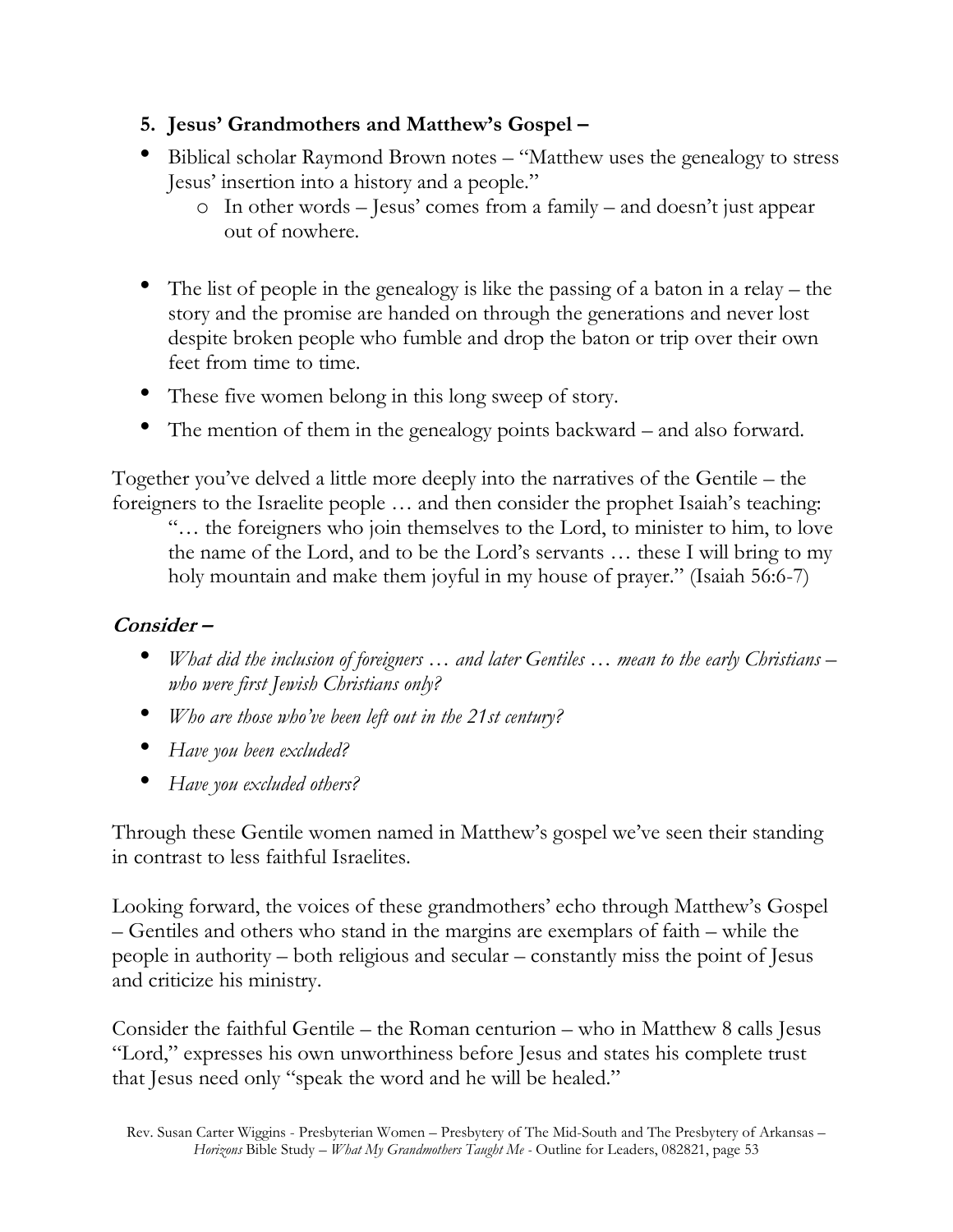## 5. Jesus' Grandmothers and Matthew's Gospel –

- Biblical scholar Raymond Brown notes – "Matthew uses the genealogy to stress Jesus' insertion into a history and a people."
  - In other words – Jesus' comes from a family – and doesn't just appear out of nowhere.

- The list of people in the genealogy is like the passing of a baton in a relay – the story and the promise are handed on through the generations and never lost despite broken people who fumble and drop the baton or trip over their own feet from time to time.
- These five women belong in this long sweep of story.
- The mention of them in the genealogy points backward – and also forward.

Together you've delved a little more deeply into the narratives of the Gentile – the foreigners to the Israelite people … and then consider the prophet Isaiah's teaching:

> "… the foreigners who join themselves to the Lord, to minister to him, to love the name of the Lord, and to be the Lord's servants … these I will bring to my holy mountain and make them joyful in my house of prayer." (Isaiah 56:6-7)

### *Consider –*

- *What did the inclusion of foreigners … and later Gentiles … mean to the early Christians – who were first Jewish Christians only?*
- *Who are those who've been left out in the 21st century?*
- *Have you been excluded?*
- *Have you excluded others?*

Through these Gentile women named in Matthew's gospel we've seen their standing in contrast to less faithful Israelites.

Looking forward, the voices of these grandmothers' echo through Matthew's Gospel – Gentiles and others who stand in the margins are exemplars of faith – while the people in authority – both religious and secular – constantly miss the point of Jesus and criticize his ministry.

Consider the faithful Gentile – the Roman centurion – who in Matthew 8 calls Jesus "Lord," expresses his own unworthiness before Jesus and states his complete trust that Jesus need only "speak the word and he will be healed."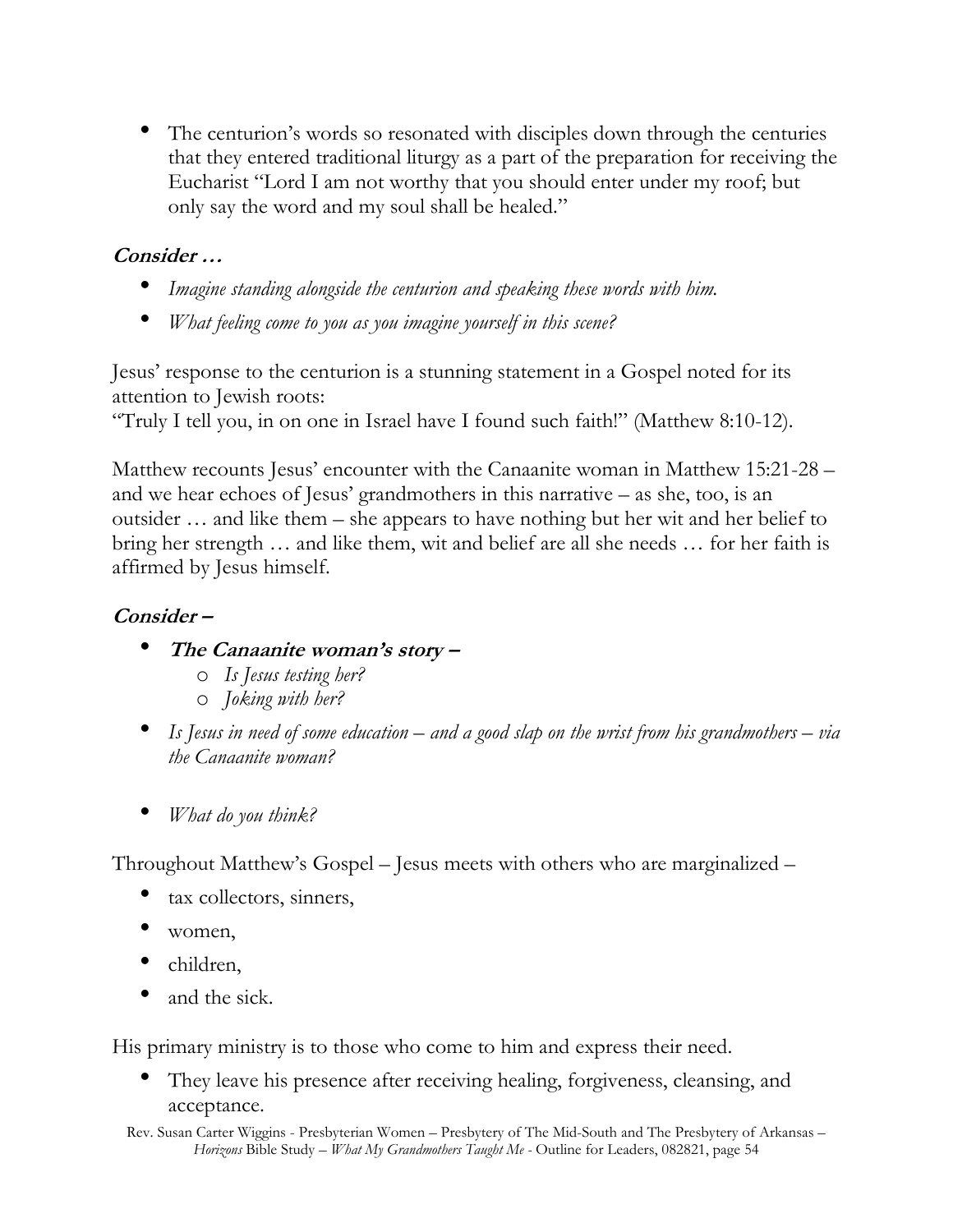- The centurion's words so resonated with disciples down through the centuries that they entered traditional liturgy as a part of the preparation for receiving the Eucharist "Lord I am not worthy that you should enter under my roof; but only say the word and my soul shall be healed."

### ***Consider …***

- *Imagine standing alongside the centurion and speaking these words with him.*
- *What feeling come to you as you imagine yourself in this scene?*

Jesus' response to the centurion is a stunning statement in a Gospel noted for its attention to Jewish roots:
"Truly I tell you, in on one in Israel have I found such faith!" (Matthew 8:10-12).

Matthew recounts Jesus' encounter with the Canaanite woman in Matthew 15:21-28 – and we hear echoes of Jesus' grandmothers in this narrative – as she, too, is an outsider … and like them – she appears to have nothing but her wit and her belief to bring her strength … and like them, wit and belief are all she needs … for her faith is affirmed by Jesus himself.

### ***Consider –***

- ***The Canaanite woman's story –***
  - *Is Jesus testing her?*
  - *Joking with her?*
- *Is Jesus in need of some education – and a good slap on the wrist from his grandmothers – via the Canaanite woman?*

- *What do you think?*

Throughout Matthew's Gospel – Jesus meets with others who are marginalized –

- tax collectors, sinners,
- women,
- children,
- and the sick.

His primary ministry is to those who come to him and express their need.

- They leave his presence after receiving healing, forgiveness, cleansing, and acceptance.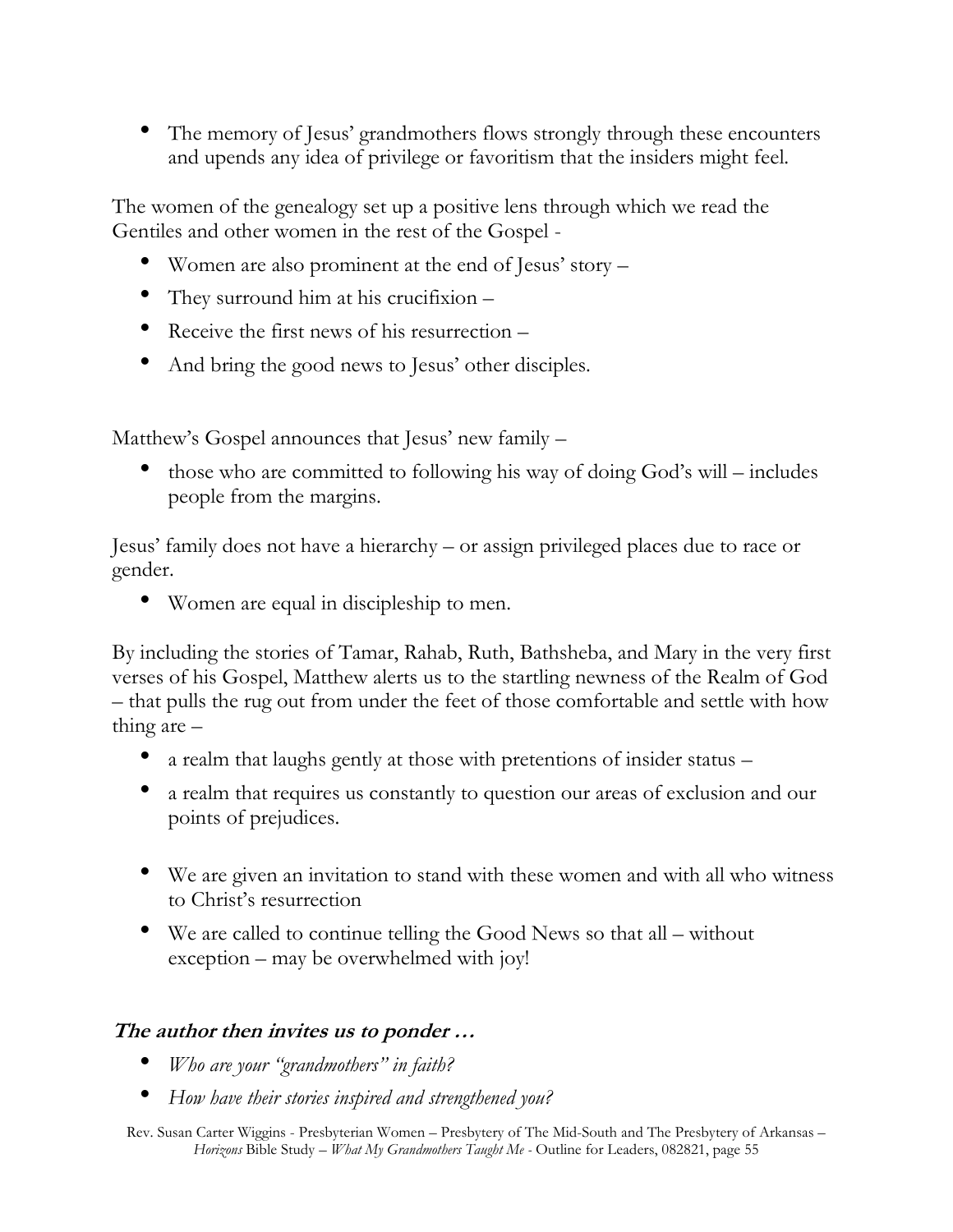- The memory of Jesus' grandmothers flows strongly through these encounters and upends any idea of privilege or favoritism that the insiders might feel.

The women of the genealogy set up a positive lens through which we read the Gentiles and other women in the rest of the Gospel -

- Women are also prominent at the end of Jesus' story –
- They surround him at his crucifixion –
- Receive the first news of his resurrection –
- And bring the good news to Jesus' other disciples.

Matthew's Gospel announces that Jesus' new family –

- those who are committed to following his way of doing God's will – includes people from the margins.

Jesus' family does not have a hierarchy – or assign privileged places due to race or gender.

- Women are equal in discipleship to men.

By including the stories of Tamar, Rahab, Ruth, Bathsheba, and Mary in the very first verses of his Gospel, Matthew alerts us to the startling newness of the Realm of God – that pulls the rug out from under the feet of those comfortable and settle with how thing are –

- a realm that laughs gently at those with pretentions of insider status –
- a realm that requires us constantly to question our areas of exclusion and our points of prejudices.

- We are given an invitation to stand with these women and with all who witness to Christ's resurrection
- We are called to continue telling the Good News so that all – without exception – may be overwhelmed with joy!

### ***The author then invites us to ponder …***

- *Who are your "grandmothers" in faith?*
- *How have their stories inspired and strengthened you?*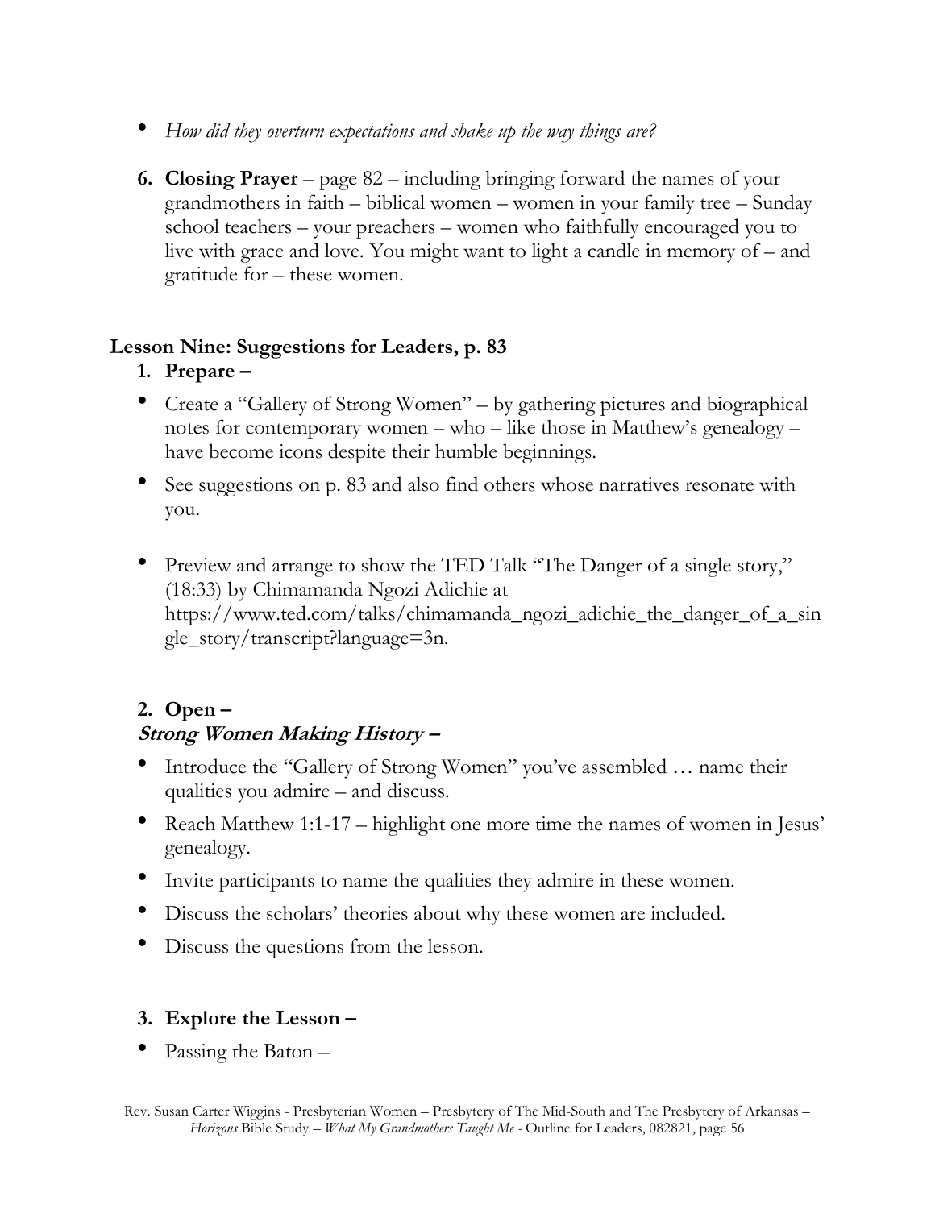- *How did they overturn expectations and shake up the way things are?*

6. **Closing Prayer** – page 82 – including bringing forward the names of your grandmothers in faith – biblical women – women in your family tree – Sunday school teachers – your preachers – women who faithfully encouraged you to live with grace and love. You might want to light a candle in memory of – and gratitude for – these women.

### Lesson Nine: Suggestions for Leaders, p. 83

1. **Prepare –**

- Create a "Gallery of Strong Women" – by gathering pictures and biographical notes for contemporary women – who – like those in Matthew's genealogy – have become icons despite their humble beginnings.
- See suggestions on p. 83 and also find others whose narratives resonate with you.
- Preview and arrange to show the TED Talk "The Danger of a single story," (18:33) by Chimamanda Ngozi Adichie at https://www.ted.com/talks/chimamanda_ngozi_adichie_the_danger_of_a_single_story/transcript?language=3n.

2. **Open –**

***Strong Women Making History –***

- Introduce the "Gallery of Strong Women" you've assembled … name their qualities you admire – and discuss.
- Reach Matthew 1:1-17 – highlight one more time the names of women in Jesus' genealogy.
- Invite participants to name the qualities they admire in these women.
- Discuss the scholars' theories about why these women are included.
- Discuss the questions from the lesson.

3. **Explore the Lesson –**

- Passing the Baton –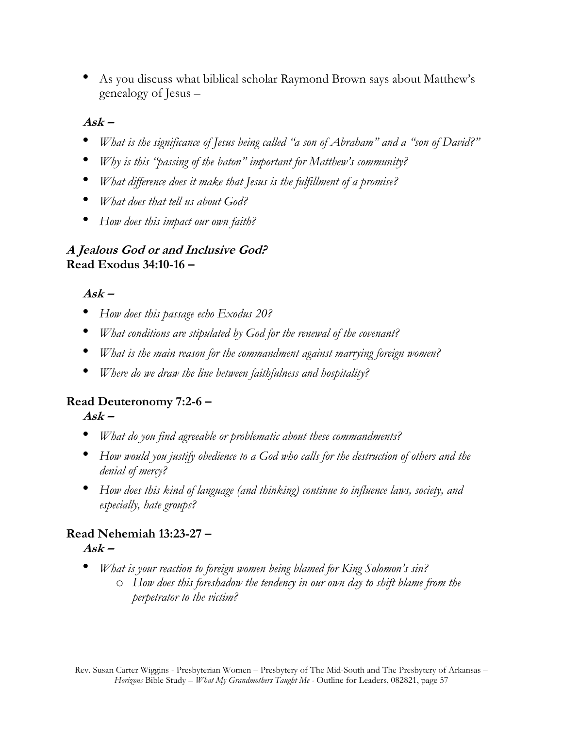- As you discuss what biblical scholar Raymond Brown says about Matthew's genealogy of Jesus –

***Ask –***

- *What is the significance of Jesus being called "a son of Abraham" and a "son of David?"*
- *Why is this "passing of the baton" important for Matthew's community?*
- *What difference does it make that Jesus is the fulfillment of a promise?*
- *What does that tell us about God?*
- *How does this impact our own faith?*

***A Jealous God or and Inclusive God?***
**Read Exodus 34:10-16 –**

***Ask –***

- *How does this passage echo Exodus 20?*
- *What conditions are stipulated by God for the renewal of the covenant?*
- *What is the main reason for the commandment against marrying foreign women?*
- *Where do we draw the line between faithfulness and hospitality?*

**Read Deuteronomy 7:2-6 –**

***Ask –***

- *What do you find agreeable or problematic about these commandments?*
- *How would you justify obedience to a God who calls for the destruction of others and the denial of mercy?*
- *How does this kind of language (and thinking) continue to influence laws, society, and especially, hate groups?*

**Read Nehemiah 13:23-27 –**

***Ask –***

- *What is your reaction to foreign women being blamed for King Solomon's sin?*
    - *How does this foreshadow the tendency in our own day to shift blame from the perpetrator to the victim?*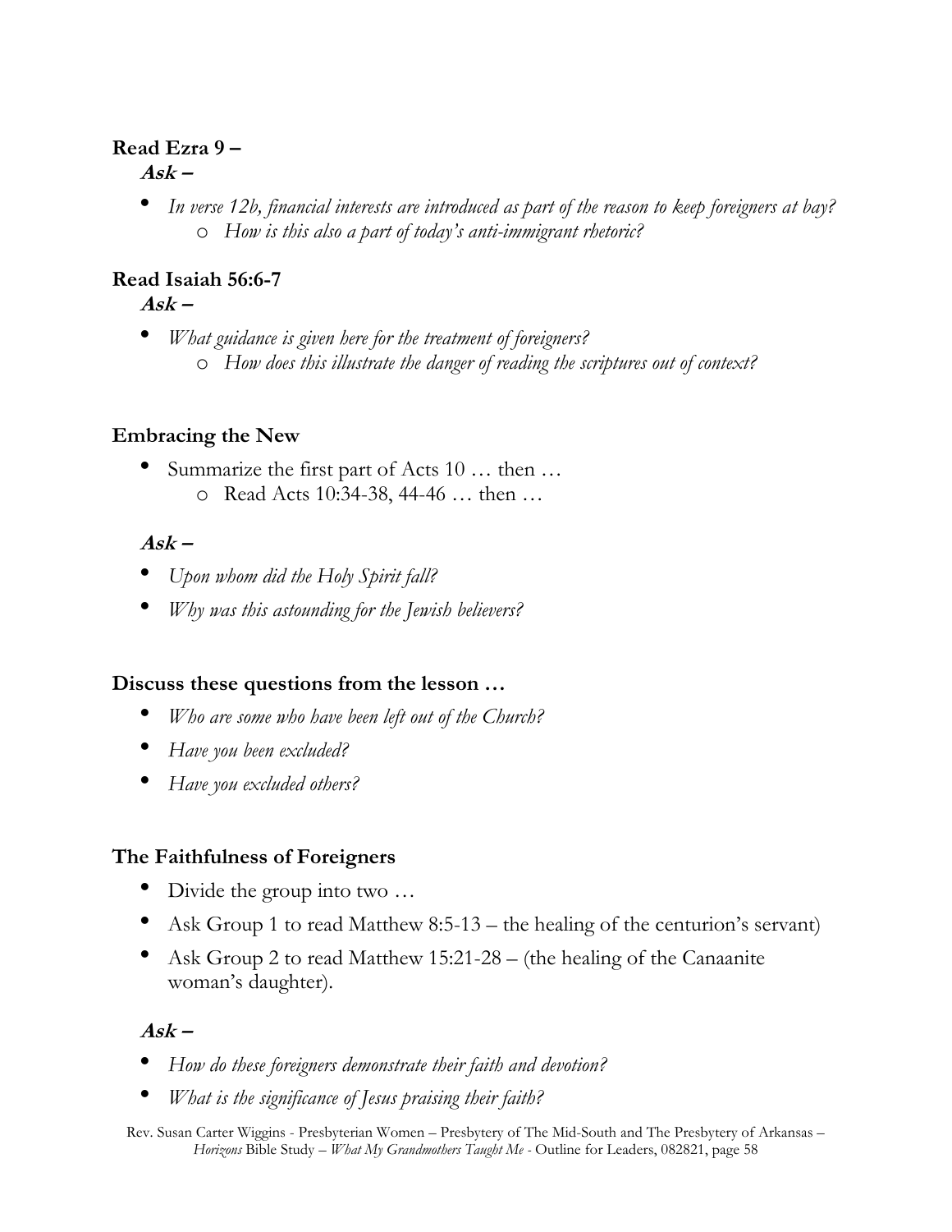**Read Ezra 9 –**

***Ask –***

- *In verse 12b, financial interests are introduced as part of the reason to keep foreigners at bay?*
    - *How is this also a part of today's anti-immigrant rhetoric?*

**Read Isaiah 56:6-7**

***Ask –***

- *What guidance is given here for the treatment of foreigners?*
    - *How does this illustrate the danger of reading the scriptures out of context?*

**Embracing the New**

- Summarize the first part of Acts 10 … then …
    - Read Acts 10:34-38, 44-46 … then …

***Ask –***

- *Upon whom did the Holy Spirit fall?*
- *Why was this astounding for the Jewish believers?*

**Discuss these questions from the lesson …**

- *Who are some who have been left out of the Church?*
- *Have you been excluded?*
- *Have you excluded others?*

**The Faithfulness of Foreigners**

- Divide the group into two …
- Ask Group 1 to read Matthew 8:5-13 – the healing of the centurion's servant)
- Ask Group 2 to read Matthew 15:21-28 – (the healing of the Canaanite woman's daughter).

***Ask –***

- *How do these foreigners demonstrate their faith and devotion?*
- *What is the significance of Jesus praising their faith?*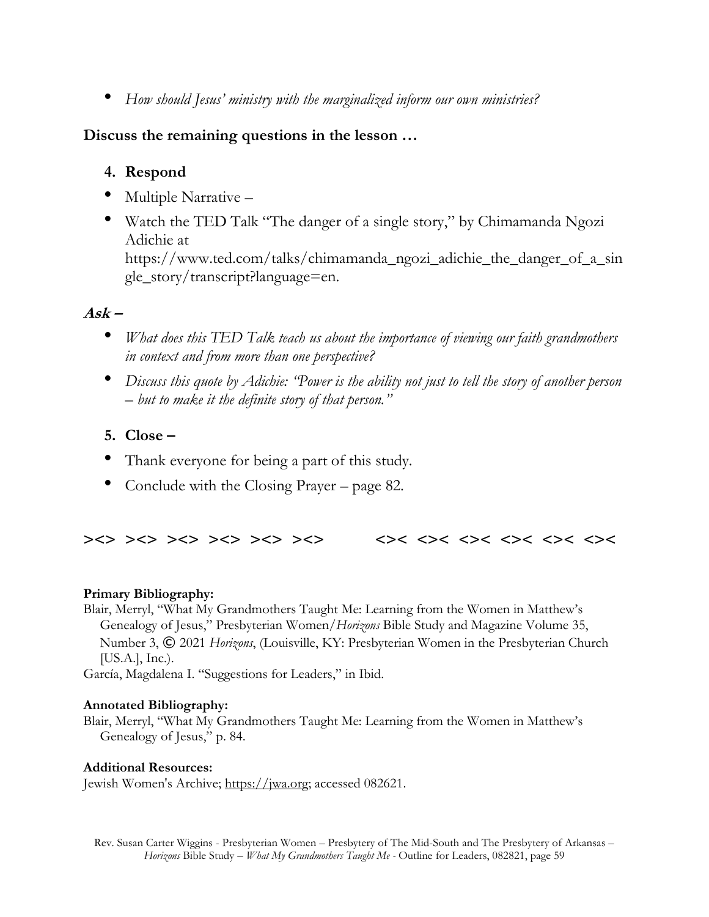- *How should Jesus' ministry with the marginalized inform our own ministries?*

**Discuss the remaining questions in the lesson …**

4. **Respond**

- Multiple Narrative –
- Watch the TED Talk "The danger of a single story," by Chimamanda Ngozi Adichie at https://www.ted.com/talks/chimamanda_ngozi_adichie_the_danger_of_a_single_story/transcript?language=en.

***Ask –***

- *What does this TED Talk teach us about the importance of viewing our faith grandmothers in context and from more than one perspective?*
- *Discuss this quote by Adichie: "Power is the ability not just to tell the story of another person – but to make it the definite story of that person."*

5. **Close –**

- Thank everyone for being a part of this study.
- Conclude with the Closing Prayer – page 82.

**><> ><> ><> ><> ><> ><>          <>< <>< <>< <>< <>< <><**

**Primary Bibliography:**

Blair, Merryl, "What My Grandmothers Taught Me: Learning from the Women in Matthew's Genealogy of Jesus," Presbyterian Women/*Horizons* Bible Study and Magazine Volume 35, Number 3, © 2021 *Horizons*, (Louisville, KY: Presbyterian Women in the Presbyterian Church [US.A.], Inc.).

García, Magdalena I. "Suggestions for Leaders," in Ibid.

**Annotated Bibliography:**

Blair, Merryl, "What My Grandmothers Taught Me: Learning from the Women in Matthew's Genealogy of Jesus," p. 84.

**Additional Resources:**

Jewish Women's Archive; https://jwa.org; accessed 082621.